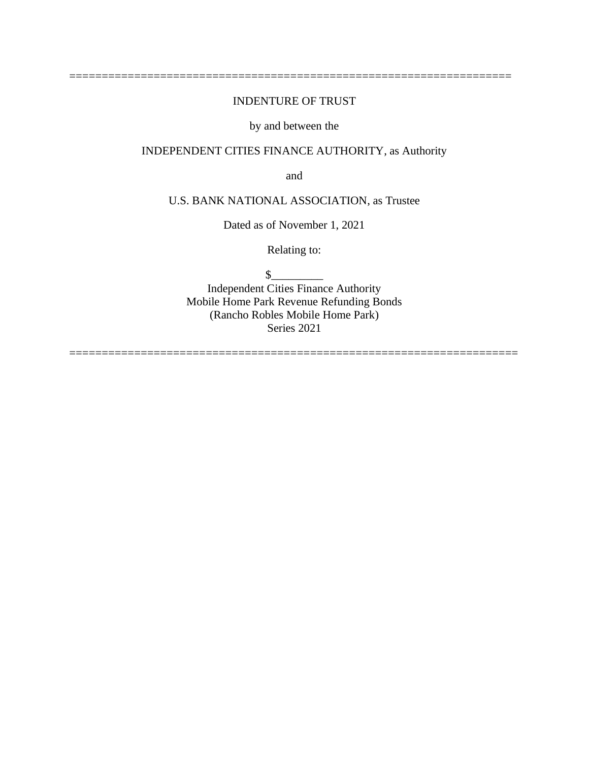==================================================================

INDENTURE OF TRUST

by and between the

INDEPENDENT CITIES FINANCE AUTHORITY, as Authority

and

U.S. BANK NATIONAL ASSOCIATION, as Trustee

Dated as of November 1, 2021

Relating to:

$_________
Independent Cities Finance Authority
Mobile Home Park Revenue Refunding Bonds
(Rancho Robles Mobile Home Park)
Series 2021

==================================================================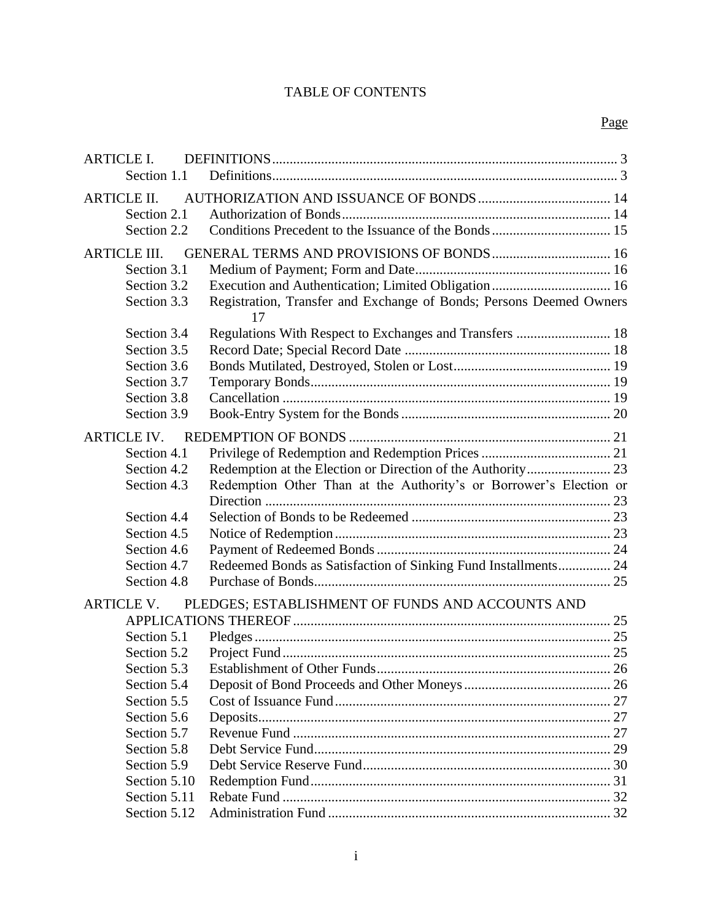# TABLE OF CONTENTS

| | | Page |
|---|---|---|
| ARTICLE I. | DEFINITIONS | 3 |
| Section 1.1 | Definitions | 3 |
| ARTICLE II. | AUTHORIZATION AND ISSUANCE OF BONDS | 14 |
| Section 2.1 | Authorization of Bonds | 14 |
| Section 2.2 | Conditions Precedent to the Issuance of the Bonds | 15 |
| ARTICLE III. | GENERAL TERMS AND PROVISIONS OF BONDS | 16 |
| Section 3.1 | Medium of Payment; Form and Date | 16 |
| Section 3.2 | Execution and Authentication; Limited Obligation | 16 |
| Section 3.3 | Registration, Transfer and Exchange of Bonds; Persons Deemed Owners | 17 |
| Section 3.4 | Regulations With Respect to Exchanges and Transfers | 18 |
| Section 3.5 | Record Date; Special Record Date | 18 |
| Section 3.6 | Bonds Mutilated, Destroyed, Stolen or Lost | 19 |
| Section 3.7 | Temporary Bonds | 19 |
| Section 3.8 | Cancellation | 19 |
| Section 3.9 | Book-Entry System for the Bonds | 20 |
| ARTICLE IV. | REDEMPTION OF BONDS | 21 |
| Section 4.1 | Privilege of Redemption and Redemption Prices | 21 |
| Section 4.2 | Redemption at the Election or Direction of the Authority | 23 |
| Section 4.3 | Redemption Other Than at the Authority's or Borrower's Election or Direction | 23 |
| Section 4.4 | Selection of Bonds to be Redeemed | 23 |
| Section 4.5 | Notice of Redemption | 23 |
| Section 4.6 | Payment of Redeemed Bonds | 24 |
| Section 4.7 | Redeemed Bonds as Satisfaction of Sinking Fund Installments | 24 |
| Section 4.8 | Purchase of Bonds | 25 |
| ARTICLE V. | PLEDGES; ESTABLISHMENT OF FUNDS AND ACCOUNTS AND APPLICATIONS THEREOF | 25 |
| Section 5.1 | Pledges | 25 |
| Section 5.2 | Project Fund | 25 |
| Section 5.3 | Establishment of Other Funds | 26 |
| Section 5.4 | Deposit of Bond Proceeds and Other Moneys | 26 |
| Section 5.5 | Cost of Issuance Fund | 27 |
| Section 5.6 | Deposits | 27 |
| Section 5.7 | Revenue Fund | 27 |
| Section 5.8 | Debt Service Fund | 29 |
| Section 5.9 | Debt Service Reserve Fund | 30 |
| Section 5.10 | Redemption Fund | 31 |
| Section 5.11 | Rebate Fund | 32 |
| Section 5.12 | Administration Fund | 32 |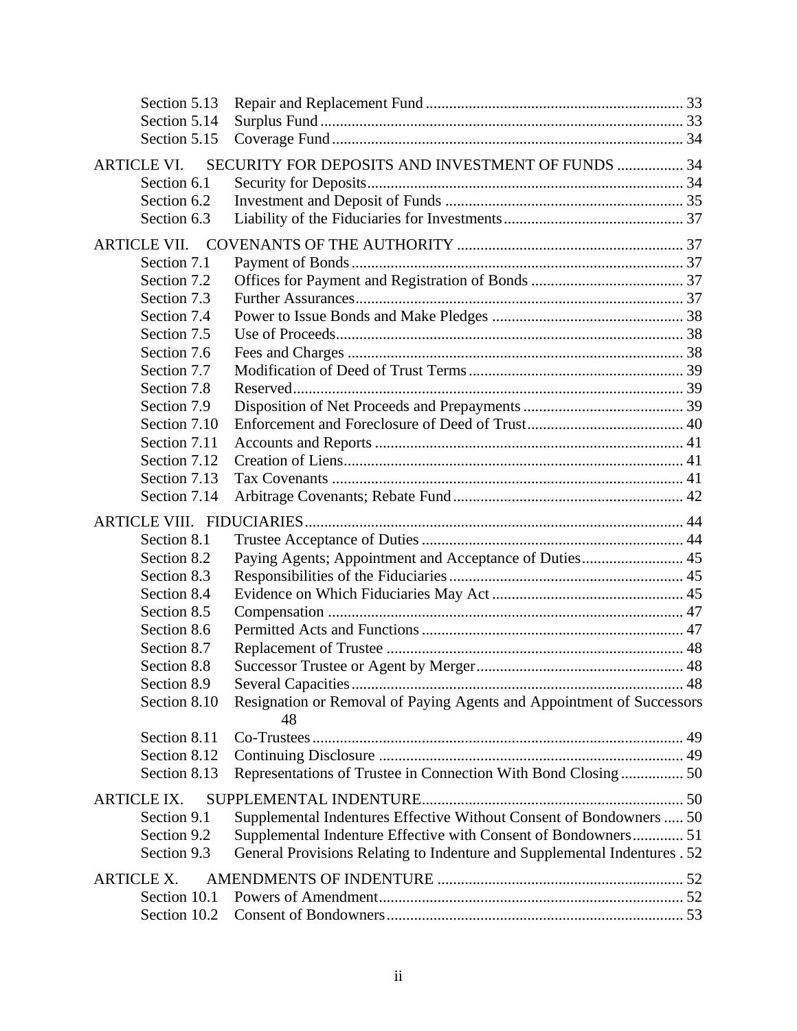| | | |
|---|---|---|
| Section 5.13 | Repair and Replacement Fund | 33 |
| Section 5.14 | Surplus Fund | 33 |
| Section 5.15 | Coverage Fund | 34 |
| ARTICLE VI. | SECURITY FOR DEPOSITS AND INVESTMENT OF FUNDS | 34 |
| Section 6.1 | Security for Deposits | 34 |
| Section 6.2 | Investment and Deposit of Funds | 35 |
| Section 6.3 | Liability of the Fiduciaries for Investments | 37 |
| ARTICLE VII. | COVENANTS OF THE AUTHORITY | 37 |
| Section 7.1 | Payment of Bonds | 37 |
| Section 7.2 | Offices for Payment and Registration of Bonds | 37 |
| Section 7.3 | Further Assurances | 37 |
| Section 7.4 | Power to Issue Bonds and Make Pledges | 38 |
| Section 7.5 | Use of Proceeds | 38 |
| Section 7.6 | Fees and Charges | 38 |
| Section 7.7 | Modification of Deed of Trust Terms | 39 |
| Section 7.8 | Reserved | 39 |
| Section 7.9 | Disposition of Net Proceeds and Prepayments | 39 |
| Section 7.10 | Enforcement and Foreclosure of Deed of Trust | 40 |
| Section 7.11 | Accounts and Reports | 41 |
| Section 7.12 | Creation of Liens | 41 |
| Section 7.13 | Tax Covenants | 41 |
| Section 7.14 | Arbitrage Covenants; Rebate Fund | 42 |
| ARTICLE VIII. | FIDUCIARIES | 44 |
| Section 8.1 | Trustee Acceptance of Duties | 44 |
| Section 8.2 | Paying Agents; Appointment and Acceptance of Duties | 45 |
| Section 8.3 | Responsibilities of the Fiduciaries | 45 |
| Section 8.4 | Evidence on Which Fiduciaries May Act | 45 |
| Section 8.5 | Compensation | 47 |
| Section 8.6 | Permitted Acts and Functions | 47 |
| Section 8.7 | Replacement of Trustee | 48 |
| Section 8.8 | Successor Trustee or Agent by Merger | 48 |
| Section 8.9 | Several Capacities | 48 |
| Section 8.10 | Resignation or Removal of Paying Agents and Appointment of Successors | 48 |
| Section 8.11 | Co-Trustees | 49 |
| Section 8.12 | Continuing Disclosure | 49 |
| Section 8.13 | Representations of Trustee in Connection With Bond Closing | 50 |
| ARTICLE IX. | SUPPLEMENTAL INDENTURE | 50 |
| Section 9.1 | Supplemental Indentures Effective Without Consent of Bondowners | 50 |
| Section 9.2 | Supplemental Indenture Effective with Consent of Bondowners | 51 |
| Section 9.3 | General Provisions Relating to Indenture and Supplemental Indentures | 52 |
| ARTICLE X. | AMENDMENTS OF INDENTURE | 52 |
| Section 10.1 | Powers of Amendment | 52 |
| Section 10.2 | Consent of Bondowners | 53 |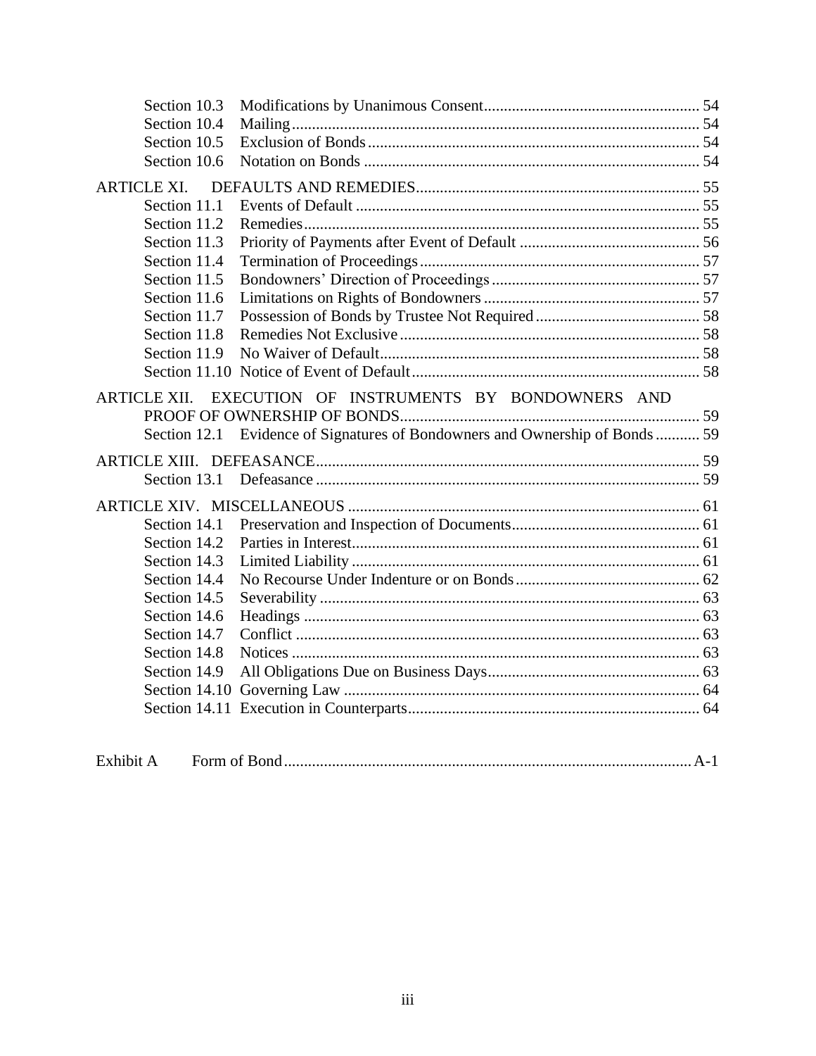| | | |
|---|---|---|
| Section 10.3 | Modifications by Unanimous Consent | 54 |
| Section 10.4 | Mailing | 54 |
| Section 10.5 | Exclusion of Bonds | 54 |
| Section 10.6 | Notation on Bonds | 54 |
| **ARTICLE XI.** | **DEFAULTS AND REMEDIES** | **55** |
| Section 11.1 | Events of Default | 55 |
| Section 11.2 | Remedies | 55 |
| Section 11.3 | Priority of Payments after Event of Default | 56 |
| Section 11.4 | Termination of Proceedings | 57 |
| Section 11.5 | Bondowners' Direction of Proceedings | 57 |
| Section 11.6 | Limitations on Rights of Bondowners | 57 |
| Section 11.7 | Possession of Bonds by Trustee Not Required | 58 |
| Section 11.8 | Remedies Not Exclusive | 58 |
| Section 11.9 | No Waiver of Default | 58 |
| Section 11.10 | Notice of Event of Default | 58 |
| **ARTICLE XII.** | **EXECUTION OF INSTRUMENTS BY BONDOWNERS AND PROOF OF OWNERSHIP OF BONDS** | **59** |
| Section 12.1 | Evidence of Signatures of Bondowners and Ownership of Bonds | 59 |
| **ARTICLE XIII.** | **DEFEASANCE** | **59** |
| Section 13.1 | Defeasance | 59 |
| **ARTICLE XIV.** | **MISCELLANEOUS** | **61** |
| Section 14.1 | Preservation and Inspection of Documents | 61 |
| Section 14.2 | Parties in Interest | 61 |
| Section 14.3 | Limited Liability | 61 |
| Section 14.4 | No Recourse Under Indenture or on Bonds | 62 |
| Section 14.5 | Severability | 63 |
| Section 14.6 | Headings | 63 |
| Section 14.7 | Conflict | 63 |
| Section 14.8 | Notices | 63 |
| Section 14.9 | All Obligations Due on Business Days | 63 |
| Section 14.10 | Governing Law | 64 |
| Section 14.11 | Execution in Counterparts | 64 |
| | | |
| Exhibit A | Form of Bond | A-1 |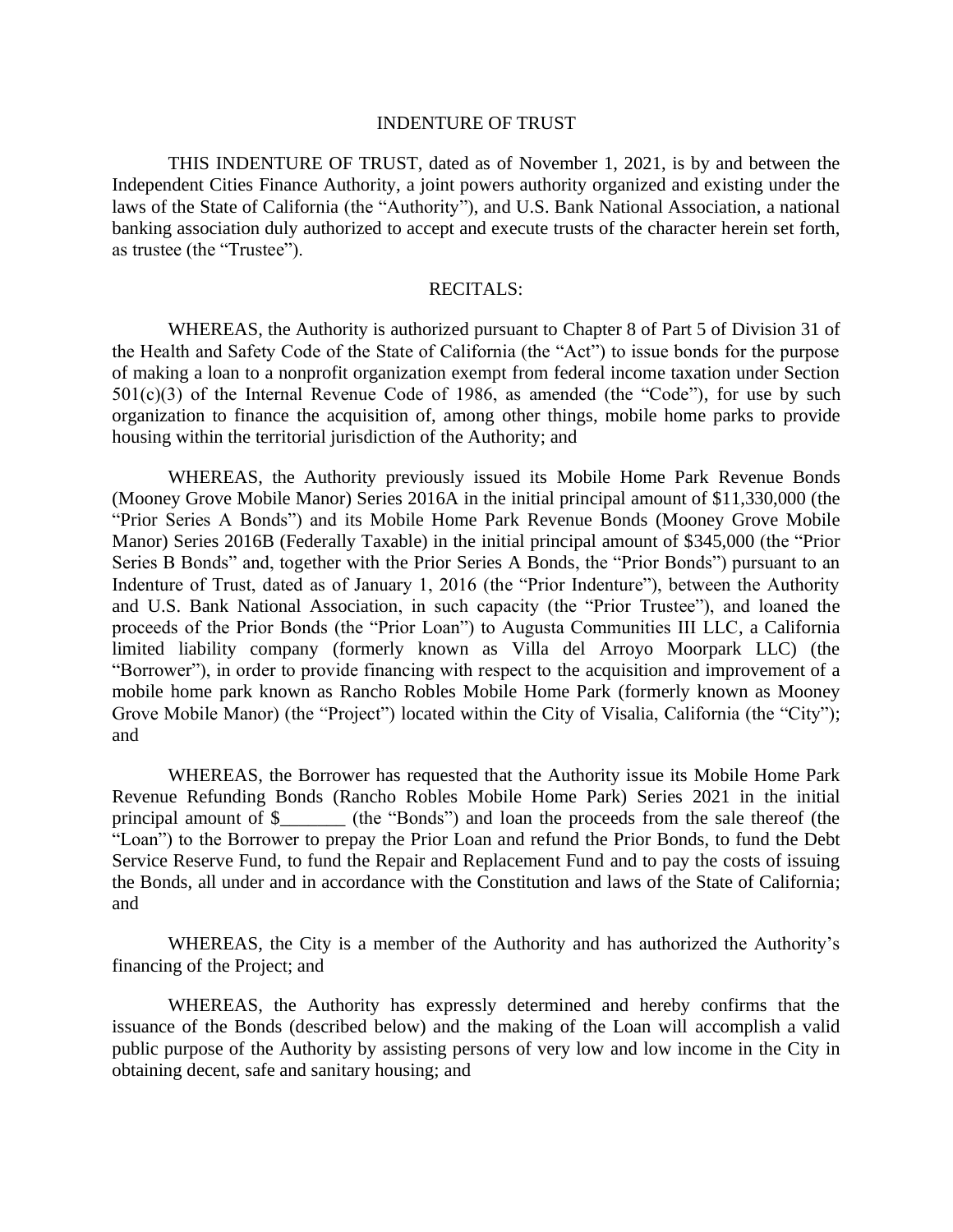# INDENTURE OF TRUST

THIS INDENTURE OF TRUST, dated as of November 1, 2021, is by and between the Independent Cities Finance Authority, a joint powers authority organized and existing under the laws of the State of California (the "Authority"), and U.S. Bank National Association, a national banking association duly authorized to accept and execute trusts of the character herein set forth, as trustee (the "Trustee").

## RECITALS:

WHEREAS, the Authority is authorized pursuant to Chapter 8 of Part 5 of Division 31 of the Health and Safety Code of the State of California (the "Act") to issue bonds for the purpose of making a loan to a nonprofit organization exempt from federal income taxation under Section 501(c)(3) of the Internal Revenue Code of 1986, as amended (the "Code"), for use by such organization to finance the acquisition of, among other things, mobile home parks to provide housing within the territorial jurisdiction of the Authority; and

WHEREAS, the Authority previously issued its Mobile Home Park Revenue Bonds (Mooney Grove Mobile Manor) Series 2016A in the initial principal amount of $11,330,000 (the "Prior Series A Bonds") and its Mobile Home Park Revenue Bonds (Mooney Grove Mobile Manor) Series 2016B (Federally Taxable) in the initial principal amount of $345,000 (the "Prior Series B Bonds" and, together with the Prior Series A Bonds, the "Prior Bonds") pursuant to an Indenture of Trust, dated as of January 1, 2016 (the "Prior Indenture"), between the Authority and U.S. Bank National Association, in such capacity (the "Prior Trustee"), and loaned the proceeds of the Prior Bonds (the "Prior Loan") to Augusta Communities III LLC, a California limited liability company (formerly known as Villa del Arroyo Moorpark LLC) (the "Borrower"), in order to provide financing with respect to the acquisition and improvement of a mobile home park known as Rancho Robles Mobile Home Park (formerly known as Mooney Grove Mobile Manor) (the "Project") located within the City of Visalia, California (the "City"); and

WHEREAS, the Borrower has requested that the Authority issue its Mobile Home Park Revenue Refunding Bonds (Rancho Robles Mobile Home Park) Series 2021 in the initial principal amount of $_______ (the "Bonds") and loan the proceeds from the sale thereof (the "Loan") to the Borrower to prepay the Prior Loan and refund the Prior Bonds, to fund the Debt Service Reserve Fund, to fund the Repair and Replacement Fund and to pay the costs of issuing the Bonds, all under and in accordance with the Constitution and laws of the State of California; and

WHEREAS, the City is a member of the Authority and has authorized the Authority's financing of the Project; and

WHEREAS, the Authority has expressly determined and hereby confirms that the issuance of the Bonds (described below) and the making of the Loan will accomplish a valid public purpose of the Authority by assisting persons of very low and low income in the City in obtaining decent, safe and sanitary housing; and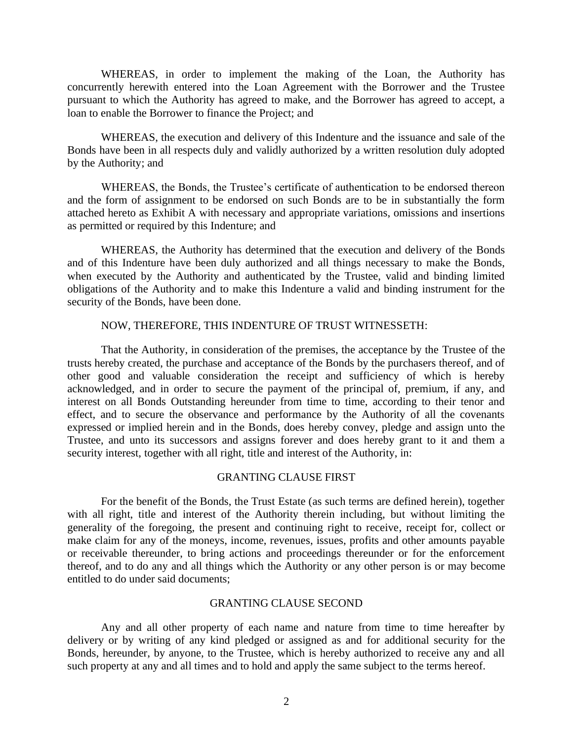WHEREAS, in order to implement the making of the Loan, the Authority has concurrently herewith entered into the Loan Agreement with the Borrower and the Trustee pursuant to which the Authority has agreed to make, and the Borrower has agreed to accept, a loan to enable the Borrower to finance the Project; and

WHEREAS, the execution and delivery of this Indenture and the issuance and sale of the Bonds have been in all respects duly and validly authorized by a written resolution duly adopted by the Authority; and

WHEREAS, the Bonds, the Trustee's certificate of authentication to be endorsed thereon and the form of assignment to be endorsed on such Bonds are to be in substantially the form attached hereto as Exhibit A with necessary and appropriate variations, omissions and insertions as permitted or required by this Indenture; and

WHEREAS, the Authority has determined that the execution and delivery of the Bonds and of this Indenture have been duly authorized and all things necessary to make the Bonds, when executed by the Authority and authenticated by the Trustee, valid and binding limited obligations of the Authority and to make this Indenture a valid and binding instrument for the security of the Bonds, have been done.

NOW, THEREFORE, THIS INDENTURE OF TRUST WITNESSETH:

That the Authority, in consideration of the premises, the acceptance by the Trustee of the trusts hereby created, the purchase and acceptance of the Bonds by the purchasers thereof, and of other good and valuable consideration the receipt and sufficiency of which is hereby acknowledged, and in order to secure the payment of the principal of, premium, if any, and interest on all Bonds Outstanding hereunder from time to time, according to their tenor and effect, and to secure the observance and performance by the Authority of all the covenants expressed or implied herein and in the Bonds, does hereby convey, pledge and assign unto the Trustee, and unto its successors and assigns forever and does hereby grant to it and them a security interest, together with all right, title and interest of the Authority, in:

## GRANTING CLAUSE FIRST

For the benefit of the Bonds, the Trust Estate (as such terms are defined herein), together with all right, title and interest of the Authority therein including, but without limiting the generality of the foregoing, the present and continuing right to receive, receipt for, collect or make claim for any of the moneys, income, revenues, issues, profits and other amounts payable or receivable thereunder, to bring actions and proceedings thereunder or for the enforcement thereof, and to do any and all things which the Authority or any other person is or may become entitled to do under said documents;

## GRANTING CLAUSE SECOND

Any and all other property of each name and nature from time to time hereafter by delivery or by writing of any kind pledged or assigned as and for additional security for the Bonds, hereunder, by anyone, to the Trustee, which is hereby authorized to receive any and all such property at any and all times and to hold and apply the same subject to the terms hereof.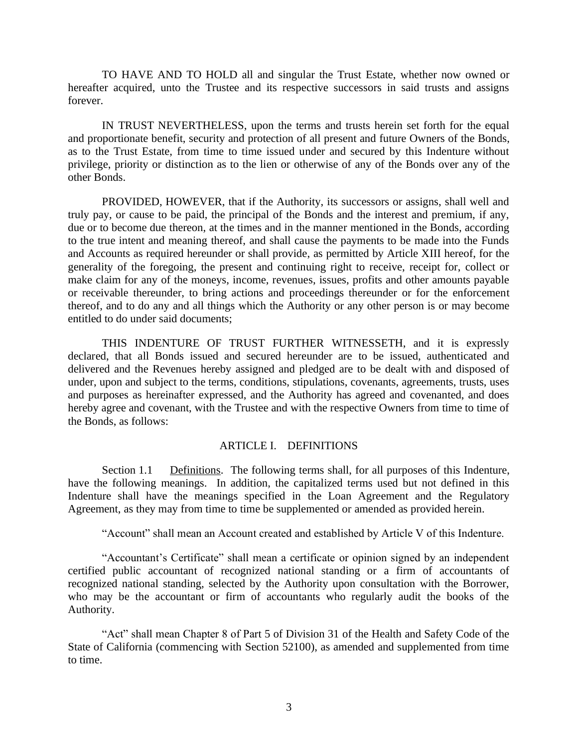TO HAVE AND TO HOLD all and singular the Trust Estate, whether now owned or hereafter acquired, unto the Trustee and its respective successors in said trusts and assigns forever.

IN TRUST NEVERTHELESS, upon the terms and trusts herein set forth for the equal and proportionate benefit, security and protection of all present and future Owners of the Bonds, as to the Trust Estate, from time to time issued under and secured by this Indenture without privilege, priority or distinction as to the lien or otherwise of any of the Bonds over any of the other Bonds.

PROVIDED, HOWEVER, that if the Authority, its successors or assigns, shall well and truly pay, or cause to be paid, the principal of the Bonds and the interest and premium, if any, due or to become due thereon, at the times and in the manner mentioned in the Bonds, according to the true intent and meaning thereof, and shall cause the payments to be made into the Funds and Accounts as required hereunder or shall provide, as permitted by Article XIII hereof, for the generality of the foregoing, the present and continuing right to receive, receipt for, collect or make claim for any of the moneys, income, revenues, issues, profits and other amounts payable or receivable thereunder, to bring actions and proceedings thereunder or for the enforcement thereof, and to do any and all things which the Authority or any other person is or may become entitled to do under said documents;

THIS INDENTURE OF TRUST FURTHER WITNESSETH, and it is expressly declared, that all Bonds issued and secured hereunder are to be issued, authenticated and delivered and the Revenues hereby assigned and pledged are to be dealt with and disposed of under, upon and subject to the terms, conditions, stipulations, covenants, agreements, trusts, uses and purposes as hereinafter expressed, and the Authority has agreed and covenanted, and does hereby agree and covenant, with the Trustee and with the respective Owners from time to time of the Bonds, as follows:

## ARTICLE I. DEFINITIONS

Section 1.1 Definitions. The following terms shall, for all purposes of this Indenture, have the following meanings. In addition, the capitalized terms used but not defined in this Indenture shall have the meanings specified in the Loan Agreement and the Regulatory Agreement, as they may from time to time be supplemented or amended as provided herein.

"Account" shall mean an Account created and established by Article V of this Indenture.

"Accountant's Certificate" shall mean a certificate or opinion signed by an independent certified public accountant of recognized national standing or a firm of accountants of recognized national standing, selected by the Authority upon consultation with the Borrower, who may be the accountant or firm of accountants who regularly audit the books of the Authority.

"Act" shall mean Chapter 8 of Part 5 of Division 31 of the Health and Safety Code of the State of California (commencing with Section 52100), as amended and supplemented from time to time.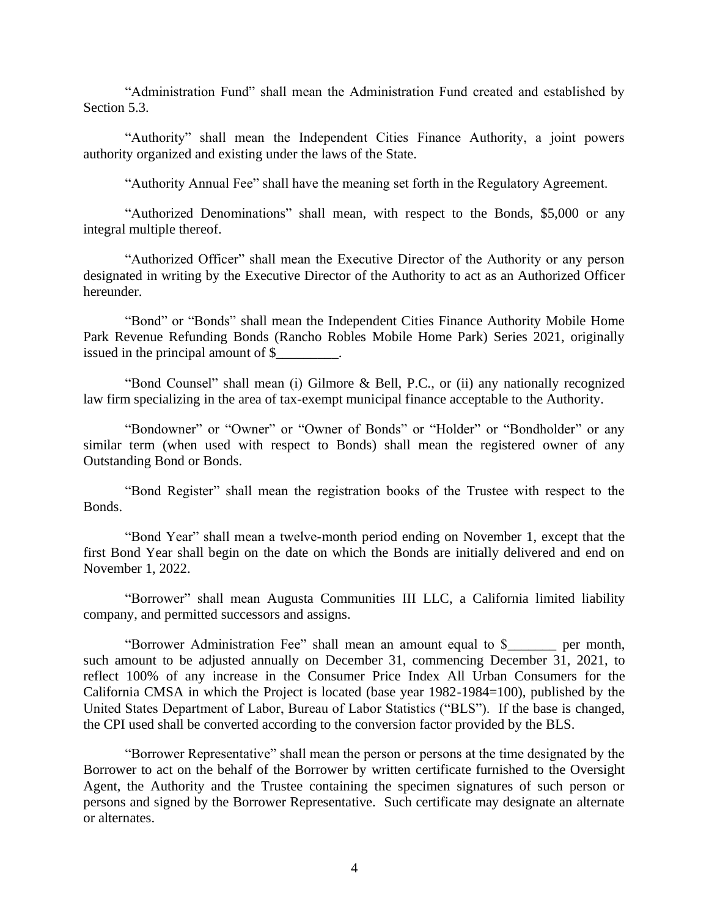"Administration Fund" shall mean the Administration Fund created and established by Section 5.3.

"Authority" shall mean the Independent Cities Finance Authority, a joint powers authority organized and existing under the laws of the State.

"Authority Annual Fee" shall have the meaning set forth in the Regulatory Agreement.

"Authorized Denominations" shall mean, with respect to the Bonds, $5,000 or any integral multiple thereof.

"Authorized Officer" shall mean the Executive Director of the Authority or any person designated in writing by the Executive Director of the Authority to act as an Authorized Officer hereunder.

"Bond" or "Bonds" shall mean the Independent Cities Finance Authority Mobile Home Park Revenue Refunding Bonds (Rancho Robles Mobile Home Park) Series 2021, originally issued in the principal amount of $_________.

"Bond Counsel" shall mean (i) Gilmore & Bell, P.C., or (ii) any nationally recognized law firm specializing in the area of tax-exempt municipal finance acceptable to the Authority.

"Bondowner" or "Owner" or "Owner of Bonds" or "Holder" or "Bondholder" or any similar term (when used with respect to Bonds) shall mean the registered owner of any Outstanding Bond or Bonds.

"Bond Register" shall mean the registration books of the Trustee with respect to the Bonds.

"Bond Year" shall mean a twelve-month period ending on November 1, except that the first Bond Year shall begin on the date on which the Bonds are initially delivered and end on November 1, 2022.

"Borrower" shall mean Augusta Communities III LLC, a California limited liability company, and permitted successors and assigns.

"Borrower Administration Fee" shall mean an amount equal to $_______ per month, such amount to be adjusted annually on December 31, commencing December 31, 2021, to reflect 100% of any increase in the Consumer Price Index All Urban Consumers for the California CMSA in which the Project is located (base year 1982-1984=100), published by the United States Department of Labor, Bureau of Labor Statistics ("BLS"). If the base is changed, the CPI used shall be converted according to the conversion factor provided by the BLS.

"Borrower Representative" shall mean the person or persons at the time designated by the Borrower to act on the behalf of the Borrower by written certificate furnished to the Oversight Agent, the Authority and the Trustee containing the specimen signatures of such person or persons and signed by the Borrower Representative. Such certificate may designate an alternate or alternates.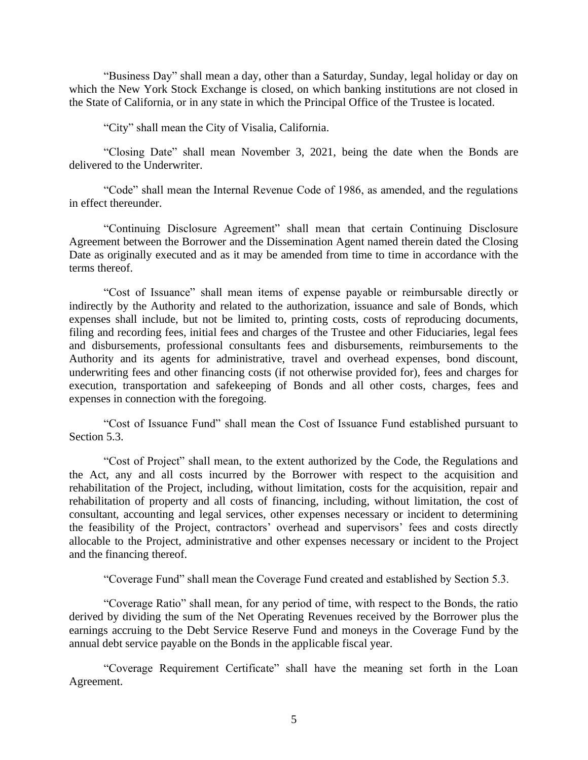"Business Day" shall mean a day, other than a Saturday, Sunday, legal holiday or day on which the New York Stock Exchange is closed, on which banking institutions are not closed in the State of California, or in any state in which the Principal Office of the Trustee is located.

"City" shall mean the City of Visalia, California.

"Closing Date" shall mean November 3, 2021, being the date when the Bonds are delivered to the Underwriter.

"Code" shall mean the Internal Revenue Code of 1986, as amended, and the regulations in effect thereunder.

"Continuing Disclosure Agreement" shall mean that certain Continuing Disclosure Agreement between the Borrower and the Dissemination Agent named therein dated the Closing Date as originally executed and as it may be amended from time to time in accordance with the terms thereof.

"Cost of Issuance" shall mean items of expense payable or reimbursable directly or indirectly by the Authority and related to the authorization, issuance and sale of Bonds, which expenses shall include, but not be limited to, printing costs, costs of reproducing documents, filing and recording fees, initial fees and charges of the Trustee and other Fiduciaries, legal fees and disbursements, professional consultants fees and disbursements, reimbursements to the Authority and its agents for administrative, travel and overhead expenses, bond discount, underwriting fees and other financing costs (if not otherwise provided for), fees and charges for execution, transportation and safekeeping of Bonds and all other costs, charges, fees and expenses in connection with the foregoing.

"Cost of Issuance Fund" shall mean the Cost of Issuance Fund established pursuant to Section 5.3.

"Cost of Project" shall mean, to the extent authorized by the Code, the Regulations and the Act, any and all costs incurred by the Borrower with respect to the acquisition and rehabilitation of the Project, including, without limitation, costs for the acquisition, repair and rehabilitation of property and all costs of financing, including, without limitation, the cost of consultant, accounting and legal services, other expenses necessary or incident to determining the feasibility of the Project, contractors' overhead and supervisors' fees and costs directly allocable to the Project, administrative and other expenses necessary or incident to the Project and the financing thereof.

"Coverage Fund" shall mean the Coverage Fund created and established by Section 5.3.

"Coverage Ratio" shall mean, for any period of time, with respect to the Bonds, the ratio derived by dividing the sum of the Net Operating Revenues received by the Borrower plus the earnings accruing to the Debt Service Reserve Fund and moneys in the Coverage Fund by the annual debt service payable on the Bonds in the applicable fiscal year.

"Coverage Requirement Certificate" shall have the meaning set forth in the Loan Agreement.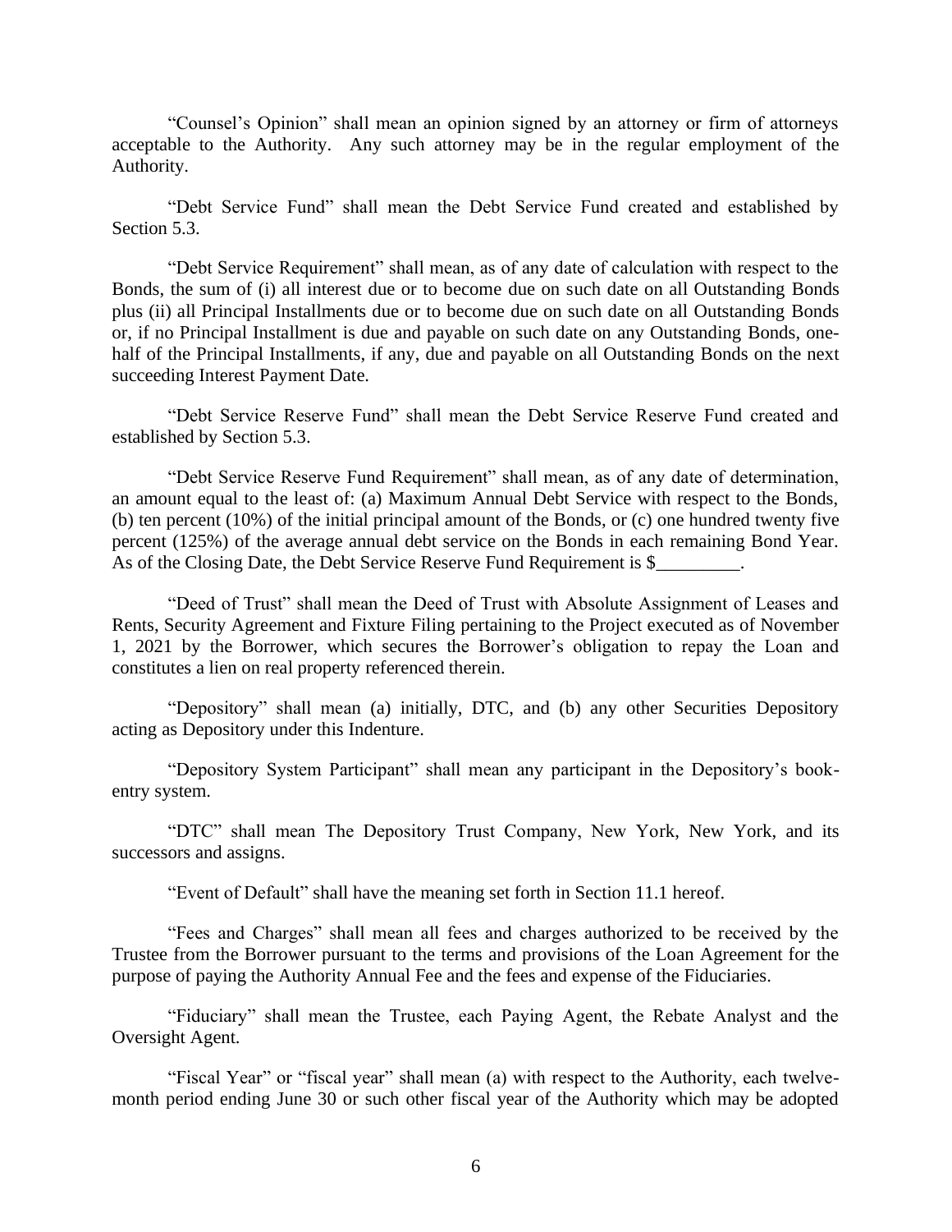"Counsel's Opinion" shall mean an opinion signed by an attorney or firm of attorneys acceptable to the Authority. Any such attorney may be in the regular employment of the Authority.

"Debt Service Fund" shall mean the Debt Service Fund created and established by Section 5.3.

"Debt Service Requirement" shall mean, as of any date of calculation with respect to the Bonds, the sum of (i) all interest due or to become due on such date on all Outstanding Bonds plus (ii) all Principal Installments due or to become due on such date on all Outstanding Bonds or, if no Principal Installment is due and payable on such date on any Outstanding Bonds, one-half of the Principal Installments, if any, due and payable on all Outstanding Bonds on the next succeeding Interest Payment Date.

"Debt Service Reserve Fund" shall mean the Debt Service Reserve Fund created and established by Section 5.3.

"Debt Service Reserve Fund Requirement" shall mean, as of any date of determination, an amount equal to the least of: (a) Maximum Annual Debt Service with respect to the Bonds, (b) ten percent (10%) of the initial principal amount of the Bonds, or (c) one hundred twenty five percent (125%) of the average annual debt service on the Bonds in each remaining Bond Year. As of the Closing Date, the Debt Service Reserve Fund Requirement is $_________.

"Deed of Trust" shall mean the Deed of Trust with Absolute Assignment of Leases and Rents, Security Agreement and Fixture Filing pertaining to the Project executed as of November 1, 2021 by the Borrower, which secures the Borrower's obligation to repay the Loan and constitutes a lien on real property referenced therein.

"Depository" shall mean (a) initially, DTC, and (b) any other Securities Depository acting as Depository under this Indenture.

"Depository System Participant" shall mean any participant in the Depository's book-entry system.

"DTC" shall mean The Depository Trust Company, New York, New York, and its successors and assigns.

"Event of Default" shall have the meaning set forth in Section 11.1 hereof.

"Fees and Charges" shall mean all fees and charges authorized to be received by the Trustee from the Borrower pursuant to the terms and provisions of the Loan Agreement for the purpose of paying the Authority Annual Fee and the fees and expense of the Fiduciaries.

"Fiduciary" shall mean the Trustee, each Paying Agent, the Rebate Analyst and the Oversight Agent.

"Fiscal Year" or "fiscal year" shall mean (a) with respect to the Authority, each twelve-month period ending June 30 or such other fiscal year of the Authority which may be adopted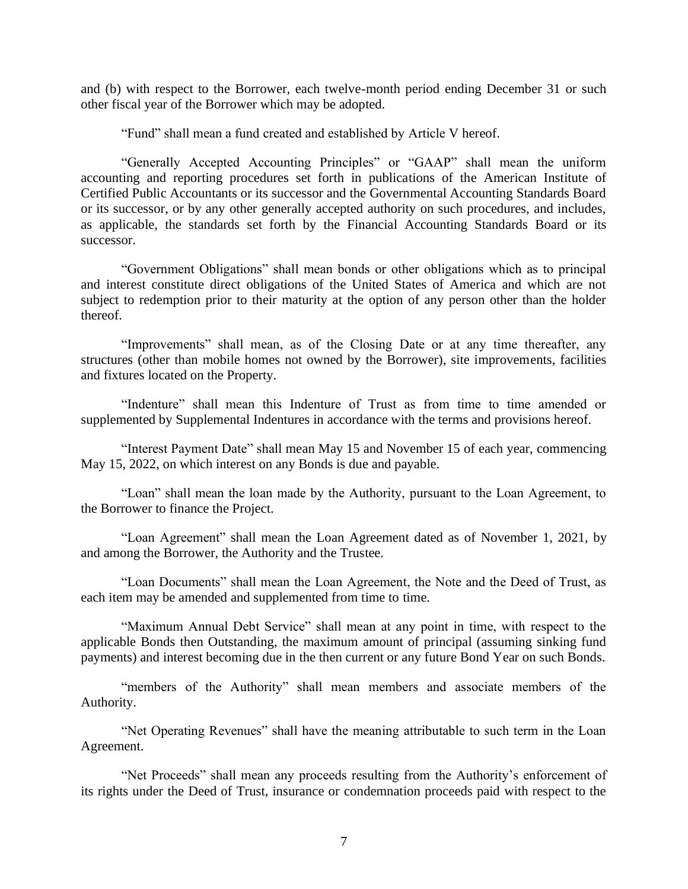and (b) with respect to the Borrower, each twelve-month period ending December 31 or such other fiscal year of the Borrower which may be adopted.

"Fund" shall mean a fund created and established by Article V hereof.

"Generally Accepted Accounting Principles" or "GAAP" shall mean the uniform accounting and reporting procedures set forth in publications of the American Institute of Certified Public Accountants or its successor and the Governmental Accounting Standards Board or its successor, or by any other generally accepted authority on such procedures, and includes, as applicable, the standards set forth by the Financial Accounting Standards Board or its successor.

"Government Obligations" shall mean bonds or other obligations which as to principal and interest constitute direct obligations of the United States of America and which are not subject to redemption prior to their maturity at the option of any person other than the holder thereof.

"Improvements" shall mean, as of the Closing Date or at any time thereafter, any structures (other than mobile homes not owned by the Borrower), site improvements, facilities and fixtures located on the Property.

"Indenture" shall mean this Indenture of Trust as from time to time amended or supplemented by Supplemental Indentures in accordance with the terms and provisions hereof.

"Interest Payment Date" shall mean May 15 and November 15 of each year, commencing May 15, 2022, on which interest on any Bonds is due and payable.

"Loan" shall mean the loan made by the Authority, pursuant to the Loan Agreement, to the Borrower to finance the Project.

"Loan Agreement" shall mean the Loan Agreement dated as of November 1, 2021, by and among the Borrower, the Authority and the Trustee.

"Loan Documents" shall mean the Loan Agreement, the Note and the Deed of Trust, as each item may be amended and supplemented from time to time.

"Maximum Annual Debt Service" shall mean at any point in time, with respect to the applicable Bonds then Outstanding, the maximum amount of principal (assuming sinking fund payments) and interest becoming due in the then current or any future Bond Year on such Bonds.

"members of the Authority" shall mean members and associate members of the Authority.

"Net Operating Revenues" shall have the meaning attributable to such term in the Loan Agreement.

"Net Proceeds" shall mean any proceeds resulting from the Authority's enforcement of its rights under the Deed of Trust, insurance or condemnation proceeds paid with respect to the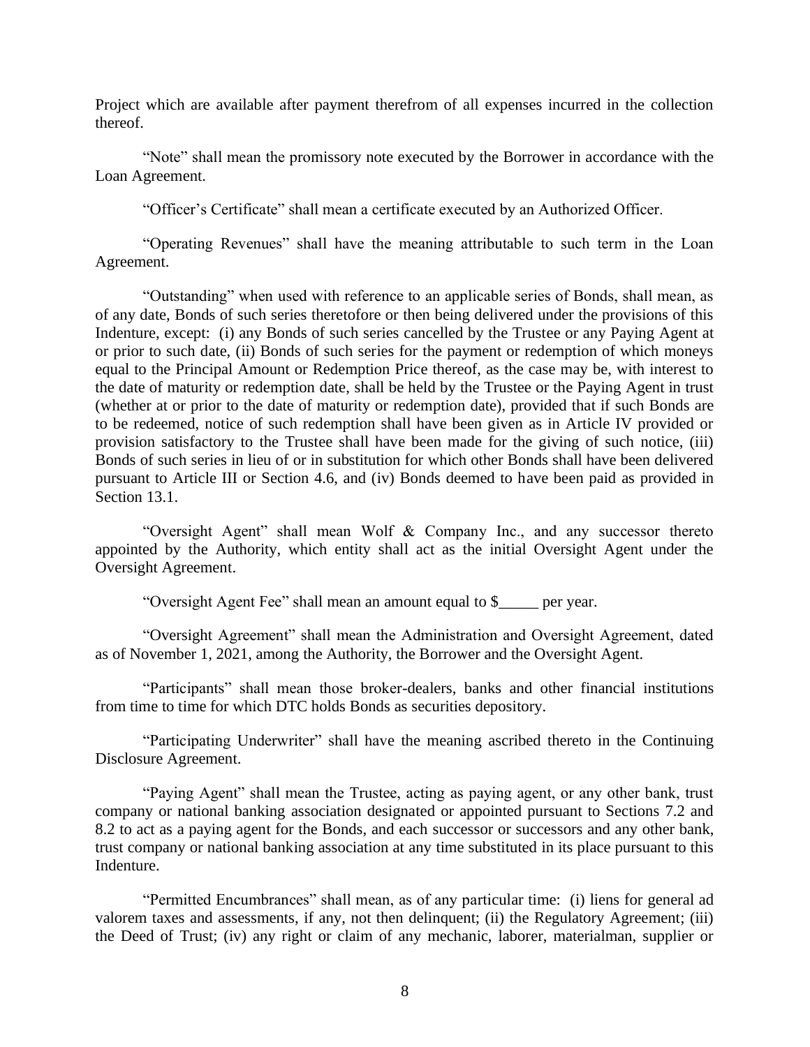Project which are available after payment therefrom of all expenses incurred in the collection thereof.

"Note" shall mean the promissory note executed by the Borrower in accordance with the Loan Agreement.

"Officer's Certificate" shall mean a certificate executed by an Authorized Officer.

"Operating Revenues" shall have the meaning attributable to such term in the Loan Agreement.

"Outstanding" when used with reference to an applicable series of Bonds, shall mean, as of any date, Bonds of such series theretofore or then being delivered under the provisions of this Indenture, except: (i) any Bonds of such series cancelled by the Trustee or any Paying Agent at or prior to such date, (ii) Bonds of such series for the payment or redemption of which moneys equal to the Principal Amount or Redemption Price thereof, as the case may be, with interest to the date of maturity or redemption date, shall be held by the Trustee or the Paying Agent in trust (whether at or prior to the date of maturity or redemption date), provided that if such Bonds are to be redeemed, notice of such redemption shall have been given as in Article IV provided or provision satisfactory to the Trustee shall have been made for the giving of such notice, (iii) Bonds of such series in lieu of or in substitution for which other Bonds shall have been delivered pursuant to Article III or Section 4.6, and (iv) Bonds deemed to have been paid as provided in Section 13.1.

"Oversight Agent" shall mean Wolf & Company Inc., and any successor thereto appointed by the Authority, which entity shall act as the initial Oversight Agent under the Oversight Agreement.

"Oversight Agent Fee" shall mean an amount equal to $_____ per year.

"Oversight Agreement" shall mean the Administration and Oversight Agreement, dated as of November 1, 2021, among the Authority, the Borrower and the Oversight Agent.

"Participants" shall mean those broker-dealers, banks and other financial institutions from time to time for which DTC holds Bonds as securities depository.

"Participating Underwriter" shall have the meaning ascribed thereto in the Continuing Disclosure Agreement.

"Paying Agent" shall mean the Trustee, acting as paying agent, or any other bank, trust company or national banking association designated or appointed pursuant to Sections 7.2 and 8.2 to act as a paying agent for the Bonds, and each successor or successors and any other bank, trust company or national banking association at any time substituted in its place pursuant to this Indenture.

"Permitted Encumbrances" shall mean, as of any particular time: (i) liens for general ad valorem taxes and assessments, if any, not then delinquent; (ii) the Regulatory Agreement; (iii) the Deed of Trust; (iv) any right or claim of any mechanic, laborer, materialman, supplier or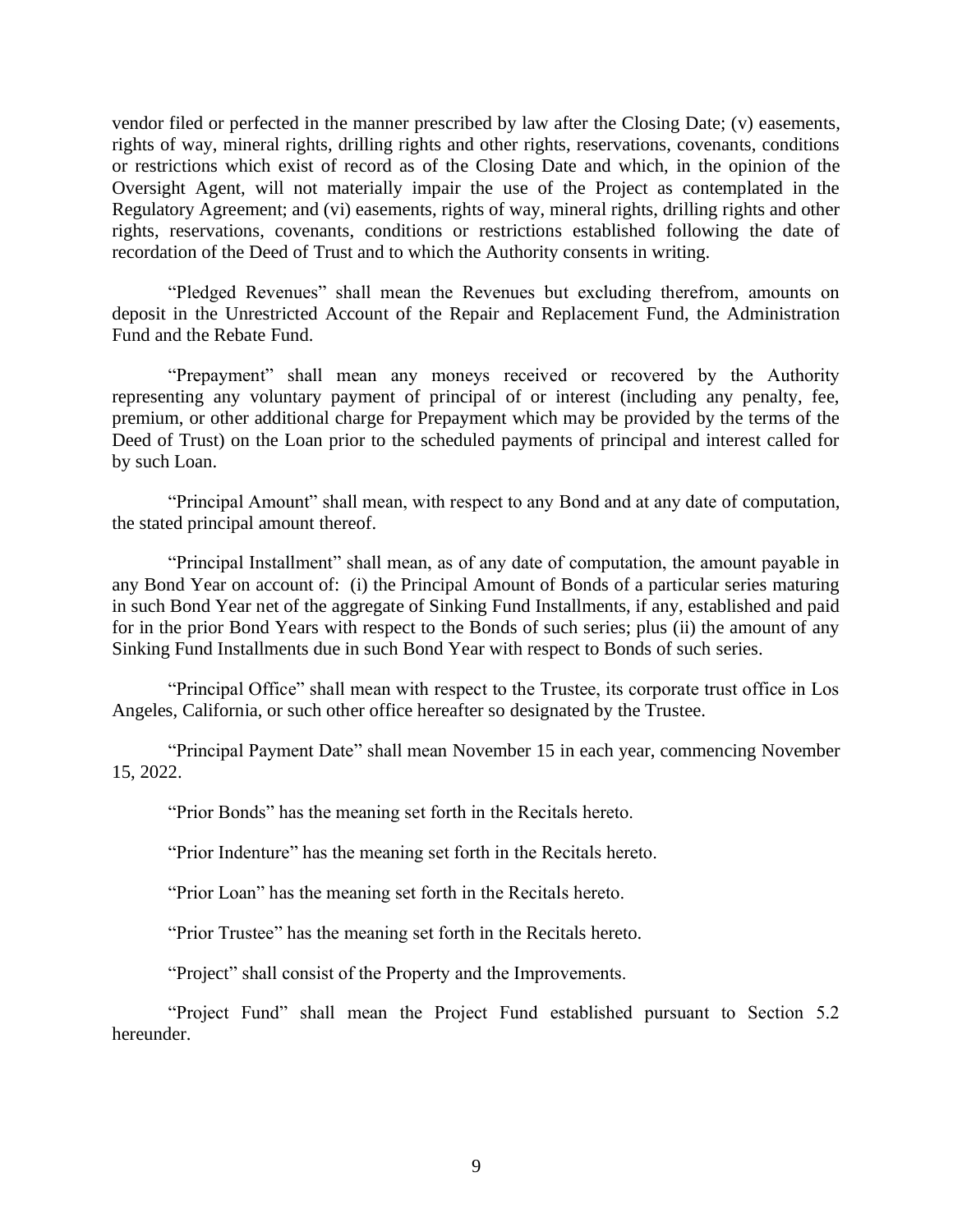vendor filed or perfected in the manner prescribed by law after the Closing Date; (v) easements, rights of way, mineral rights, drilling rights and other rights, reservations, covenants, conditions or restrictions which exist of record as of the Closing Date and which, in the opinion of the Oversight Agent, will not materially impair the use of the Project as contemplated in the Regulatory Agreement; and (vi) easements, rights of way, mineral rights, drilling rights and other rights, reservations, covenants, conditions or restrictions established following the date of recordation of the Deed of Trust and to which the Authority consents in writing.

"Pledged Revenues" shall mean the Revenues but excluding therefrom, amounts on deposit in the Unrestricted Account of the Repair and Replacement Fund, the Administration Fund and the Rebate Fund.

"Prepayment" shall mean any moneys received or recovered by the Authority representing any voluntary payment of principal of or interest (including any penalty, fee, premium, or other additional charge for Prepayment which may be provided by the terms of the Deed of Trust) on the Loan prior to the scheduled payments of principal and interest called for by such Loan.

"Principal Amount" shall mean, with respect to any Bond and at any date of computation, the stated principal amount thereof.

"Principal Installment" shall mean, as of any date of computation, the amount payable in any Bond Year on account of: (i) the Principal Amount of Bonds of a particular series maturing in such Bond Year net of the aggregate of Sinking Fund Installments, if any, established and paid for in the prior Bond Years with respect to the Bonds of such series; plus (ii) the amount of any Sinking Fund Installments due in such Bond Year with respect to Bonds of such series.

"Principal Office" shall mean with respect to the Trustee, its corporate trust office in Los Angeles, California, or such other office hereafter so designated by the Trustee.

"Principal Payment Date" shall mean November 15 in each year, commencing November 15, 2022.

"Prior Bonds" has the meaning set forth in the Recitals hereto.

"Prior Indenture" has the meaning set forth in the Recitals hereto.

"Prior Loan" has the meaning set forth in the Recitals hereto.

"Prior Trustee" has the meaning set forth in the Recitals hereto.

"Project" shall consist of the Property and the Improvements.

"Project Fund" shall mean the Project Fund established pursuant to Section 5.2 hereunder.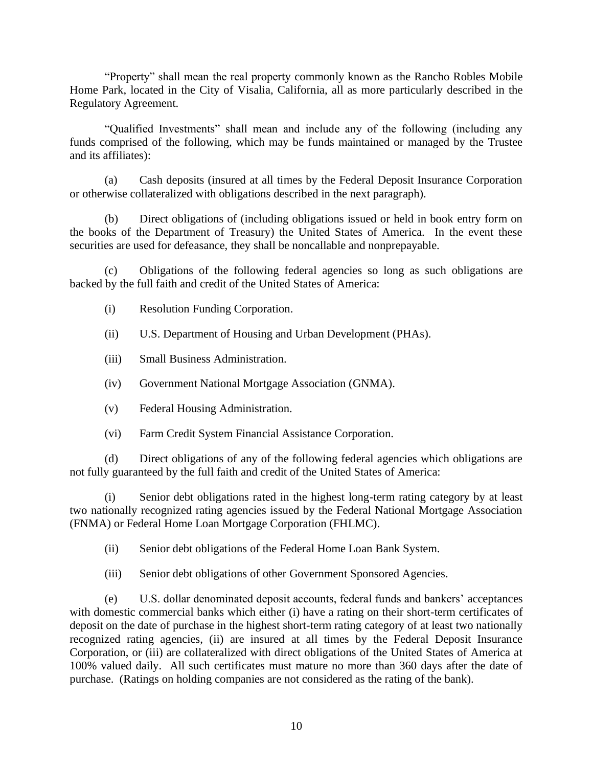"Property" shall mean the real property commonly known as the Rancho Robles Mobile Home Park, located in the City of Visalia, California, all as more particularly described in the Regulatory Agreement.

"Qualified Investments" shall mean and include any of the following (including any funds comprised of the following, which may be funds maintained or managed by the Trustee and its affiliates):

(a) Cash deposits (insured at all times by the Federal Deposit Insurance Corporation or otherwise collateralized with obligations described in the next paragraph).

(b) Direct obligations of (including obligations issued or held in book entry form on the books of the Department of Treasury) the United States of America. In the event these securities are used for defeasance, they shall be noncallable and nonprepayable.

(c) Obligations of the following federal agencies so long as such obligations are backed by the full faith and credit of the United States of America:

(i) Resolution Funding Corporation.

(ii) U.S. Department of Housing and Urban Development (PHAs).

(iii) Small Business Administration.

(iv) Government National Mortgage Association (GNMA).

(v) Federal Housing Administration.

(vi) Farm Credit System Financial Assistance Corporation.

(d) Direct obligations of any of the following federal agencies which obligations are not fully guaranteed by the full faith and credit of the United States of America:

(i) Senior debt obligations rated in the highest long-term rating category by at least two nationally recognized rating agencies issued by the Federal National Mortgage Association (FNMA) or Federal Home Loan Mortgage Corporation (FHLMC).

(ii) Senior debt obligations of the Federal Home Loan Bank System.

(iii) Senior debt obligations of other Government Sponsored Agencies.

(e) U.S. dollar denominated deposit accounts, federal funds and bankers' acceptances with domestic commercial banks which either (i) have a rating on their short-term certificates of deposit on the date of purchase in the highest short-term rating category of at least two nationally recognized rating agencies, (ii) are insured at all times by the Federal Deposit Insurance Corporation, or (iii) are collateralized with direct obligations of the United States of America at 100% valued daily. All such certificates must mature no more than 360 days after the date of purchase. (Ratings on holding companies are not considered as the rating of the bank).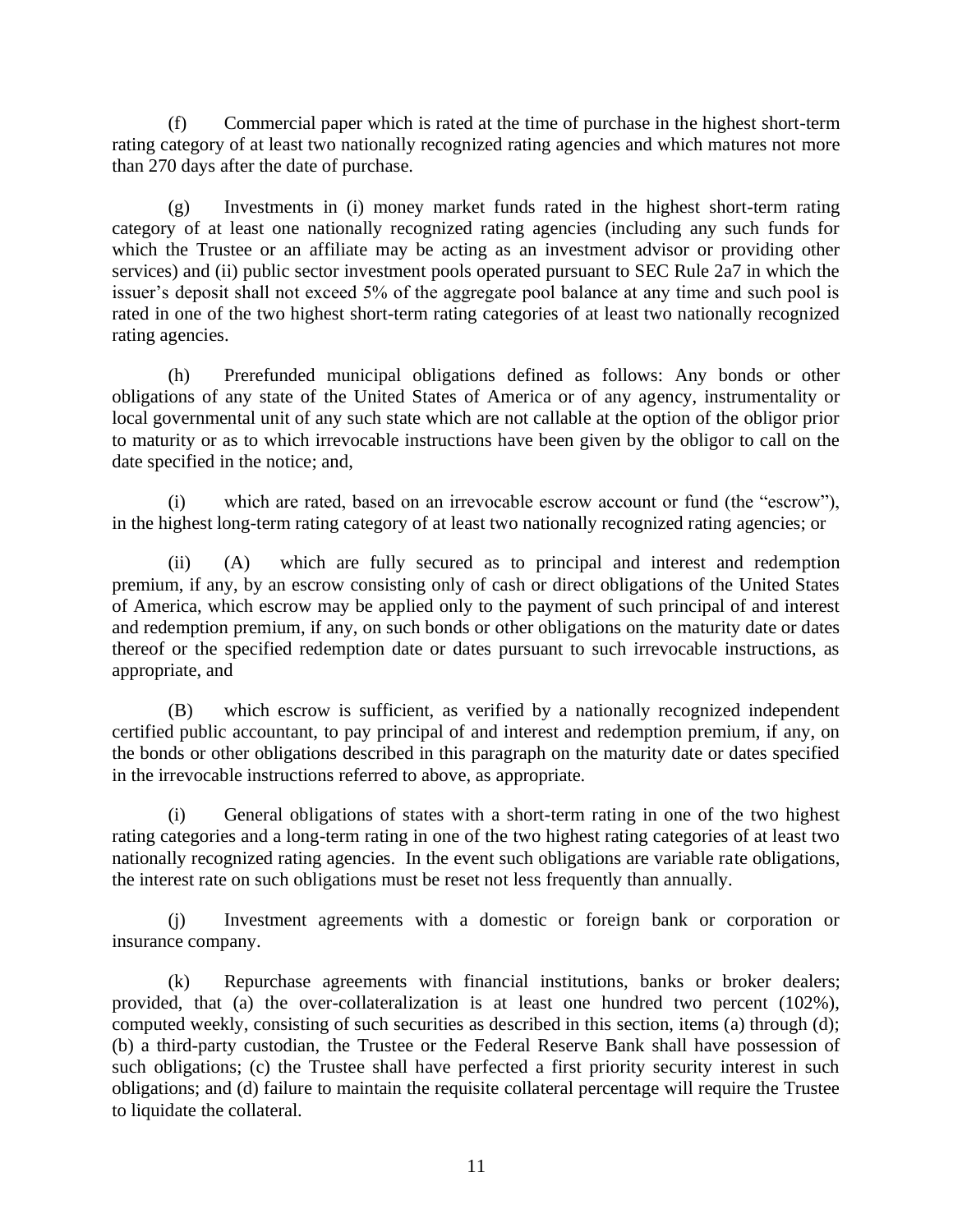(f) Commercial paper which is rated at the time of purchase in the highest short-term rating category of at least two nationally recognized rating agencies and which matures not more than 270 days after the date of purchase.

(g) Investments in (i) money market funds rated in the highest short-term rating category of at least one nationally recognized rating agencies (including any such funds for which the Trustee or an affiliate may be acting as an investment advisor or providing other services) and (ii) public sector investment pools operated pursuant to SEC Rule 2a7 in which the issuer's deposit shall not exceed 5% of the aggregate pool balance at any time and such pool is rated in one of the two highest short-term rating categories of at least two nationally recognized rating agencies.

(h) Prerefunded municipal obligations defined as follows: Any bonds or other obligations of any state of the United States of America or of any agency, instrumentality or local governmental unit of any such state which are not callable at the option of the obligor prior to maturity or as to which irrevocable instructions have been given by the obligor to call on the date specified in the notice; and,

(i) which are rated, based on an irrevocable escrow account or fund (the "escrow"), in the highest long-term rating category of at least two nationally recognized rating agencies; or

(ii) (A) which are fully secured as to principal and interest and redemption premium, if any, by an escrow consisting only of cash or direct obligations of the United States of America, which escrow may be applied only to the payment of such principal of and interest and redemption premium, if any, on such bonds or other obligations on the maturity date or dates thereof or the specified redemption date or dates pursuant to such irrevocable instructions, as appropriate, and

(B) which escrow is sufficient, as verified by a nationally recognized independent certified public accountant, to pay principal of and interest and redemption premium, if any, on the bonds or other obligations described in this paragraph on the maturity date or dates specified in the irrevocable instructions referred to above, as appropriate.

(i) General obligations of states with a short-term rating in one of the two highest rating categories and a long-term rating in one of the two highest rating categories of at least two nationally recognized rating agencies. In the event such obligations are variable rate obligations, the interest rate on such obligations must be reset not less frequently than annually.

(j) Investment agreements with a domestic or foreign bank or corporation or insurance company.

(k) Repurchase agreements with financial institutions, banks or broker dealers; provided, that (a) the over-collateralization is at least one hundred two percent (102%), computed weekly, consisting of such securities as described in this section, items (a) through (d); (b) a third-party custodian, the Trustee or the Federal Reserve Bank shall have possession of such obligations; (c) the Trustee shall have perfected a first priority security interest in such obligations; and (d) failure to maintain the requisite collateral percentage will require the Trustee to liquidate the collateral.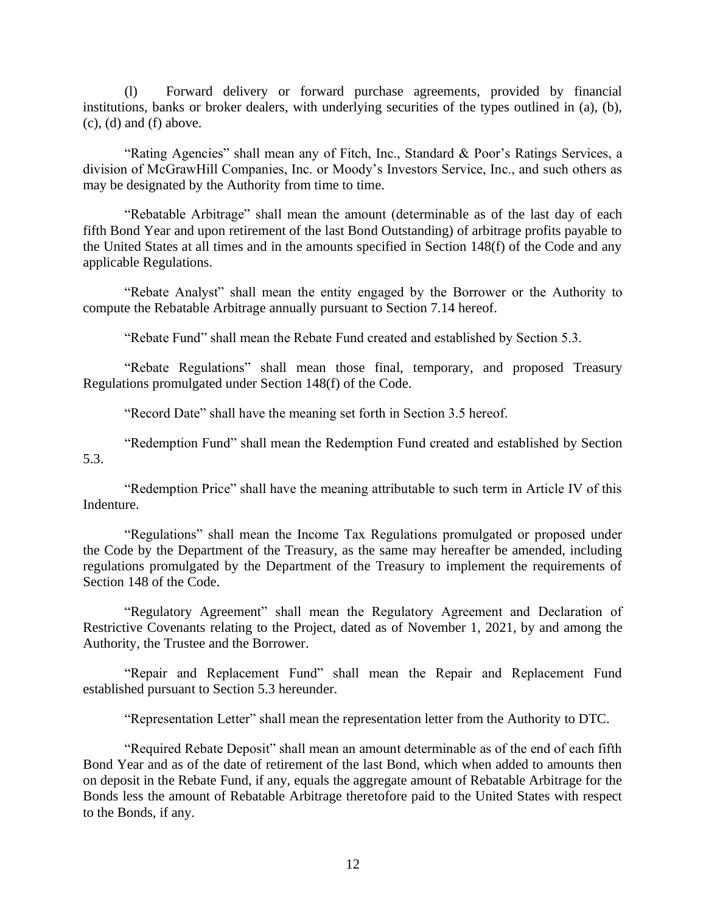(l) Forward delivery or forward purchase agreements, provided by financial institutions, banks or broker dealers, with underlying securities of the types outlined in (a), (b), (c), (d) and (f) above.

"Rating Agencies" shall mean any of Fitch, Inc., Standard & Poor's Ratings Services, a division of McGrawHill Companies, Inc. or Moody's Investors Service, Inc., and such others as may be designated by the Authority from time to time.

"Rebatable Arbitrage" shall mean the amount (determinable as of the last day of each fifth Bond Year and upon retirement of the last Bond Outstanding) of arbitrage profits payable to the United States at all times and in the amounts specified in Section 148(f) of the Code and any applicable Regulations.

"Rebate Analyst" shall mean the entity engaged by the Borrower or the Authority to compute the Rebatable Arbitrage annually pursuant to Section 7.14 hereof.

"Rebate Fund" shall mean the Rebate Fund created and established by Section 5.3.

"Rebate Regulations" shall mean those final, temporary, and proposed Treasury Regulations promulgated under Section 148(f) of the Code.

"Record Date" shall have the meaning set forth in Section 3.5 hereof.

"Redemption Fund" shall mean the Redemption Fund created and established by Section 5.3.

"Redemption Price" shall have the meaning attributable to such term in Article IV of this Indenture.

"Regulations" shall mean the Income Tax Regulations promulgated or proposed under the Code by the Department of the Treasury, as the same may hereafter be amended, including regulations promulgated by the Department of the Treasury to implement the requirements of Section 148 of the Code.

"Regulatory Agreement" shall mean the Regulatory Agreement and Declaration of Restrictive Covenants relating to the Project, dated as of November 1, 2021, by and among the Authority, the Trustee and the Borrower.

"Repair and Replacement Fund" shall mean the Repair and Replacement Fund established pursuant to Section 5.3 hereunder.

"Representation Letter" shall mean the representation letter from the Authority to DTC.

"Required Rebate Deposit" shall mean an amount determinable as of the end of each fifth Bond Year and as of the date of retirement of the last Bond, which when added to amounts then on deposit in the Rebate Fund, if any, equals the aggregate amount of Rebatable Arbitrage for the Bonds less the amount of Rebatable Arbitrage theretofore paid to the United States with respect to the Bonds, if any.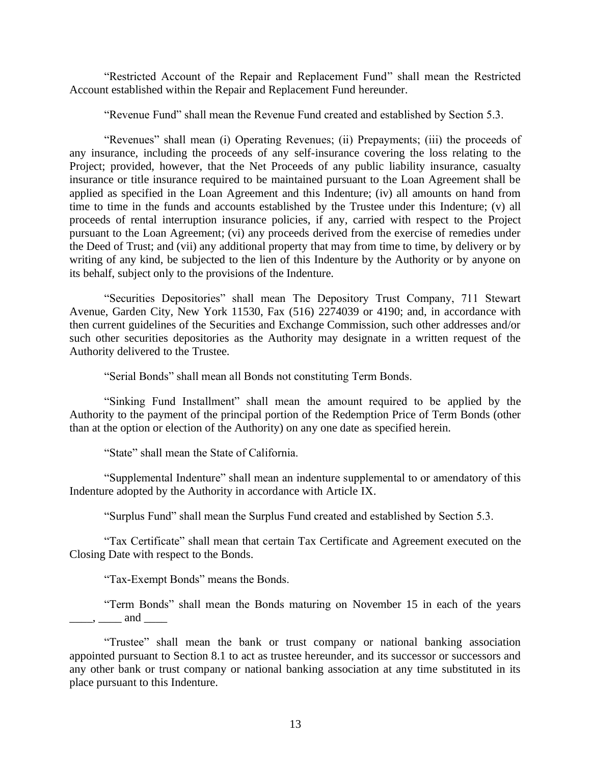"Restricted Account of the Repair and Replacement Fund" shall mean the Restricted Account established within the Repair and Replacement Fund hereunder.

"Revenue Fund" shall mean the Revenue Fund created and established by Section 5.3.

"Revenues" shall mean (i) Operating Revenues; (ii) Prepayments; (iii) the proceeds of any insurance, including the proceeds of any self-insurance covering the loss relating to the Project; provided, however, that the Net Proceeds of any public liability insurance, casualty insurance or title insurance required to be maintained pursuant to the Loan Agreement shall be applied as specified in the Loan Agreement and this Indenture; (iv) all amounts on hand from time to time in the funds and accounts established by the Trustee under this Indenture; (v) all proceeds of rental interruption insurance policies, if any, carried with respect to the Project pursuant to the Loan Agreement; (vi) any proceeds derived from the exercise of remedies under the Deed of Trust; and (vii) any additional property that may from time to time, by delivery or by writing of any kind, be subjected to the lien of this Indenture by the Authority or by anyone on its behalf, subject only to the provisions of the Indenture.

"Securities Depositories" shall mean The Depository Trust Company, 711 Stewart Avenue, Garden City, New York 11530, Fax (516) 2274039 or 4190; and, in accordance with then current guidelines of the Securities and Exchange Commission, such other addresses and/or such other securities depositories as the Authority may designate in a written request of the Authority delivered to the Trustee.

"Serial Bonds" shall mean all Bonds not constituting Term Bonds.

"Sinking Fund Installment" shall mean the amount required to be applied by the Authority to the payment of the principal portion of the Redemption Price of Term Bonds (other than at the option or election of the Authority) on any one date as specified herein.

"State" shall mean the State of California.

"Supplemental Indenture" shall mean an indenture supplemental to or amendatory of this Indenture adopted by the Authority in accordance with Article IX.

"Surplus Fund" shall mean the Surplus Fund created and established by Section 5.3.

"Tax Certificate" shall mean that certain Tax Certificate and Agreement executed on the Closing Date with respect to the Bonds.

"Tax-Exempt Bonds" means the Bonds.

"Term Bonds" shall mean the Bonds maturing on November 15 in each of the years ____, ____ and ____

"Trustee" shall mean the bank or trust company or national banking association appointed pursuant to Section 8.1 to act as trustee hereunder, and its successor or successors and any other bank or trust company or national banking association at any time substituted in its place pursuant to this Indenture.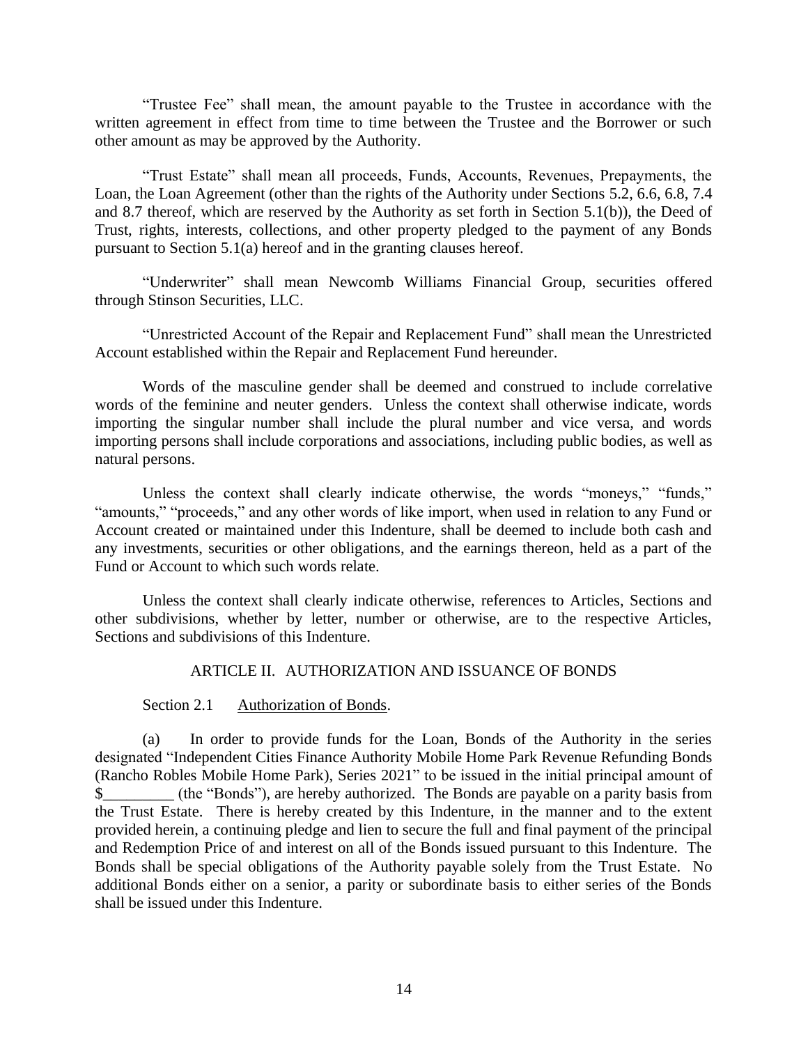"Trustee Fee" shall mean, the amount payable to the Trustee in accordance with the written agreement in effect from time to time between the Trustee and the Borrower or such other amount as may be approved by the Authority.

"Trust Estate" shall mean all proceeds, Funds, Accounts, Revenues, Prepayments, the Loan, the Loan Agreement (other than the rights of the Authority under Sections 5.2, 6.6, 6.8, 7.4 and 8.7 thereof, which are reserved by the Authority as set forth in Section 5.1(b)), the Deed of Trust, rights, interests, collections, and other property pledged to the payment of any Bonds pursuant to Section 5.1(a) hereof and in the granting clauses hereof.

"Underwriter" shall mean Newcomb Williams Financial Group, securities offered through Stinson Securities, LLC.

"Unrestricted Account of the Repair and Replacement Fund" shall mean the Unrestricted Account established within the Repair and Replacement Fund hereunder.

Words of the masculine gender shall be deemed and construed to include correlative words of the feminine and neuter genders. Unless the context shall otherwise indicate, words importing the singular number shall include the plural number and vice versa, and words importing persons shall include corporations and associations, including public bodies, as well as natural persons.

Unless the context shall clearly indicate otherwise, the words "moneys," "funds," "amounts," "proceeds," and any other words of like import, when used in relation to any Fund or Account created or maintained under this Indenture, shall be deemed to include both cash and any investments, securities or other obligations, and the earnings thereon, held as a part of the Fund or Account to which such words relate.

Unless the context shall clearly indicate otherwise, references to Articles, Sections and other subdivisions, whether by letter, number or otherwise, are to the respective Articles, Sections and subdivisions of this Indenture.

## ARTICLE II. AUTHORIZATION AND ISSUANCE OF BONDS

Section 2.1 Authorization of Bonds.

(a) In order to provide funds for the Loan, Bonds of the Authority in the series designated "Independent Cities Finance Authority Mobile Home Park Revenue Refunding Bonds (Rancho Robles Mobile Home Park), Series 2021" to be issued in the initial principal amount of $_________ (the "Bonds"), are hereby authorized. The Bonds are payable on a parity basis from the Trust Estate. There is hereby created by this Indenture, in the manner and to the extent provided herein, a continuing pledge and lien to secure the full and final payment of the principal and Redemption Price of and interest on all of the Bonds issued pursuant to this Indenture. The Bonds shall be special obligations of the Authority payable solely from the Trust Estate. No additional Bonds either on a senior, a parity or subordinate basis to either series of the Bonds shall be issued under this Indenture.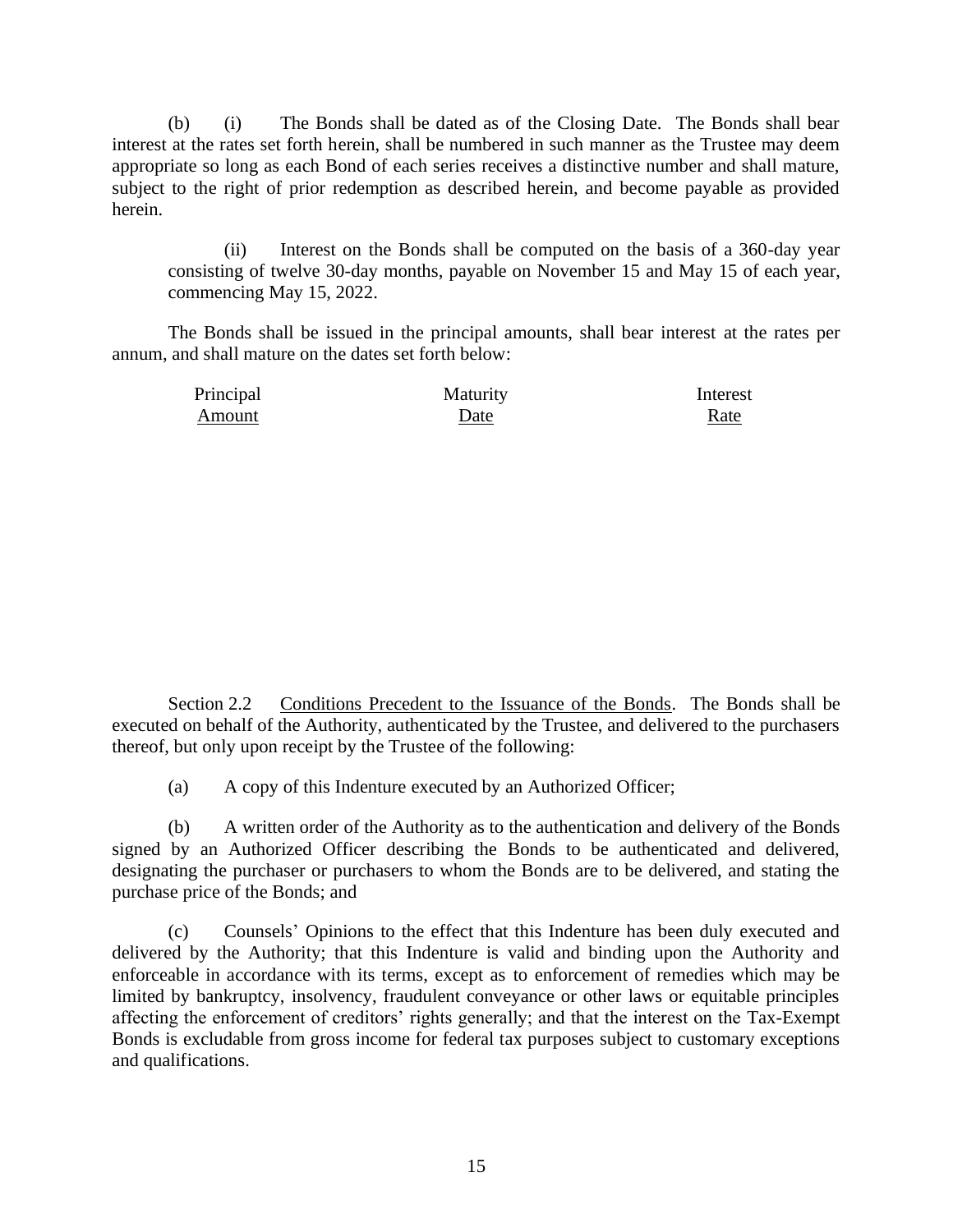(b) (i) The Bonds shall be dated as of the Closing Date. The Bonds shall bear interest at the rates set forth herein, shall be numbered in such manner as the Trustee may deem appropriate so long as each Bond of each series receives a distinctive number and shall mature, subject to the right of prior redemption as described herein, and become payable as provided herein.

(ii) Interest on the Bonds shall be computed on the basis of a 360-day year consisting of twelve 30-day months, payable on November 15 and May 15 of each year, commencing May 15, 2022.

The Bonds shall be issued in the principal amounts, shall bear interest at the rates per annum, and shall mature on the dates set forth below:

| Principal Amount | Maturity Date | Interest Rate |
|---|---|---|
| | | |

Section 2.2 Conditions Precedent to the Issuance of the Bonds. The Bonds shall be executed on behalf of the Authority, authenticated by the Trustee, and delivered to the purchasers thereof, but only upon receipt by the Trustee of the following:

(a) A copy of this Indenture executed by an Authorized Officer;

(b) A written order of the Authority as to the authentication and delivery of the Bonds signed by an Authorized Officer describing the Bonds to be authenticated and delivered, designating the purchaser or purchasers to whom the Bonds are to be delivered, and stating the purchase price of the Bonds; and

(c) Counsels' Opinions to the effect that this Indenture has been duly executed and delivered by the Authority; that this Indenture is valid and binding upon the Authority and enforceable in accordance with its terms, except as to enforcement of remedies which may be limited by bankruptcy, insolvency, fraudulent conveyance or other laws or equitable principles affecting the enforcement of creditors' rights generally; and that the interest on the Tax-Exempt Bonds is excludable from gross income for federal tax purposes subject to customary exceptions and qualifications.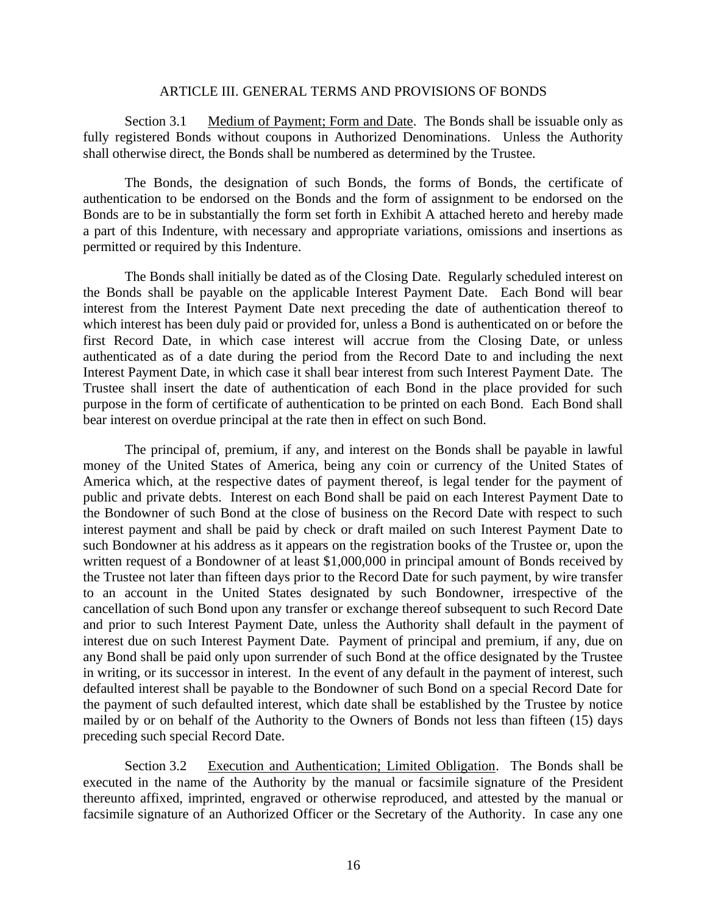## ARTICLE III. GENERAL TERMS AND PROVISIONS OF BONDS

Section 3.1 Medium of Payment; Form and Date. The Bonds shall be issuable only as fully registered Bonds without coupons in Authorized Denominations. Unless the Authority shall otherwise direct, the Bonds shall be numbered as determined by the Trustee.

The Bonds, the designation of such Bonds, the forms of Bonds, the certificate of authentication to be endorsed on the Bonds and the form of assignment to be endorsed on the Bonds are to be in substantially the form set forth in Exhibit A attached hereto and hereby made a part of this Indenture, with necessary and appropriate variations, omissions and insertions as permitted or required by this Indenture.

The Bonds shall initially be dated as of the Closing Date. Regularly scheduled interest on the Bonds shall be payable on the applicable Interest Payment Date. Each Bond will bear interest from the Interest Payment Date next preceding the date of authentication thereof to which interest has been duly paid or provided for, unless a Bond is authenticated on or before the first Record Date, in which case interest will accrue from the Closing Date, or unless authenticated as of a date during the period from the Record Date to and including the next Interest Payment Date, in which case it shall bear interest from such Interest Payment Date. The Trustee shall insert the date of authentication of each Bond in the place provided for such purpose in the form of certificate of authentication to be printed on each Bond. Each Bond shall bear interest on overdue principal at the rate then in effect on such Bond.

The principal of, premium, if any, and interest on the Bonds shall be payable in lawful money of the United States of America, being any coin or currency of the United States of America which, at the respective dates of payment thereof, is legal tender for the payment of public and private debts. Interest on each Bond shall be paid on each Interest Payment Date to the Bondowner of such Bond at the close of business on the Record Date with respect to such interest payment and shall be paid by check or draft mailed on such Interest Payment Date to such Bondowner at his address as it appears on the registration books of the Trustee or, upon the written request of a Bondowner of at least $1,000,000 in principal amount of Bonds received by the Trustee not later than fifteen days prior to the Record Date for such payment, by wire transfer to an account in the United States designated by such Bondowner, irrespective of the cancellation of such Bond upon any transfer or exchange thereof subsequent to such Record Date and prior to such Interest Payment Date, unless the Authority shall default in the payment of interest due on such Interest Payment Date. Payment of principal and premium, if any, due on any Bond shall be paid only upon surrender of such Bond at the office designated by the Trustee in writing, or its successor in interest. In the event of any default in the payment of interest, such defaulted interest shall be payable to the Bondowner of such Bond on a special Record Date for the payment of such defaulted interest, which date shall be established by the Trustee by notice mailed by or on behalf of the Authority to the Owners of Bonds not less than fifteen (15) days preceding such special Record Date.

Section 3.2 Execution and Authentication; Limited Obligation. The Bonds shall be executed in the name of the Authority by the manual or facsimile signature of the President thereunto affixed, imprinted, engraved or otherwise reproduced, and attested by the manual or facsimile signature of an Authorized Officer or the Secretary of the Authority. In case any one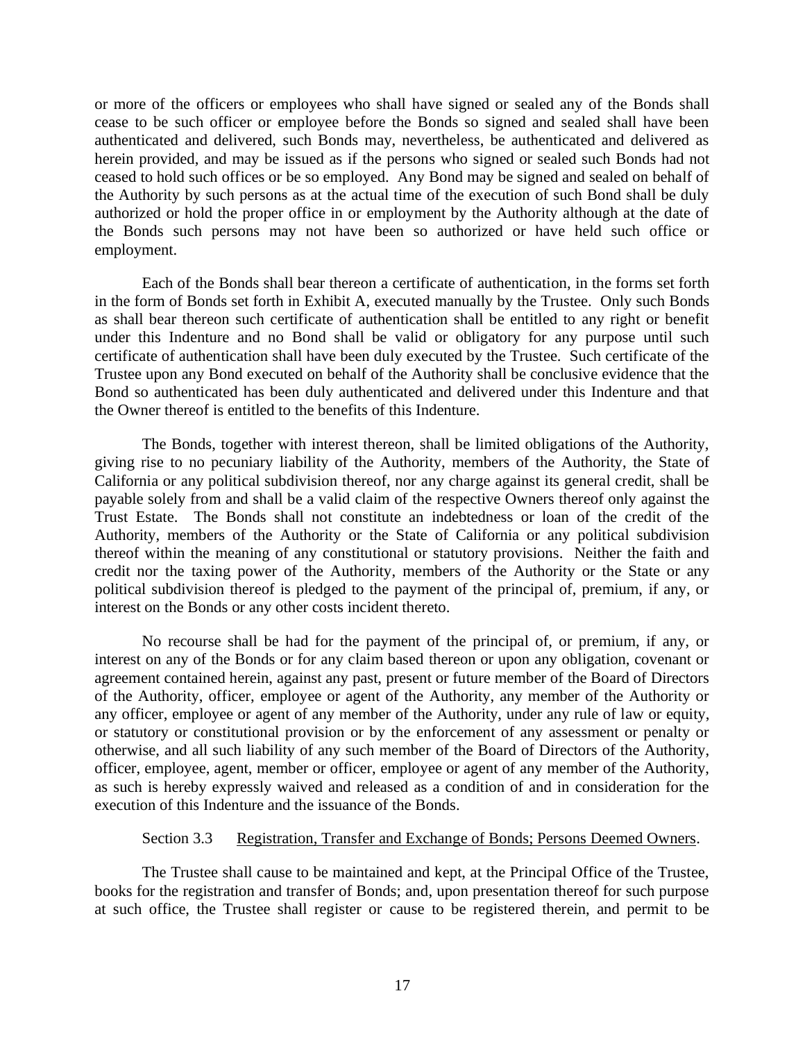or more of the officers or employees who shall have signed or sealed any of the Bonds shall cease to be such officer or employee before the Bonds so signed and sealed shall have been authenticated and delivered, such Bonds may, nevertheless, be authenticated and delivered as herein provided, and may be issued as if the persons who signed or sealed such Bonds had not ceased to hold such offices or be so employed. Any Bond may be signed and sealed on behalf of the Authority by such persons as at the actual time of the execution of such Bond shall be duly authorized or hold the proper office in or employment by the Authority although at the date of the Bonds such persons may not have been so authorized or have held such office or employment.

Each of the Bonds shall bear thereon a certificate of authentication, in the forms set forth in the form of Bonds set forth in Exhibit A, executed manually by the Trustee. Only such Bonds as shall bear thereon such certificate of authentication shall be entitled to any right or benefit under this Indenture and no Bond shall be valid or obligatory for any purpose until such certificate of authentication shall have been duly executed by the Trustee. Such certificate of the Trustee upon any Bond executed on behalf of the Authority shall be conclusive evidence that the Bond so authenticated has been duly authenticated and delivered under this Indenture and that the Owner thereof is entitled to the benefits of this Indenture.

The Bonds, together with interest thereon, shall be limited obligations of the Authority, giving rise to no pecuniary liability of the Authority, members of the Authority, the State of California or any political subdivision thereof, nor any charge against its general credit, shall be payable solely from and shall be a valid claim of the respective Owners thereof only against the Trust Estate. The Bonds shall not constitute an indebtedness or loan of the credit of the Authority, members of the Authority or the State of California or any political subdivision thereof within the meaning of any constitutional or statutory provisions. Neither the faith and credit nor the taxing power of the Authority, members of the Authority or the State or any political subdivision thereof is pledged to the payment of the principal of, premium, if any, or interest on the Bonds or any other costs incident thereto.

No recourse shall be had for the payment of the principal of, or premium, if any, or interest on any of the Bonds or for any claim based thereon or upon any obligation, covenant or agreement contained herein, against any past, present or future member of the Board of Directors of the Authority, officer, employee or agent of the Authority, any member of the Authority or any officer, employee or agent of any member of the Authority, under any rule of law or equity, or statutory or constitutional provision or by the enforcement of any assessment or penalty or otherwise, and all such liability of any such member of the Board of Directors of the Authority, officer, employee, agent, member or officer, employee or agent of any member of the Authority, as such is hereby expressly waived and released as a condition of and in consideration for the execution of this Indenture and the issuance of the Bonds.

Section 3.3 Registration, Transfer and Exchange of Bonds; Persons Deemed Owners.

The Trustee shall cause to be maintained and kept, at the Principal Office of the Trustee, books for the registration and transfer of Bonds; and, upon presentation thereof for such purpose at such office, the Trustee shall register or cause to be registered therein, and permit to be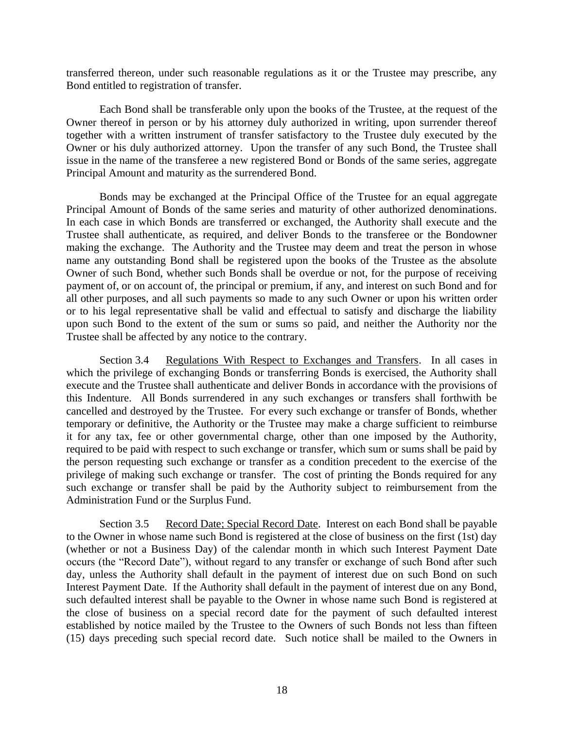transferred thereon, under such reasonable regulations as it or the Trustee may prescribe, any Bond entitled to registration of transfer.

Each Bond shall be transferable only upon the books of the Trustee, at the request of the Owner thereof in person or by his attorney duly authorized in writing, upon surrender thereof together with a written instrument of transfer satisfactory to the Trustee duly executed by the Owner or his duly authorized attorney. Upon the transfer of any such Bond, the Trustee shall issue in the name of the transferee a new registered Bond or Bonds of the same series, aggregate Principal Amount and maturity as the surrendered Bond.

Bonds may be exchanged at the Principal Office of the Trustee for an equal aggregate Principal Amount of Bonds of the same series and maturity of other authorized denominations. In each case in which Bonds are transferred or exchanged, the Authority shall execute and the Trustee shall authenticate, as required, and deliver Bonds to the transferee or the Bondowner making the exchange. The Authority and the Trustee may deem and treat the person in whose name any outstanding Bond shall be registered upon the books of the Trustee as the absolute Owner of such Bond, whether such Bonds shall be overdue or not, for the purpose of receiving payment of, or on account of, the principal or premium, if any, and interest on such Bond and for all other purposes, and all such payments so made to any such Owner or upon his written order or to his legal representative shall be valid and effectual to satisfy and discharge the liability upon such Bond to the extent of the sum or sums so paid, and neither the Authority nor the Trustee shall be affected by any notice to the contrary.

Section 3.4 Regulations With Respect to Exchanges and Transfers. In all cases in which the privilege of exchanging Bonds or transferring Bonds is exercised, the Authority shall execute and the Trustee shall authenticate and deliver Bonds in accordance with the provisions of this Indenture. All Bonds surrendered in any such exchanges or transfers shall forthwith be cancelled and destroyed by the Trustee. For every such exchange or transfer of Bonds, whether temporary or definitive, the Authority or the Trustee may make a charge sufficient to reimburse it for any tax, fee or other governmental charge, other than one imposed by the Authority, required to be paid with respect to such exchange or transfer, which sum or sums shall be paid by the person requesting such exchange or transfer as a condition precedent to the exercise of the privilege of making such exchange or transfer. The cost of printing the Bonds required for any such exchange or transfer shall be paid by the Authority subject to reimbursement from the Administration Fund or the Surplus Fund.

Section 3.5 Record Date; Special Record Date. Interest on each Bond shall be payable to the Owner in whose name such Bond is registered at the close of business on the first (1st) day (whether or not a Business Day) of the calendar month in which such Interest Payment Date occurs (the "Record Date"), without regard to any transfer or exchange of such Bond after such day, unless the Authority shall default in the payment of interest due on such Bond on such Interest Payment Date. If the Authority shall default in the payment of interest due on any Bond, such defaulted interest shall be payable to the Owner in whose name such Bond is registered at the close of business on a special record date for the payment of such defaulted interest established by notice mailed by the Trustee to the Owners of such Bonds not less than fifteen (15) days preceding such special record date. Such notice shall be mailed to the Owners in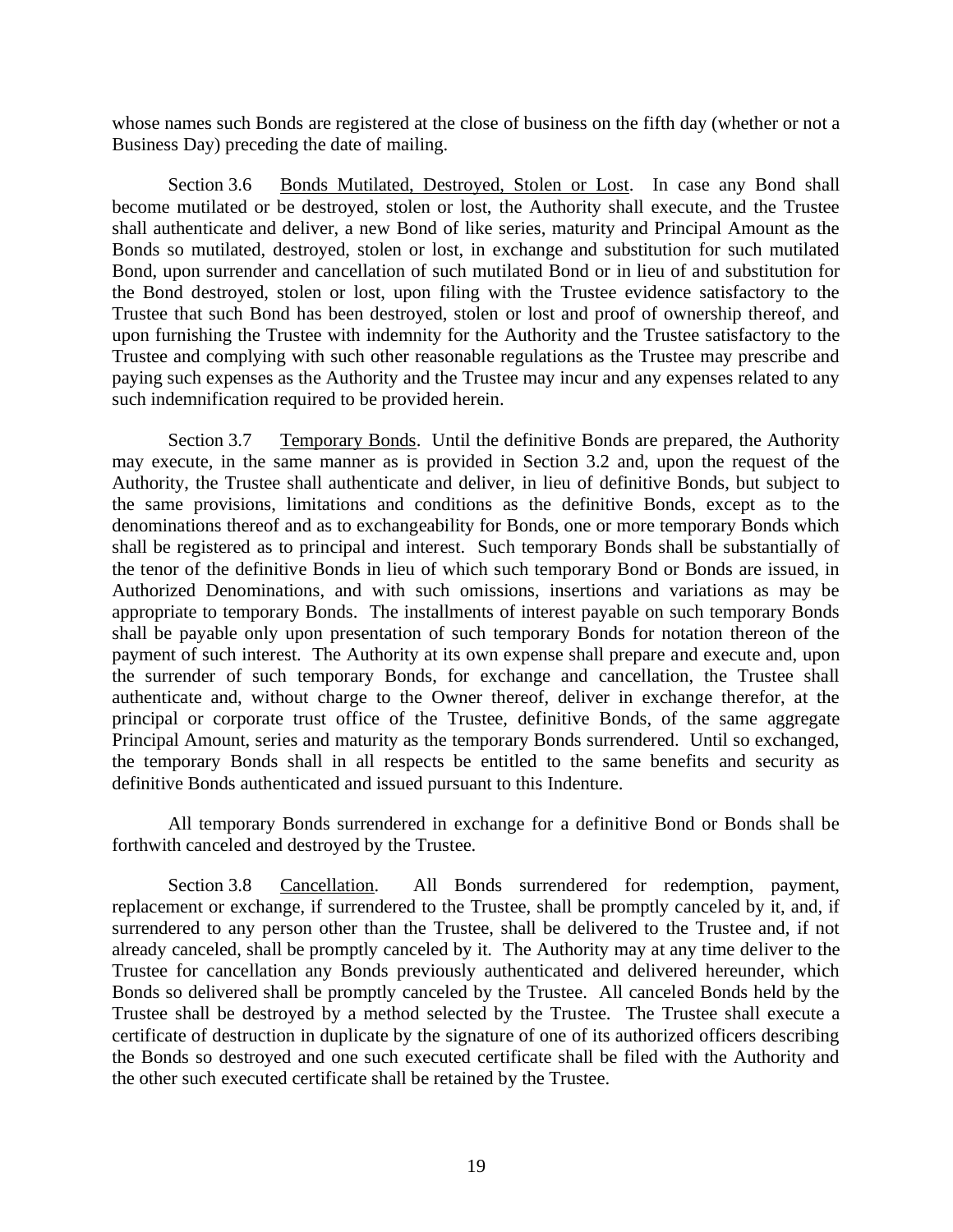whose names such Bonds are registered at the close of business on the fifth day (whether or not a Business Day) preceding the date of mailing.

Section 3.6 Bonds Mutilated, Destroyed, Stolen or Lost. In case any Bond shall become mutilated or be destroyed, stolen or lost, the Authority shall execute, and the Trustee shall authenticate and deliver, a new Bond of like series, maturity and Principal Amount as the Bonds so mutilated, destroyed, stolen or lost, in exchange and substitution for such mutilated Bond, upon surrender and cancellation of such mutilated Bond or in lieu of and substitution for the Bond destroyed, stolen or lost, upon filing with the Trustee evidence satisfactory to the Trustee that such Bond has been destroyed, stolen or lost and proof of ownership thereof, and upon furnishing the Trustee with indemnity for the Authority and the Trustee satisfactory to the Trustee and complying with such other reasonable regulations as the Trustee may prescribe and paying such expenses as the Authority and the Trustee may incur and any expenses related to any such indemnification required to be provided herein.

Section 3.7 Temporary Bonds. Until the definitive Bonds are prepared, the Authority may execute, in the same manner as is provided in Section 3.2 and, upon the request of the Authority, the Trustee shall authenticate and deliver, in lieu of definitive Bonds, but subject to the same provisions, limitations and conditions as the definitive Bonds, except as to the denominations thereof and as to exchangeability for Bonds, one or more temporary Bonds which shall be registered as to principal and interest. Such temporary Bonds shall be substantially of the tenor of the definitive Bonds in lieu of which such temporary Bond or Bonds are issued, in Authorized Denominations, and with such omissions, insertions and variations as may be appropriate to temporary Bonds. The installments of interest payable on such temporary Bonds shall be payable only upon presentation of such temporary Bonds for notation thereon of the payment of such interest. The Authority at its own expense shall prepare and execute and, upon the surrender of such temporary Bonds, for exchange and cancellation, the Trustee shall authenticate and, without charge to the Owner thereof, deliver in exchange therefor, at the principal or corporate trust office of the Trustee, definitive Bonds, of the same aggregate Principal Amount, series and maturity as the temporary Bonds surrendered. Until so exchanged, the temporary Bonds shall in all respects be entitled to the same benefits and security as definitive Bonds authenticated and issued pursuant to this Indenture.

All temporary Bonds surrendered in exchange for a definitive Bond or Bonds shall be forthwith canceled and destroyed by the Trustee.

Section 3.8 Cancellation. All Bonds surrendered for redemption, payment, replacement or exchange, if surrendered to the Trustee, shall be promptly canceled by it, and, if surrendered to any person other than the Trustee, shall be delivered to the Trustee and, if not already canceled, shall be promptly canceled by it. The Authority may at any time deliver to the Trustee for cancellation any Bonds previously authenticated and delivered hereunder, which Bonds so delivered shall be promptly canceled by the Trustee. All canceled Bonds held by the Trustee shall be destroyed by a method selected by the Trustee. The Trustee shall execute a certificate of destruction in duplicate by the signature of one of its authorized officers describing the Bonds so destroyed and one such executed certificate shall be filed with the Authority and the other such executed certificate shall be retained by the Trustee.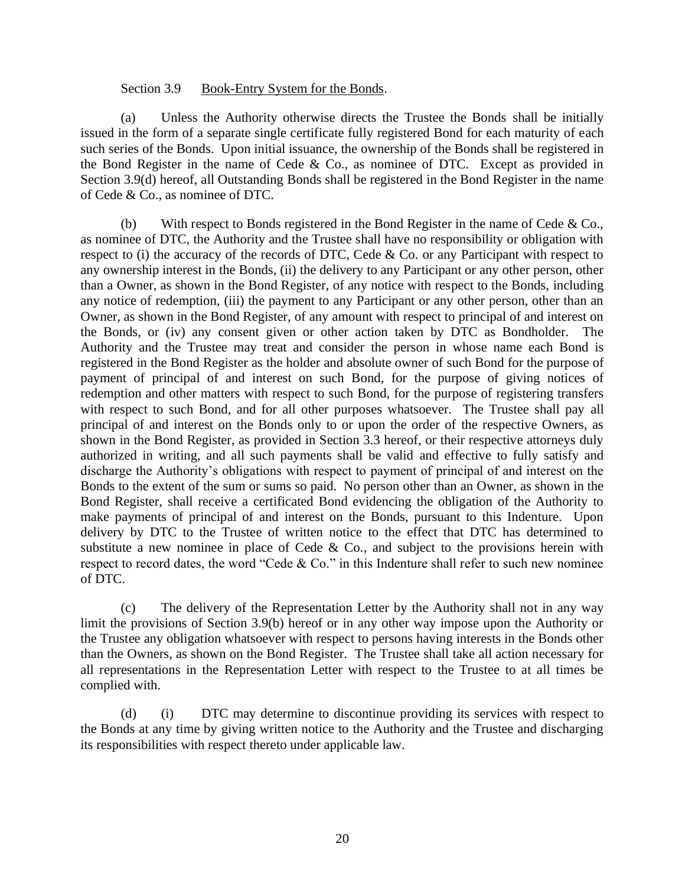Section 3.9 Book-Entry System for the Bonds.

(a) Unless the Authority otherwise directs the Trustee the Bonds shall be initially issued in the form of a separate single certificate fully registered Bond for each maturity of each such series of the Bonds. Upon initial issuance, the ownership of the Bonds shall be registered in the Bond Register in the name of Cede & Co., as nominee of DTC. Except as provided in Section 3.9(d) hereof, all Outstanding Bonds shall be registered in the Bond Register in the name of Cede & Co., as nominee of DTC.

(b) With respect to Bonds registered in the Bond Register in the name of Cede & Co., as nominee of DTC, the Authority and the Trustee shall have no responsibility or obligation with respect to (i) the accuracy of the records of DTC, Cede & Co. or any Participant with respect to any ownership interest in the Bonds, (ii) the delivery to any Participant or any other person, other than a Owner, as shown in the Bond Register, of any notice with respect to the Bonds, including any notice of redemption, (iii) the payment to any Participant or any other person, other than an Owner, as shown in the Bond Register, of any amount with respect to principal of and interest on the Bonds, or (iv) any consent given or other action taken by DTC as Bondholder. The Authority and the Trustee may treat and consider the person in whose name each Bond is registered in the Bond Register as the holder and absolute owner of such Bond for the purpose of payment of principal of and interest on such Bond, for the purpose of giving notices of redemption and other matters with respect to such Bond, for the purpose of registering transfers with respect to such Bond, and for all other purposes whatsoever. The Trustee shall pay all principal of and interest on the Bonds only to or upon the order of the respective Owners, as shown in the Bond Register, as provided in Section 3.3 hereof, or their respective attorneys duly authorized in writing, and all such payments shall be valid and effective to fully satisfy and discharge the Authority's obligations with respect to payment of principal of and interest on the Bonds to the extent of the sum or sums so paid. No person other than an Owner, as shown in the Bond Register, shall receive a certificated Bond evidencing the obligation of the Authority to make payments of principal of and interest on the Bonds, pursuant to this Indenture. Upon delivery by DTC to the Trustee of written notice to the effect that DTC has determined to substitute a new nominee in place of Cede & Co., and subject to the provisions herein with respect to record dates, the word "Cede & Co." in this Indenture shall refer to such new nominee of DTC.

(c) The delivery of the Representation Letter by the Authority shall not in any way limit the provisions of Section 3.9(b) hereof or in any other way impose upon the Authority or the Trustee any obligation whatsoever with respect to persons having interests in the Bonds other than the Owners, as shown on the Bond Register. The Trustee shall take all action necessary for all representations in the Representation Letter with respect to the Trustee to at all times be complied with.

(d) (i) DTC may determine to discontinue providing its services with respect to the Bonds at any time by giving written notice to the Authority and the Trustee and discharging its responsibilities with respect thereto under applicable law.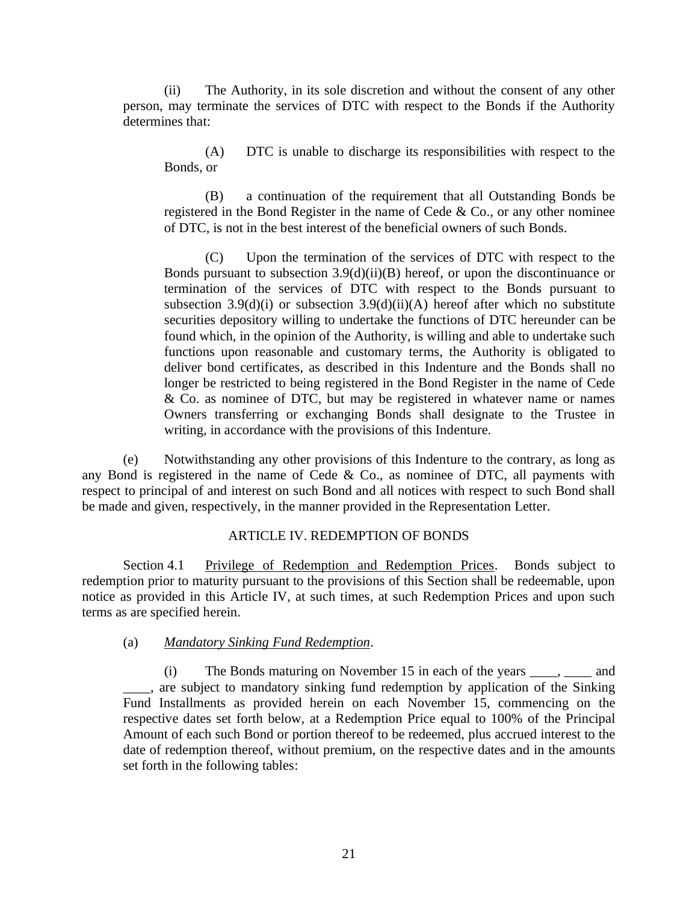(ii) The Authority, in its sole discretion and without the consent of any other person, may terminate the services of DTC with respect to the Bonds if the Authority determines that:

(A) DTC is unable to discharge its responsibilities with respect to the Bonds, or

(B) a continuation of the requirement that all Outstanding Bonds be registered in the Bond Register in the name of Cede & Co., or any other nominee of DTC, is not in the best interest of the beneficial owners of such Bonds.

(C) Upon the termination of the services of DTC with respect to the Bonds pursuant to subsection 3.9(d)(ii)(B) hereof, or upon the discontinuance or termination of the services of DTC with respect to the Bonds pursuant to subsection 3.9(d)(i) or subsection 3.9(d)(ii)(A) hereof after which no substitute securities depository willing to undertake the functions of DTC hereunder can be found which, in the opinion of the Authority, is willing and able to undertake such functions upon reasonable and customary terms, the Authority is obligated to deliver bond certificates, as described in this Indenture and the Bonds shall no longer be restricted to being registered in the Bond Register in the name of Cede & Co. as nominee of DTC, but may be registered in whatever name or names Owners transferring or exchanging Bonds shall designate to the Trustee in writing, in accordance with the provisions of this Indenture.

(e) Notwithstanding any other provisions of this Indenture to the contrary, as long as any Bond is registered in the name of Cede & Co., as nominee of DTC, all payments with respect to principal of and interest on such Bond and all notices with respect to such Bond shall be made and given, respectively, in the manner provided in the Representation Letter.

## ARTICLE IV. REDEMPTION OF BONDS

Section 4.1 Privilege of Redemption and Redemption Prices. Bonds subject to redemption prior to maturity pursuant to the provisions of this Section shall be redeemable, upon notice as provided in this Article IV, at such times, at such Redemption Prices and upon such terms as are specified herein.

(a) *Mandatory Sinking Fund Redemption*.

(i) The Bonds maturing on November 15 in each of the years ____, ____ and ____, are subject to mandatory sinking fund redemption by application of the Sinking Fund Installments as provided herein on each November 15, commencing on the respective dates set forth below, at a Redemption Price equal to 100% of the Principal Amount of each such Bond or portion thereof to be redeemed, plus accrued interest to the date of redemption thereof, without premium, on the respective dates and in the amounts set forth in the following tables: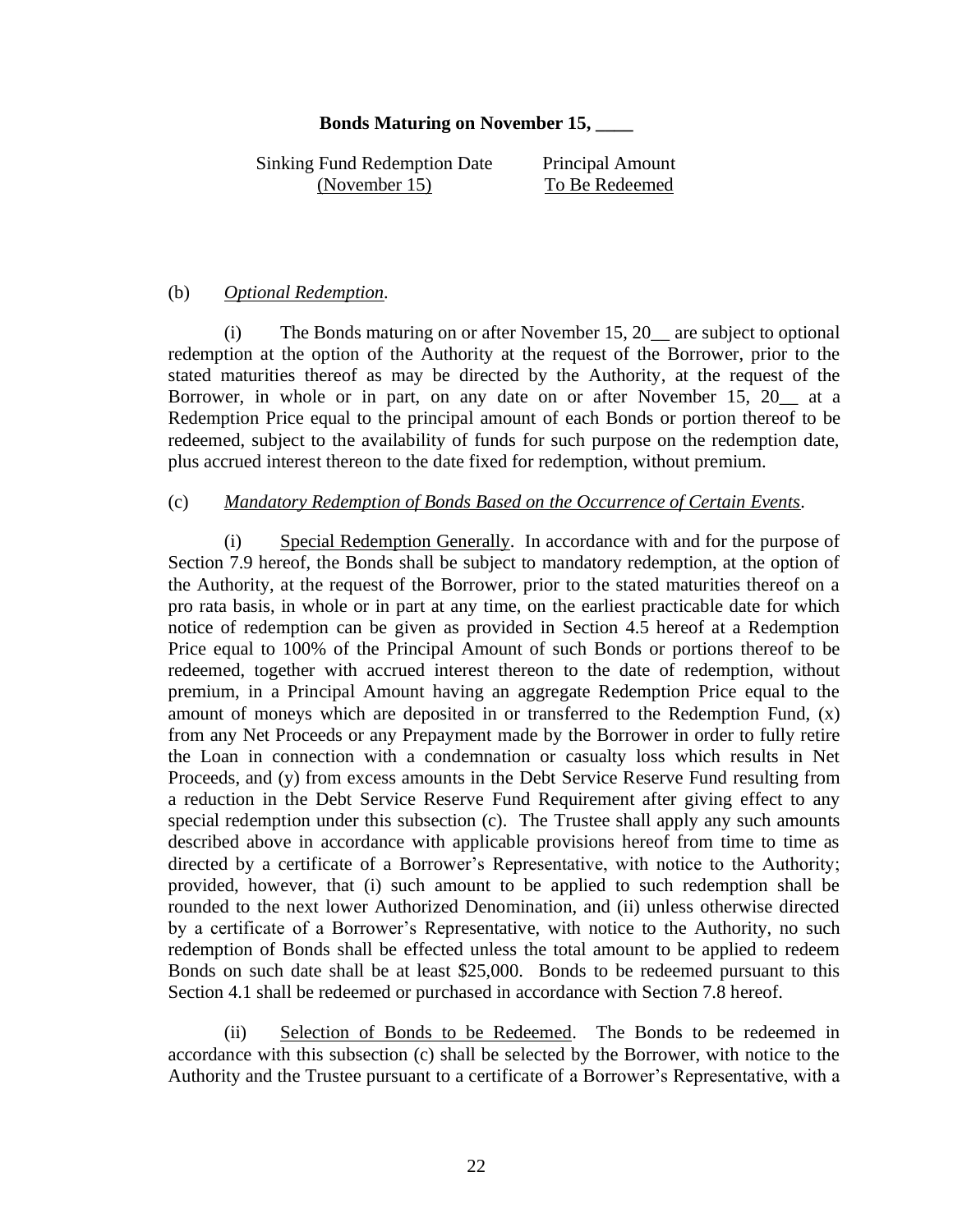**Bonds Maturing on November 15, ____**

| Sinking Fund Redemption Date (November 15) | Principal Amount To Be Redeemed |
|---|---|
| | |

(b) *Optional Redemption*.

(i) The Bonds maturing on or after November 15, 20__ are subject to optional redemption at the option of the Authority at the request of the Borrower, prior to the stated maturities thereof as may be directed by the Authority, at the request of the Borrower, in whole or in part, on any date on or after November 15, 20__ at a Redemption Price equal to the principal amount of each Bonds or portion thereof to be redeemed, subject to the availability of funds for such purpose on the redemption date, plus accrued interest thereon to the date fixed for redemption, without premium.

(c) *Mandatory Redemption of Bonds Based on the Occurrence of Certain Events*.

(i) Special Redemption Generally. In accordance with and for the purpose of Section 7.9 hereof, the Bonds shall be subject to mandatory redemption, at the option of the Authority, at the request of the Borrower, prior to the stated maturities thereof on a pro rata basis, in whole or in part at any time, on the earliest practicable date for which notice of redemption can be given as provided in Section 4.5 hereof at a Redemption Price equal to 100% of the Principal Amount of such Bonds or portions thereof to be redeemed, together with accrued interest thereon to the date of redemption, without premium, in a Principal Amount having an aggregate Redemption Price equal to the amount of moneys which are deposited in or transferred to the Redemption Fund, (x) from any Net Proceeds or any Prepayment made by the Borrower in order to fully retire the Loan in connection with a condemnation or casualty loss which results in Net Proceeds, and (y) from excess amounts in the Debt Service Reserve Fund resulting from a reduction in the Debt Service Reserve Fund Requirement after giving effect to any special redemption under this subsection (c). The Trustee shall apply any such amounts described above in accordance with applicable provisions hereof from time to time as directed by a certificate of a Borrower's Representative, with notice to the Authority; provided, however, that (i) such amount to be applied to such redemption shall be rounded to the next lower Authorized Denomination, and (ii) unless otherwise directed by a certificate of a Borrower's Representative, with notice to the Authority, no such redemption of Bonds shall be effected unless the total amount to be applied to redeem Bonds on such date shall be at least $25,000. Bonds to be redeemed pursuant to this Section 4.1 shall be redeemed or purchased in accordance with Section 7.8 hereof.

(ii) Selection of Bonds to be Redeemed. The Bonds to be redeemed in accordance with this subsection (c) shall be selected by the Borrower, with notice to the Authority and the Trustee pursuant to a certificate of a Borrower's Representative, with a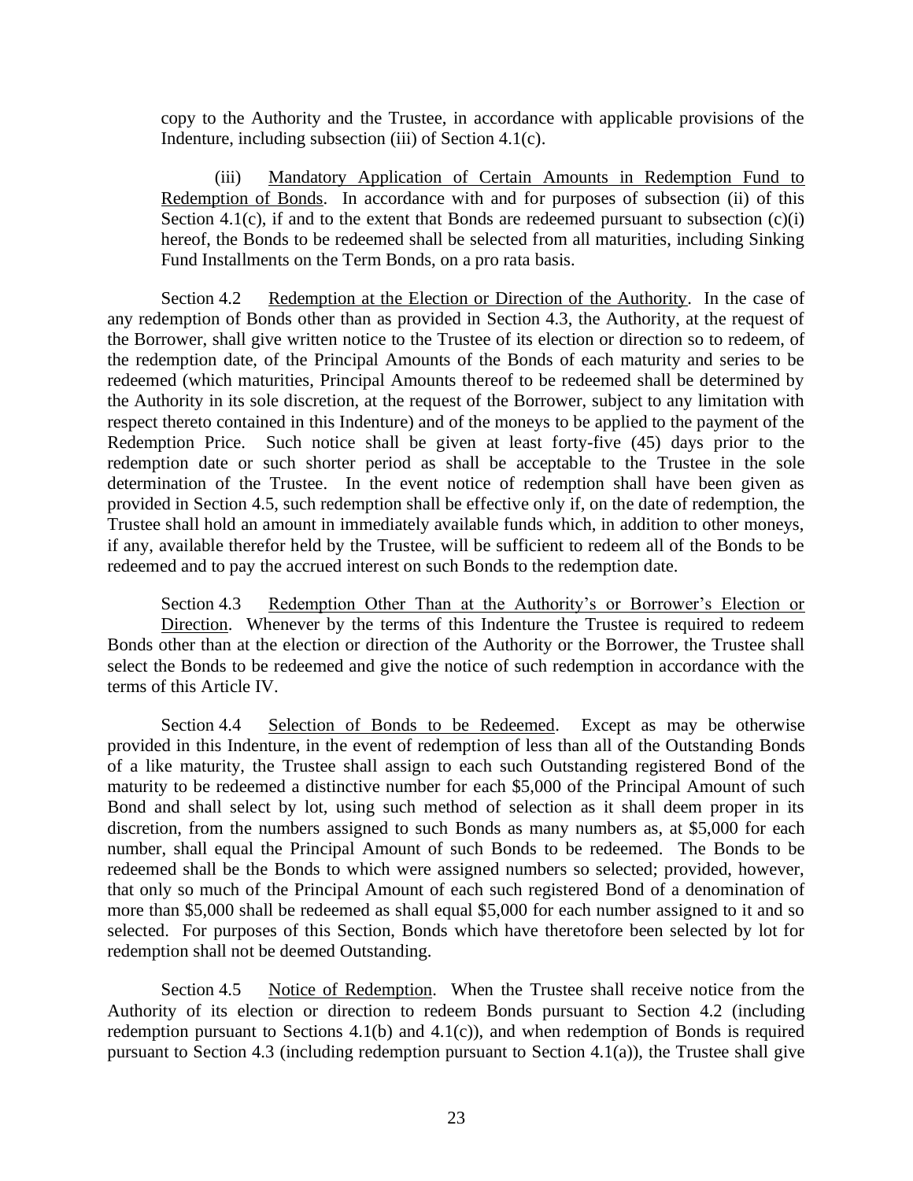copy to the Authority and the Trustee, in accordance with applicable provisions of the Indenture, including subsection (iii) of Section 4.1(c).

(iii) Mandatory Application of Certain Amounts in Redemption Fund to Redemption of Bonds. In accordance with and for purposes of subsection (ii) of this Section 4.1(c), if and to the extent that Bonds are redeemed pursuant to subsection (c)(i) hereof, the Bonds to be redeemed shall be selected from all maturities, including Sinking Fund Installments on the Term Bonds, on a pro rata basis.

Section 4.2 Redemption at the Election or Direction of the Authority. In the case of any redemption of Bonds other than as provided in Section 4.3, the Authority, at the request of the Borrower, shall give written notice to the Trustee of its election or direction so to redeem, of the redemption date, of the Principal Amounts of the Bonds of each maturity and series to be redeemed (which maturities, Principal Amounts thereof to be redeemed shall be determined by the Authority in its sole discretion, at the request of the Borrower, subject to any limitation with respect thereto contained in this Indenture) and of the moneys to be applied to the payment of the Redemption Price. Such notice shall be given at least forty-five (45) days prior to the redemption date or such shorter period as shall be acceptable to the Trustee in the sole determination of the Trustee. In the event notice of redemption shall have been given as provided in Section 4.5, such redemption shall be effective only if, on the date of redemption, the Trustee shall hold an amount in immediately available funds which, in addition to other moneys, if any, available therefor held by the Trustee, will be sufficient to redeem all of the Bonds to be redeemed and to pay the accrued interest on such Bonds to the redemption date.

Section 4.3 Redemption Other Than at the Authority's or Borrower's Election or Direction. Whenever by the terms of this Indenture the Trustee is required to redeem Bonds other than at the election or direction of the Authority or the Borrower, the Trustee shall select the Bonds to be redeemed and give the notice of such redemption in accordance with the terms of this Article IV.

Section 4.4 Selection of Bonds to be Redeemed. Except as may be otherwise provided in this Indenture, in the event of redemption of less than all of the Outstanding Bonds of a like maturity, the Trustee shall assign to each such Outstanding registered Bond of the maturity to be redeemed a distinctive number for each $5,000 of the Principal Amount of such Bond and shall select by lot, using such method of selection as it shall deem proper in its discretion, from the numbers assigned to such Bonds as many numbers as, at $5,000 for each number, shall equal the Principal Amount of such Bonds to be redeemed. The Bonds to be redeemed shall be the Bonds to which were assigned numbers so selected; provided, however, that only so much of the Principal Amount of each such registered Bond of a denomination of more than $5,000 shall be redeemed as shall equal $5,000 for each number assigned to it and so selected. For purposes of this Section, Bonds which have theretofore been selected by lot for redemption shall not be deemed Outstanding.

Section 4.5 Notice of Redemption. When the Trustee shall receive notice from the Authority of its election or direction to redeem Bonds pursuant to Section 4.2 (including redemption pursuant to Sections 4.1(b) and 4.1(c)), and when redemption of Bonds is required pursuant to Section 4.3 (including redemption pursuant to Section 4.1(a)), the Trustee shall give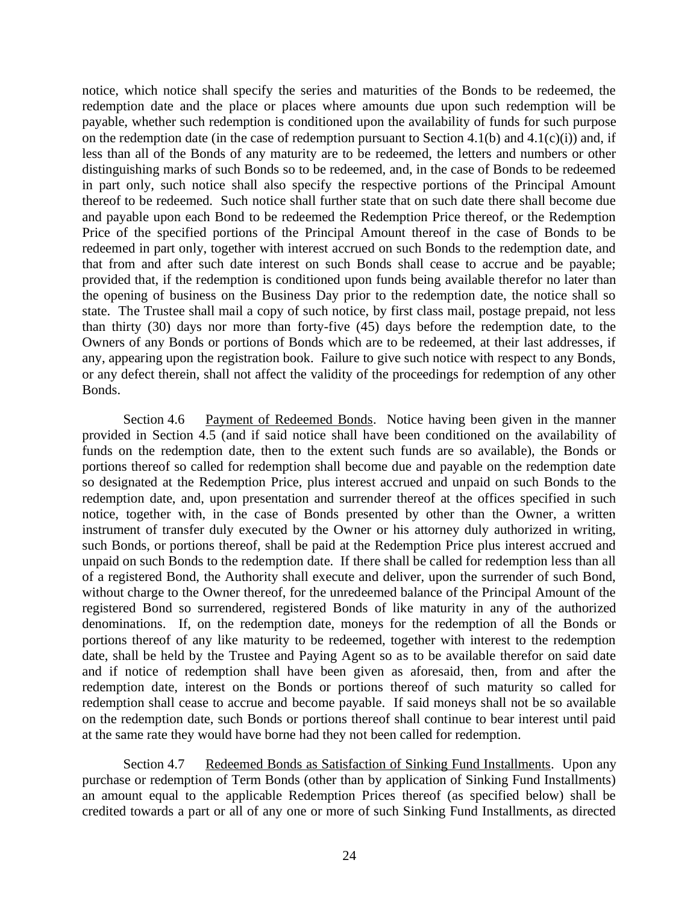notice, which notice shall specify the series and maturities of the Bonds to be redeemed, the redemption date and the place or places where amounts due upon such redemption will be payable, whether such redemption is conditioned upon the availability of funds for such purpose on the redemption date (in the case of redemption pursuant to Section 4.1(b) and 4.1(c)(i)) and, if less than all of the Bonds of any maturity are to be redeemed, the letters and numbers or other distinguishing marks of such Bonds so to be redeemed, and, in the case of Bonds to be redeemed in part only, such notice shall also specify the respective portions of the Principal Amount thereof to be redeemed. Such notice shall further state that on such date there shall become due and payable upon each Bond to be redeemed the Redemption Price thereof, or the Redemption Price of the specified portions of the Principal Amount thereof in the case of Bonds to be redeemed in part only, together with interest accrued on such Bonds to the redemption date, and that from and after such date interest on such Bonds shall cease to accrue and be payable; provided that, if the redemption is conditioned upon funds being available therefor no later than the opening of business on the Business Day prior to the redemption date, the notice shall so state. The Trustee shall mail a copy of such notice, by first class mail, postage prepaid, not less than thirty (30) days nor more than forty-five (45) days before the redemption date, to the Owners of any Bonds or portions of Bonds which are to be redeemed, at their last addresses, if any, appearing upon the registration book. Failure to give such notice with respect to any Bonds, or any defect therein, shall not affect the validity of the proceedings for redemption of any other Bonds.

Section 4.6 Payment of Redeemed Bonds. Notice having been given in the manner provided in Section 4.5 (and if said notice shall have been conditioned on the availability of funds on the redemption date, then to the extent such funds are so available), the Bonds or portions thereof so called for redemption shall become due and payable on the redemption date so designated at the Redemption Price, plus interest accrued and unpaid on such Bonds to the redemption date, and, upon presentation and surrender thereof at the offices specified in such notice, together with, in the case of Bonds presented by other than the Owner, a written instrument of transfer duly executed by the Owner or his attorney duly authorized in writing, such Bonds, or portions thereof, shall be paid at the Redemption Price plus interest accrued and unpaid on such Bonds to the redemption date. If there shall be called for redemption less than all of a registered Bond, the Authority shall execute and deliver, upon the surrender of such Bond, without charge to the Owner thereof, for the unredeemed balance of the Principal Amount of the registered Bond so surrendered, registered Bonds of like maturity in any of the authorized denominations. If, on the redemption date, moneys for the redemption of all the Bonds or portions thereof of any like maturity to be redeemed, together with interest to the redemption date, shall be held by the Trustee and Paying Agent so as to be available therefor on said date and if notice of redemption shall have been given as aforesaid, then, from and after the redemption date, interest on the Bonds or portions thereof of such maturity so called for redemption shall cease to accrue and become payable. If said moneys shall not be so available on the redemption date, such Bonds or portions thereof shall continue to bear interest until paid at the same rate they would have borne had they not been called for redemption.

Section 4.7 Redeemed Bonds as Satisfaction of Sinking Fund Installments. Upon any purchase or redemption of Term Bonds (other than by application of Sinking Fund Installments) an amount equal to the applicable Redemption Prices thereof (as specified below) shall be credited towards a part or all of any one or more of such Sinking Fund Installments, as directed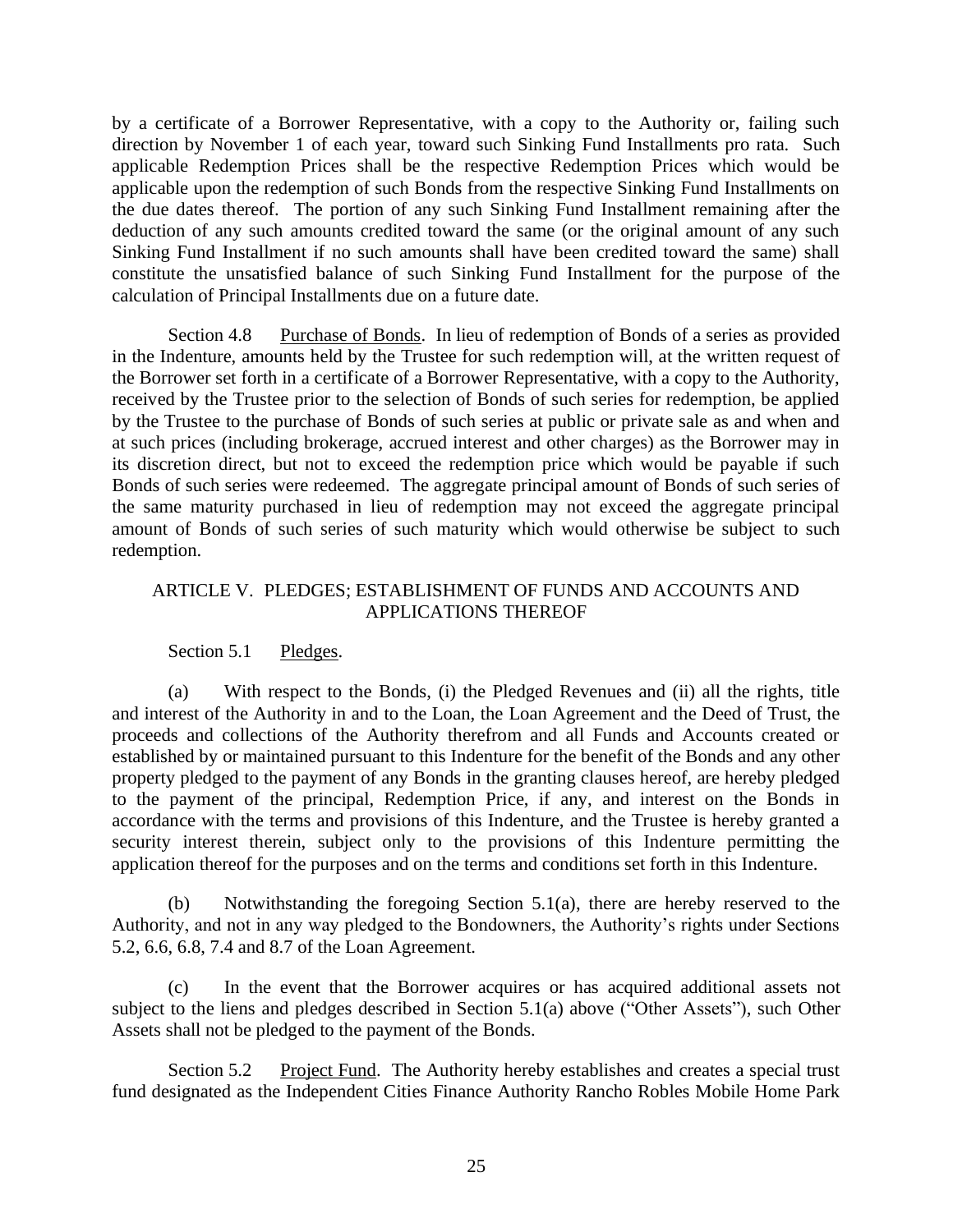by a certificate of a Borrower Representative, with a copy to the Authority or, failing such direction by November 1 of each year, toward such Sinking Fund Installments pro rata. Such applicable Redemption Prices shall be the respective Redemption Prices which would be applicable upon the redemption of such Bonds from the respective Sinking Fund Installments on the due dates thereof. The portion of any such Sinking Fund Installment remaining after the deduction of any such amounts credited toward the same (or the original amount of any such Sinking Fund Installment if no such amounts shall have been credited toward the same) shall constitute the unsatisfied balance of such Sinking Fund Installment for the purpose of the calculation of Principal Installments due on a future date.

Section 4.8 Purchase of Bonds. In lieu of redemption of Bonds of a series as provided in the Indenture, amounts held by the Trustee for such redemption will, at the written request of the Borrower set forth in a certificate of a Borrower Representative, with a copy to the Authority, received by the Trustee prior to the selection of Bonds of such series for redemption, be applied by the Trustee to the purchase of Bonds of such series at public or private sale as and when and at such prices (including brokerage, accrued interest and other charges) as the Borrower may in its discretion direct, but not to exceed the redemption price which would be payable if such Bonds of such series were redeemed. The aggregate principal amount of Bonds of such series of the same maturity purchased in lieu of redemption may not exceed the aggregate principal amount of Bonds of such series of such maturity which would otherwise be subject to such redemption.

## ARTICLE V. PLEDGES; ESTABLISHMENT OF FUNDS AND ACCOUNTS AND APPLICATIONS THEREOF

Section 5.1 Pledges.

(a) With respect to the Bonds, (i) the Pledged Revenues and (ii) all the rights, title and interest of the Authority in and to the Loan, the Loan Agreement and the Deed of Trust, the proceeds and collections of the Authority therefrom and all Funds and Accounts created or established by or maintained pursuant to this Indenture for the benefit of the Bonds and any other property pledged to the payment of any Bonds in the granting clauses hereof, are hereby pledged to the payment of the principal, Redemption Price, if any, and interest on the Bonds in accordance with the terms and provisions of this Indenture, and the Trustee is hereby granted a security interest therein, subject only to the provisions of this Indenture permitting the application thereof for the purposes and on the terms and conditions set forth in this Indenture.

(b) Notwithstanding the foregoing Section 5.1(a), there are hereby reserved to the Authority, and not in any way pledged to the Bondowners, the Authority's rights under Sections 5.2, 6.6, 6.8, 7.4 and 8.7 of the Loan Agreement.

(c) In the event that the Borrower acquires or has acquired additional assets not subject to the liens and pledges described in Section 5.1(a) above ("Other Assets"), such Other Assets shall not be pledged to the payment of the Bonds.

Section 5.2 Project Fund. The Authority hereby establishes and creates a special trust fund designated as the Independent Cities Finance Authority Rancho Robles Mobile Home Park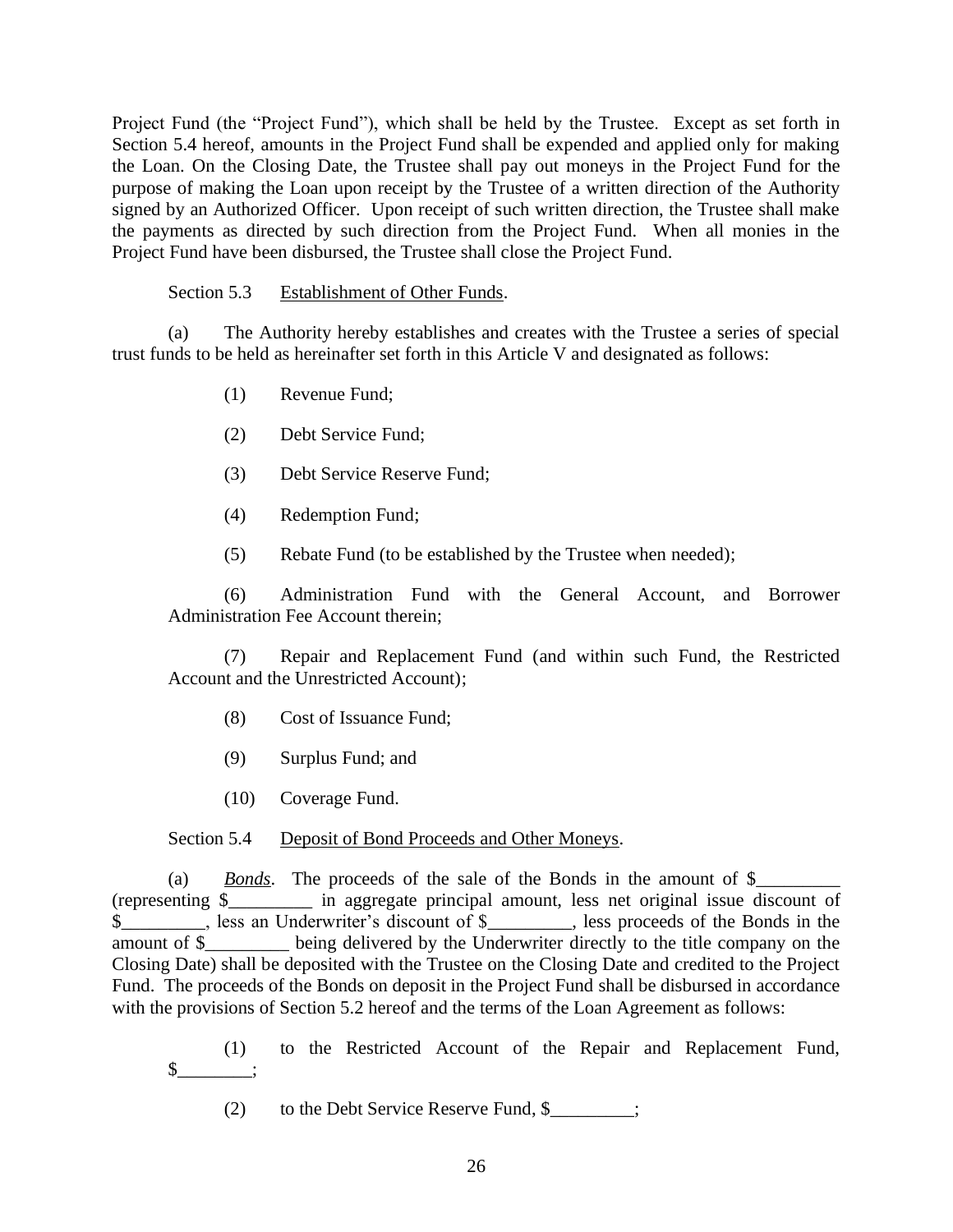Project Fund (the "Project Fund"), which shall be held by the Trustee. Except as set forth in Section 5.4 hereof, amounts in the Project Fund shall be expended and applied only for making the Loan. On the Closing Date, the Trustee shall pay out moneys in the Project Fund for the purpose of making the Loan upon receipt by the Trustee of a written direction of the Authority signed by an Authorized Officer. Upon receipt of such written direction, the Trustee shall make the payments as directed by such direction from the Project Fund. When all monies in the Project Fund have been disbursed, the Trustee shall close the Project Fund.

Section 5.3 Establishment of Other Funds.

(a) The Authority hereby establishes and creates with the Trustee a series of special trust funds to be held as hereinafter set forth in this Article V and designated as follows:

(1) Revenue Fund;

(2) Debt Service Fund;

(3) Debt Service Reserve Fund;

(4) Redemption Fund;

(5) Rebate Fund (to be established by the Trustee when needed);

(6) Administration Fund with the General Account, and Borrower Administration Fee Account therein;

(7) Repair and Replacement Fund (and within such Fund, the Restricted Account and the Unrestricted Account);

(8) Cost of Issuance Fund;

(9) Surplus Fund; and

(10) Coverage Fund.

Section 5.4 Deposit of Bond Proceeds and Other Moneys.

(a) *Bonds*. The proceeds of the sale of the Bonds in the amount of $_________ (representing $_________ in aggregate principal amount, less net original issue discount of $_________, less an Underwriter's discount of $_________, less proceeds of the Bonds in the amount of $_________ being delivered by the Underwriter directly to the title company on the Closing Date) shall be deposited with the Trustee on the Closing Date and credited to the Project Fund. The proceeds of the Bonds on deposit in the Project Fund shall be disbursed in accordance with the provisions of Section 5.2 hereof and the terms of the Loan Agreement as follows:

(1) to the Restricted Account of the Repair and Replacement Fund, $________;

(2) to the Debt Service Reserve Fund, $_________;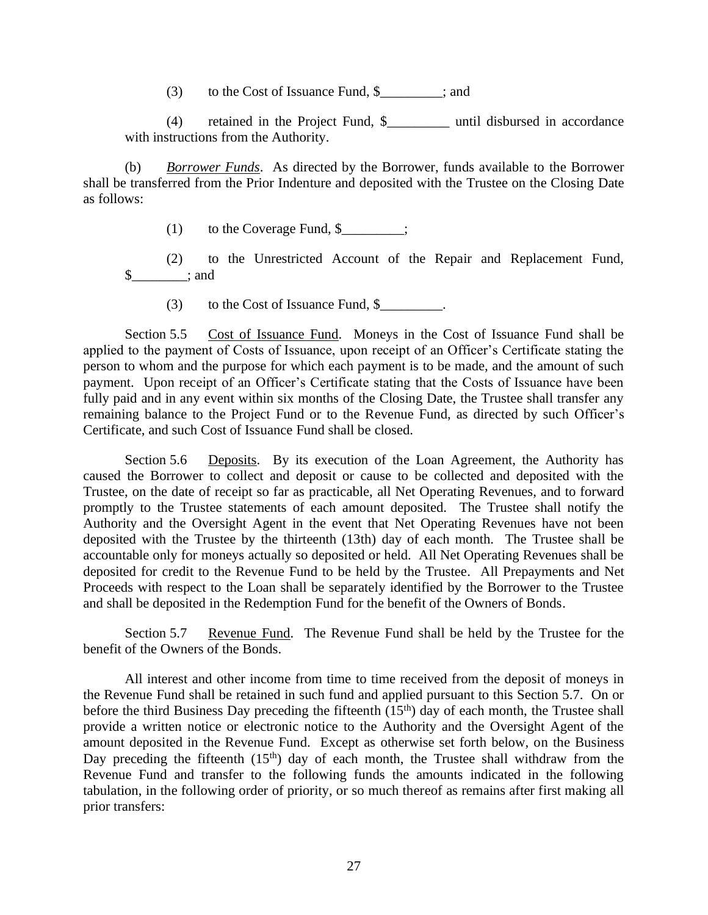(3) to the Cost of Issuance Fund, $_________; and

(4) retained in the Project Fund, $_________ until disbursed in accordance with instructions from the Authority.

(b) *Borrower Funds*. As directed by the Borrower, funds available to the Borrower shall be transferred from the Prior Indenture and deposited with the Trustee on the Closing Date as follows:

(1) to the Coverage Fund, $_________;

(2) to the Unrestricted Account of the Repair and Replacement Fund, $________; and

(3) to the Cost of Issuance Fund, $_________.

Section 5.5 Cost of Issuance Fund. Moneys in the Cost of Issuance Fund shall be applied to the payment of Costs of Issuance, upon receipt of an Officer's Certificate stating the person to whom and the purpose for which each payment is to be made, and the amount of such payment. Upon receipt of an Officer's Certificate stating that the Costs of Issuance have been fully paid and in any event within six months of the Closing Date, the Trustee shall transfer any remaining balance to the Project Fund or to the Revenue Fund, as directed by such Officer's Certificate, and such Cost of Issuance Fund shall be closed.

Section 5.6 Deposits. By its execution of the Loan Agreement, the Authority has caused the Borrower to collect and deposit or cause to be collected and deposited with the Trustee, on the date of receipt so far as practicable, all Net Operating Revenues, and to forward promptly to the Trustee statements of each amount deposited. The Trustee shall notify the Authority and the Oversight Agent in the event that Net Operating Revenues have not been deposited with the Trustee by the thirteenth (13th) day of each month. The Trustee shall be accountable only for moneys actually so deposited or held. All Net Operating Revenues shall be deposited for credit to the Revenue Fund to be held by the Trustee. All Prepayments and Net Proceeds with respect to the Loan shall be separately identified by the Borrower to the Trustee and shall be deposited in the Redemption Fund for the benefit of the Owners of Bonds.

Section 5.7 Revenue Fund. The Revenue Fund shall be held by the Trustee for the benefit of the Owners of the Bonds.

All interest and other income from time to time received from the deposit of moneys in the Revenue Fund shall be retained in such fund and applied pursuant to this Section 5.7. On or before the third Business Day preceding the fifteenth (15th) day of each month, the Trustee shall provide a written notice or electronic notice to the Authority and the Oversight Agent of the amount deposited in the Revenue Fund. Except as otherwise set forth below, on the Business Day preceding the fifteenth (15th) day of each month, the Trustee shall withdraw from the Revenue Fund and transfer to the following funds the amounts indicated in the following tabulation, in the following order of priority, or so much thereof as remains after first making all prior transfers: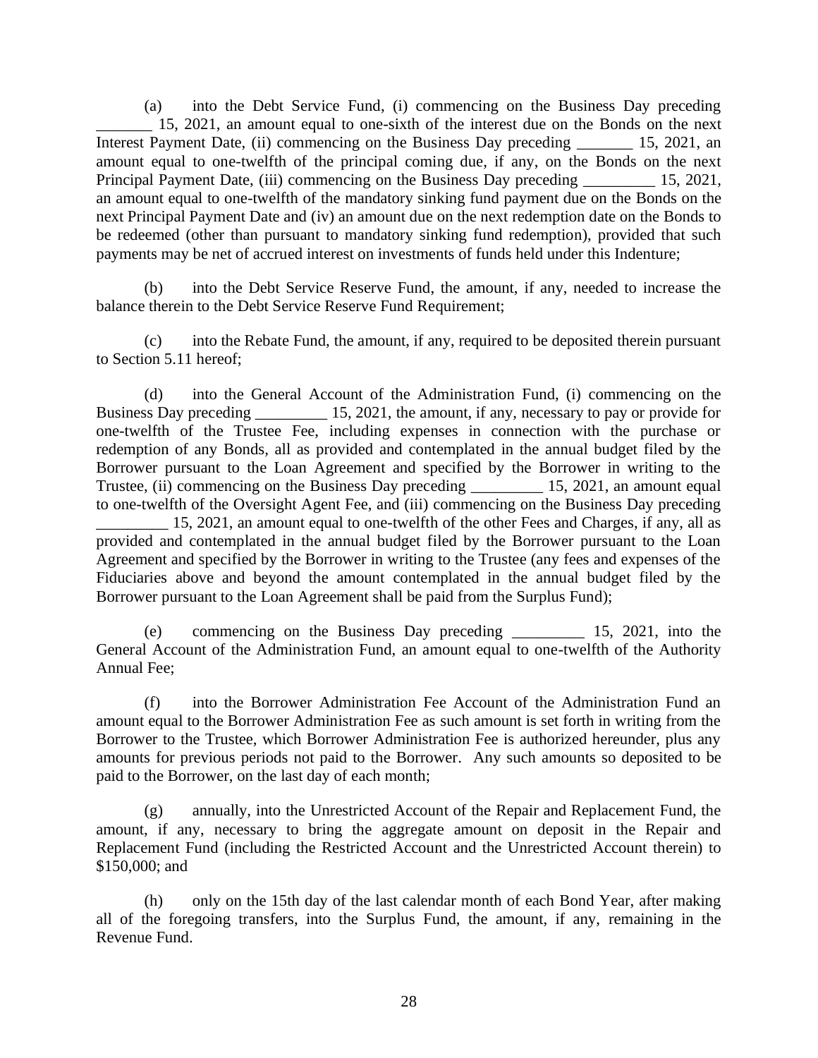(a) into the Debt Service Fund, (i) commencing on the Business Day preceding _______ 15, 2021, an amount equal to one-sixth of the interest due on the Bonds on the next Interest Payment Date, (ii) commencing on the Business Day preceding _______ 15, 2021, an amount equal to one-twelfth of the principal coming due, if any, on the Bonds on the next Principal Payment Date, (iii) commencing on the Business Day preceding _________ 15, 2021, an amount equal to one-twelfth of the mandatory sinking fund payment due on the Bonds on the next Principal Payment Date and (iv) an amount due on the next redemption date on the Bonds to be redeemed (other than pursuant to mandatory sinking fund redemption), provided that such payments may be net of accrued interest on investments of funds held under this Indenture;

(b) into the Debt Service Reserve Fund, the amount, if any, needed to increase the balance therein to the Debt Service Reserve Fund Requirement;

(c) into the Rebate Fund, the amount, if any, required to be deposited therein pursuant to Section 5.11 hereof;

(d) into the General Account of the Administration Fund, (i) commencing on the Business Day preceding _________ 15, 2021, the amount, if any, necessary to pay or provide for one-twelfth of the Trustee Fee, including expenses in connection with the purchase or redemption of any Bonds, all as provided and contemplated in the annual budget filed by the Borrower pursuant to the Loan Agreement and specified by the Borrower in writing to the Trustee, (ii) commencing on the Business Day preceding _________ 15, 2021, an amount equal to one-twelfth of the Oversight Agent Fee, and (iii) commencing on the Business Day preceding _________ 15, 2021, an amount equal to one-twelfth of the other Fees and Charges, if any, all as provided and contemplated in the annual budget filed by the Borrower pursuant to the Loan Agreement and specified by the Borrower in writing to the Trustee (any fees and expenses of the Fiduciaries above and beyond the amount contemplated in the annual budget filed by the Borrower pursuant to the Loan Agreement shall be paid from the Surplus Fund);

(e) commencing on the Business Day preceding _________ 15, 2021, into the General Account of the Administration Fund, an amount equal to one-twelfth of the Authority Annual Fee;

(f) into the Borrower Administration Fee Account of the Administration Fund an amount equal to the Borrower Administration Fee as such amount is set forth in writing from the Borrower to the Trustee, which Borrower Administration Fee is authorized hereunder, plus any amounts for previous periods not paid to the Borrower. Any such amounts so deposited to be paid to the Borrower, on the last day of each month;

(g) annually, into the Unrestricted Account of the Repair and Replacement Fund, the amount, if any, necessary to bring the aggregate amount on deposit in the Repair and Replacement Fund (including the Restricted Account and the Unrestricted Account therein) to $150,000; and

(h) only on the 15th day of the last calendar month of each Bond Year, after making all of the foregoing transfers, into the Surplus Fund, the amount, if any, remaining in the Revenue Fund.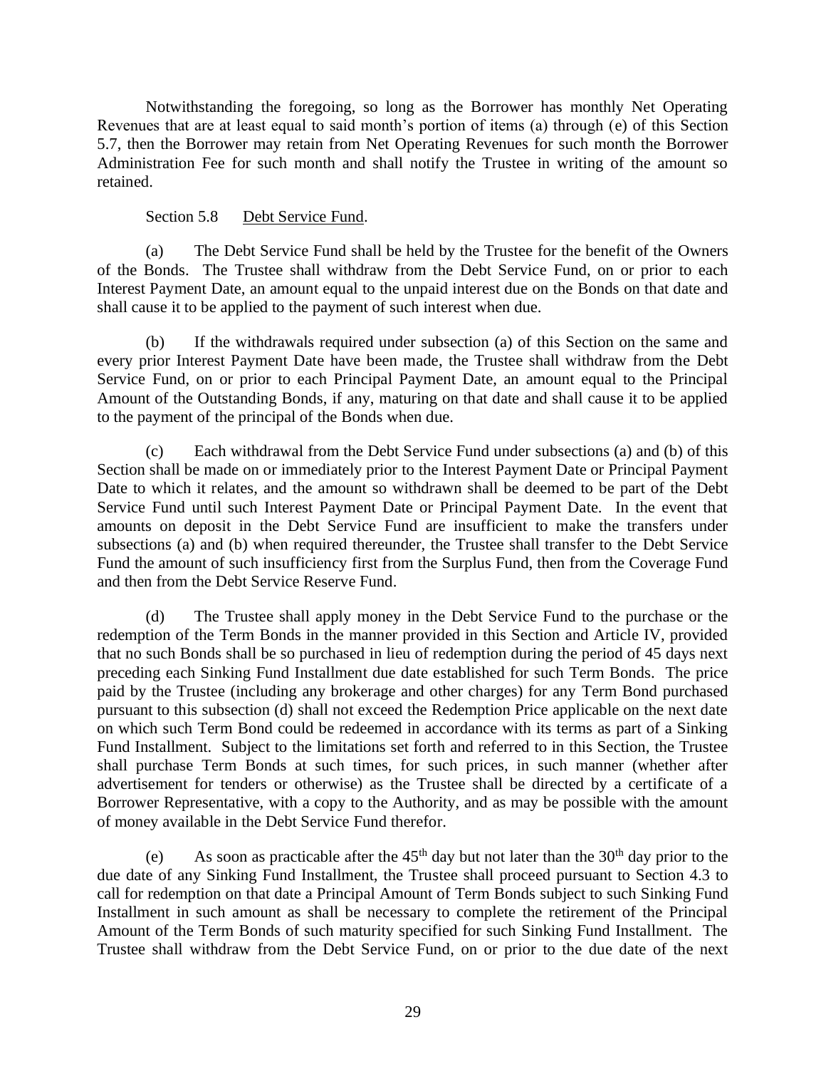Notwithstanding the foregoing, so long as the Borrower has monthly Net Operating Revenues that are at least equal to said month's portion of items (a) through (e) of this Section 5.7, then the Borrower may retain from Net Operating Revenues for such month the Borrower Administration Fee for such month and shall notify the Trustee in writing of the amount so retained.

Section 5.8 Debt Service Fund.

(a) The Debt Service Fund shall be held by the Trustee for the benefit of the Owners of the Bonds. The Trustee shall withdraw from the Debt Service Fund, on or prior to each Interest Payment Date, an amount equal to the unpaid interest due on the Bonds on that date and shall cause it to be applied to the payment of such interest when due.

(b) If the withdrawals required under subsection (a) of this Section on the same and every prior Interest Payment Date have been made, the Trustee shall withdraw from the Debt Service Fund, on or prior to each Principal Payment Date, an amount equal to the Principal Amount of the Outstanding Bonds, if any, maturing on that date and shall cause it to be applied to the payment of the principal of the Bonds when due.

(c) Each withdrawal from the Debt Service Fund under subsections (a) and (b) of this Section shall be made on or immediately prior to the Interest Payment Date or Principal Payment Date to which it relates, and the amount so withdrawn shall be deemed to be part of the Debt Service Fund until such Interest Payment Date or Principal Payment Date. In the event that amounts on deposit in the Debt Service Fund are insufficient to make the transfers under subsections (a) and (b) when required thereunder, the Trustee shall transfer to the Debt Service Fund the amount of such insufficiency first from the Surplus Fund, then from the Coverage Fund and then from the Debt Service Reserve Fund.

(d) The Trustee shall apply money in the Debt Service Fund to the purchase or the redemption of the Term Bonds in the manner provided in this Section and Article IV, provided that no such Bonds shall be so purchased in lieu of redemption during the period of 45 days next preceding each Sinking Fund Installment due date established for such Term Bonds. The price paid by the Trustee (including any brokerage and other charges) for any Term Bond purchased pursuant to this subsection (d) shall not exceed the Redemption Price applicable on the next date on which such Term Bond could be redeemed in accordance with its terms as part of a Sinking Fund Installment. Subject to the limitations set forth and referred to in this Section, the Trustee shall purchase Term Bonds at such times, for such prices, in such manner (whether after advertisement for tenders or otherwise) as the Trustee shall be directed by a certificate of a Borrower Representative, with a copy to the Authority, and as may be possible with the amount of money available in the Debt Service Fund therefor.

(e) As soon as practicable after the 45th day but not later than the 30th day prior to the due date of any Sinking Fund Installment, the Trustee shall proceed pursuant to Section 4.3 to call for redemption on that date a Principal Amount of Term Bonds subject to such Sinking Fund Installment in such amount as shall be necessary to complete the retirement of the Principal Amount of the Term Bonds of such maturity specified for such Sinking Fund Installment. The Trustee shall withdraw from the Debt Service Fund, on or prior to the due date of the next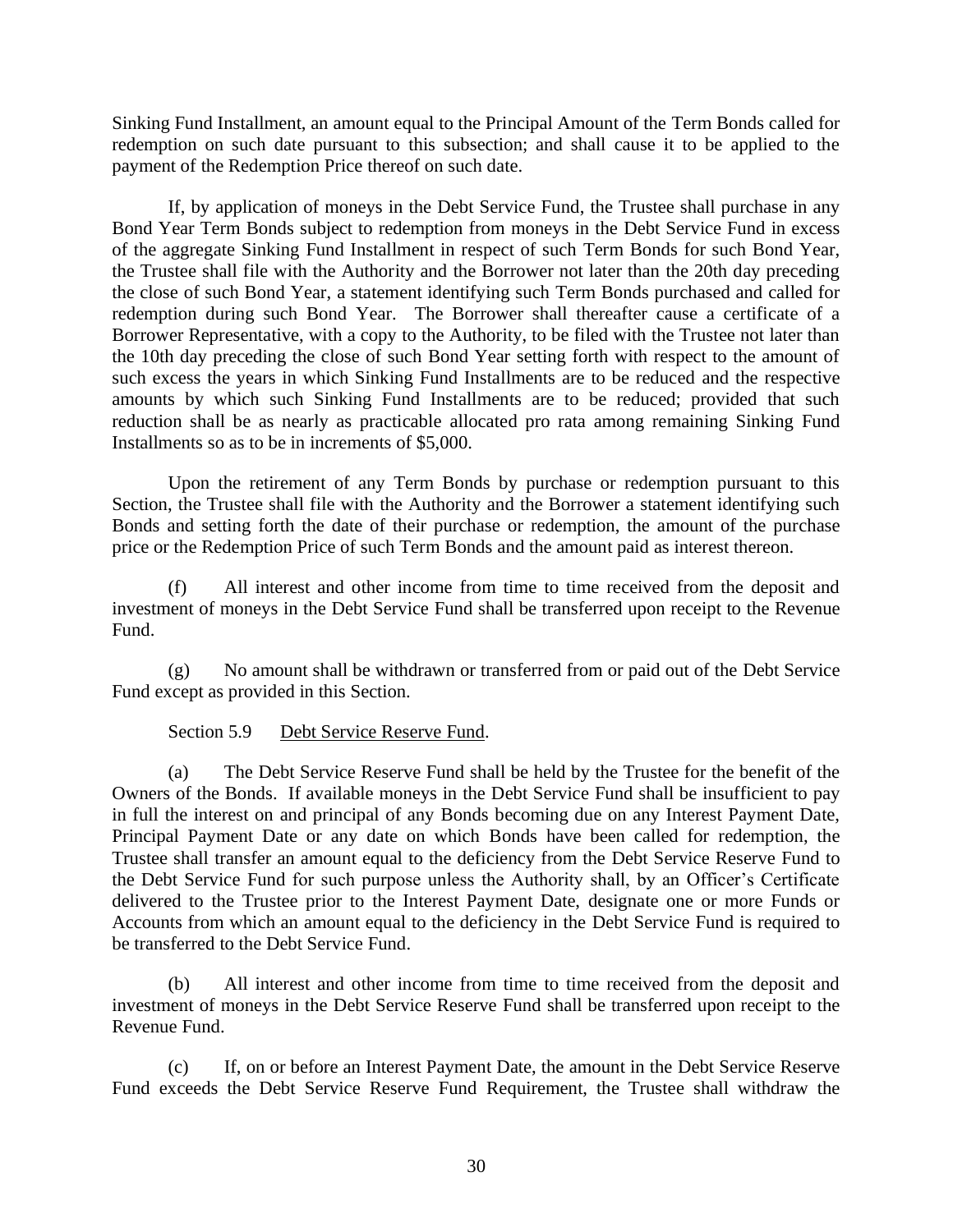Sinking Fund Installment, an amount equal to the Principal Amount of the Term Bonds called for redemption on such date pursuant to this subsection; and shall cause it to be applied to the payment of the Redemption Price thereof on such date.

If, by application of moneys in the Debt Service Fund, the Trustee shall purchase in any Bond Year Term Bonds subject to redemption from moneys in the Debt Service Fund in excess of the aggregate Sinking Fund Installment in respect of such Term Bonds for such Bond Year, the Trustee shall file with the Authority and the Borrower not later than the 20th day preceding the close of such Bond Year, a statement identifying such Term Bonds purchased and called for redemption during such Bond Year. The Borrower shall thereafter cause a certificate of a Borrower Representative, with a copy to the Authority, to be filed with the Trustee not later than the 10th day preceding the close of such Bond Year setting forth with respect to the amount of such excess the years in which Sinking Fund Installments are to be reduced and the respective amounts by which such Sinking Fund Installments are to be reduced; provided that such reduction shall be as nearly as practicable allocated pro rata among remaining Sinking Fund Installments so as to be in increments of $5,000.

Upon the retirement of any Term Bonds by purchase or redemption pursuant to this Section, the Trustee shall file with the Authority and the Borrower a statement identifying such Bonds and setting forth the date of their purchase or redemption, the amount of the purchase price or the Redemption Price of such Term Bonds and the amount paid as interest thereon.

(f) All interest and other income from time to time received from the deposit and investment of moneys in the Debt Service Fund shall be transferred upon receipt to the Revenue Fund.

(g) No amount shall be withdrawn or transferred from or paid out of the Debt Service Fund except as provided in this Section.

Section 5.9 Debt Service Reserve Fund.

(a) The Debt Service Reserve Fund shall be held by the Trustee for the benefit of the Owners of the Bonds. If available moneys in the Debt Service Fund shall be insufficient to pay in full the interest on and principal of any Bonds becoming due on any Interest Payment Date, Principal Payment Date or any date on which Bonds have been called for redemption, the Trustee shall transfer an amount equal to the deficiency from the Debt Service Reserve Fund to the Debt Service Fund for such purpose unless the Authority shall, by an Officer's Certificate delivered to the Trustee prior to the Interest Payment Date, designate one or more Funds or Accounts from which an amount equal to the deficiency in the Debt Service Fund is required to be transferred to the Debt Service Fund.

(b) All interest and other income from time to time received from the deposit and investment of moneys in the Debt Service Reserve Fund shall be transferred upon receipt to the Revenue Fund.

(c) If, on or before an Interest Payment Date, the amount in the Debt Service Reserve Fund exceeds the Debt Service Reserve Fund Requirement, the Trustee shall withdraw the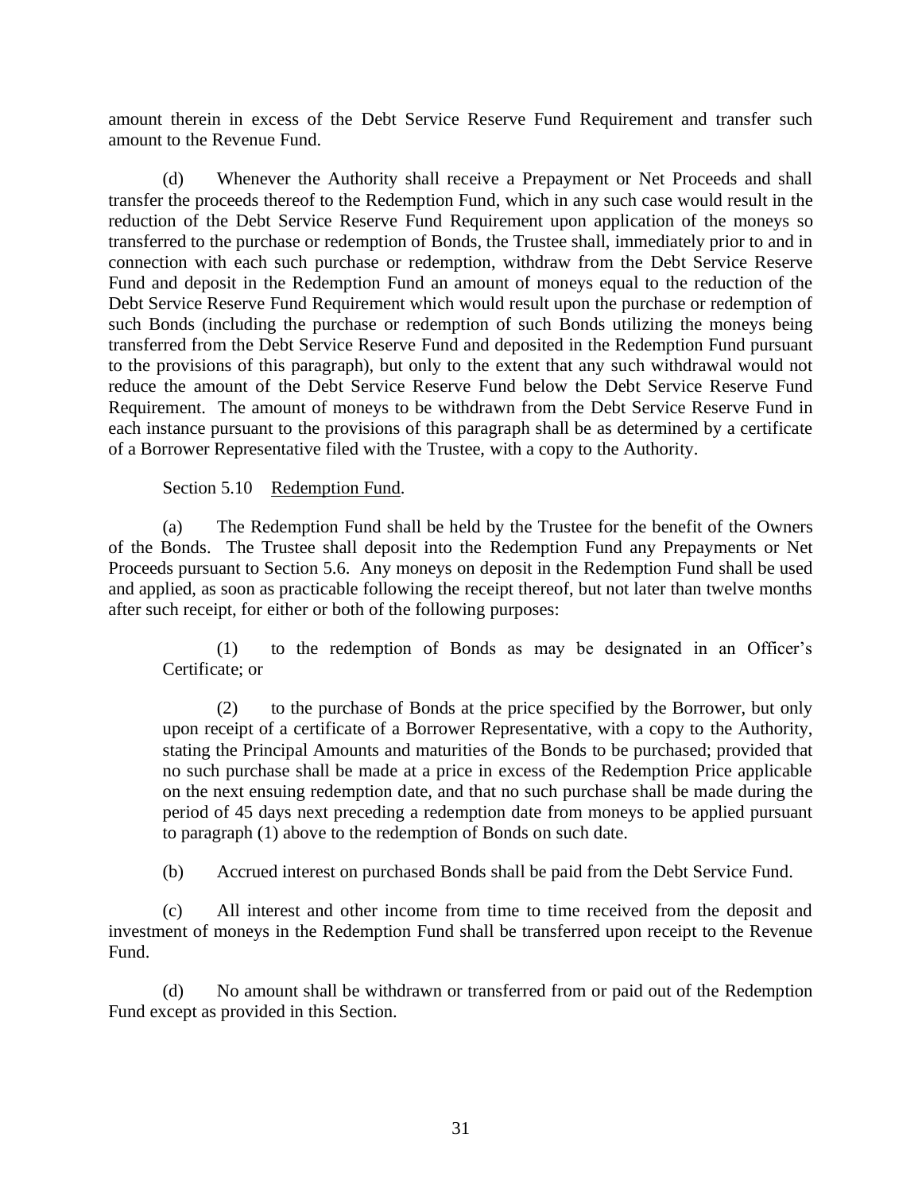amount therein in excess of the Debt Service Reserve Fund Requirement and transfer such amount to the Revenue Fund.

(d) Whenever the Authority shall receive a Prepayment or Net Proceeds and shall transfer the proceeds thereof to the Redemption Fund, which in any such case would result in the reduction of the Debt Service Reserve Fund Requirement upon application of the moneys so transferred to the purchase or redemption of Bonds, the Trustee shall, immediately prior to and in connection with each such purchase or redemption, withdraw from the Debt Service Reserve Fund and deposit in the Redemption Fund an amount of moneys equal to the reduction of the Debt Service Reserve Fund Requirement which would result upon the purchase or redemption of such Bonds (including the purchase or redemption of such Bonds utilizing the moneys being transferred from the Debt Service Reserve Fund and deposited in the Redemption Fund pursuant to the provisions of this paragraph), but only to the extent that any such withdrawal would not reduce the amount of the Debt Service Reserve Fund below the Debt Service Reserve Fund Requirement. The amount of moneys to be withdrawn from the Debt Service Reserve Fund in each instance pursuant to the provisions of this paragraph shall be as determined by a certificate of a Borrower Representative filed with the Trustee, with a copy to the Authority.

Section 5.10 Redemption Fund.

(a) The Redemption Fund shall be held by the Trustee for the benefit of the Owners of the Bonds. The Trustee shall deposit into the Redemption Fund any Prepayments or Net Proceeds pursuant to Section 5.6. Any moneys on deposit in the Redemption Fund shall be used and applied, as soon as practicable following the receipt thereof, but not later than twelve months after such receipt, for either or both of the following purposes:

(1) to the redemption of Bonds as may be designated in an Officer's Certificate; or

(2) to the purchase of Bonds at the price specified by the Borrower, but only upon receipt of a certificate of a Borrower Representative, with a copy to the Authority, stating the Principal Amounts and maturities of the Bonds to be purchased; provided that no such purchase shall be made at a price in excess of the Redemption Price applicable on the next ensuing redemption date, and that no such purchase shall be made during the period of 45 days next preceding a redemption date from moneys to be applied pursuant to paragraph (1) above to the redemption of Bonds on such date.

(b) Accrued interest on purchased Bonds shall be paid from the Debt Service Fund.

(c) All interest and other income from time to time received from the deposit and investment of moneys in the Redemption Fund shall be transferred upon receipt to the Revenue Fund.

(d) No amount shall be withdrawn or transferred from or paid out of the Redemption Fund except as provided in this Section.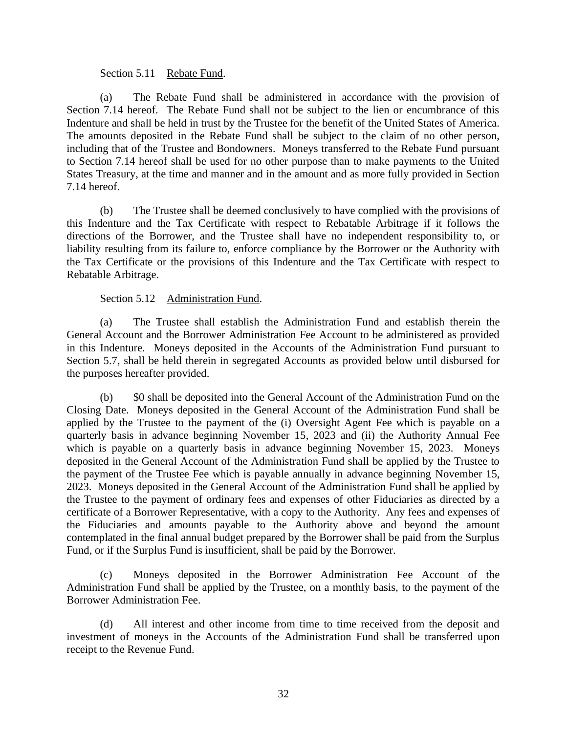Section 5.11 Rebate Fund.

(a) The Rebate Fund shall be administered in accordance with the provision of Section 7.14 hereof. The Rebate Fund shall not be subject to the lien or encumbrance of this Indenture and shall be held in trust by the Trustee for the benefit of the United States of America. The amounts deposited in the Rebate Fund shall be subject to the claim of no other person, including that of the Trustee and Bondowners. Moneys transferred to the Rebate Fund pursuant to Section 7.14 hereof shall be used for no other purpose than to make payments to the United States Treasury, at the time and manner and in the amount and as more fully provided in Section 7.14 hereof.

(b) The Trustee shall be deemed conclusively to have complied with the provisions of this Indenture and the Tax Certificate with respect to Rebatable Arbitrage if it follows the directions of the Borrower, and the Trustee shall have no independent responsibility to, or liability resulting from its failure to, enforce compliance by the Borrower or the Authority with the Tax Certificate or the provisions of this Indenture and the Tax Certificate with respect to Rebatable Arbitrage.

Section 5.12 Administration Fund.

(a) The Trustee shall establish the Administration Fund and establish therein the General Account and the Borrower Administration Fee Account to be administered as provided in this Indenture. Moneys deposited in the Accounts of the Administration Fund pursuant to Section 5.7, shall be held therein in segregated Accounts as provided below until disbursed for the purposes hereafter provided.

(b) $0 shall be deposited into the General Account of the Administration Fund on the Closing Date. Moneys deposited in the General Account of the Administration Fund shall be applied by the Trustee to the payment of the (i) Oversight Agent Fee which is payable on a quarterly basis in advance beginning November 15, 2023 and (ii) the Authority Annual Fee which is payable on a quarterly basis in advance beginning November 15, 2023. Moneys deposited in the General Account of the Administration Fund shall be applied by the Trustee to the payment of the Trustee Fee which is payable annually in advance beginning November 15, 2023. Moneys deposited in the General Account of the Administration Fund shall be applied by the Trustee to the payment of ordinary fees and expenses of other Fiduciaries as directed by a certificate of a Borrower Representative, with a copy to the Authority. Any fees and expenses of the Fiduciaries and amounts payable to the Authority above and beyond the amount contemplated in the final annual budget prepared by the Borrower shall be paid from the Surplus Fund, or if the Surplus Fund is insufficient, shall be paid by the Borrower.

(c) Moneys deposited in the Borrower Administration Fee Account of the Administration Fund shall be applied by the Trustee, on a monthly basis, to the payment of the Borrower Administration Fee.

(d) All interest and other income from time to time received from the deposit and investment of moneys in the Accounts of the Administration Fund shall be transferred upon receipt to the Revenue Fund.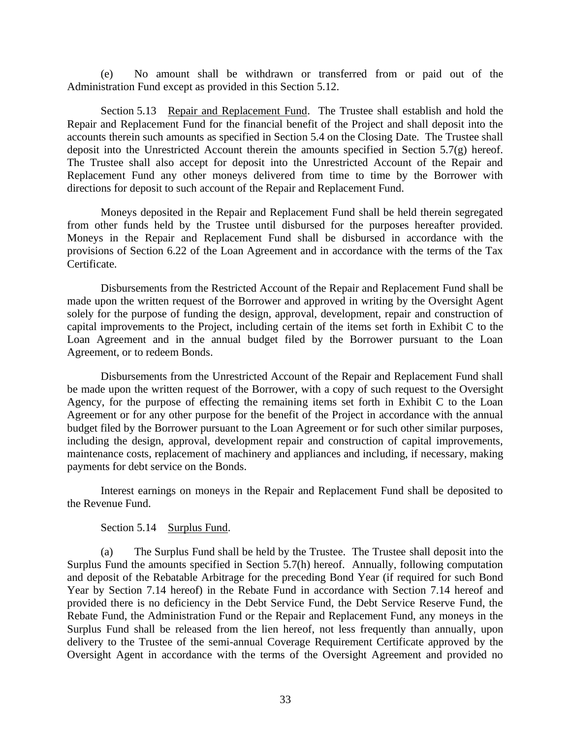(e) No amount shall be withdrawn or transferred from or paid out of the Administration Fund except as provided in this Section 5.12.

Section 5.13 Repair and Replacement Fund. The Trustee shall establish and hold the Repair and Replacement Fund for the financial benefit of the Project and shall deposit into the accounts therein such amounts as specified in Section 5.4 on the Closing Date. The Trustee shall deposit into the Unrestricted Account therein the amounts specified in Section 5.7(g) hereof. The Trustee shall also accept for deposit into the Unrestricted Account of the Repair and Replacement Fund any other moneys delivered from time to time by the Borrower with directions for deposit to such account of the Repair and Replacement Fund.

Moneys deposited in the Repair and Replacement Fund shall be held therein segregated from other funds held by the Trustee until disbursed for the purposes hereafter provided. Moneys in the Repair and Replacement Fund shall be disbursed in accordance with the provisions of Section 6.22 of the Loan Agreement and in accordance with the terms of the Tax Certificate.

Disbursements from the Restricted Account of the Repair and Replacement Fund shall be made upon the written request of the Borrower and approved in writing by the Oversight Agent solely for the purpose of funding the design, approval, development, repair and construction of capital improvements to the Project, including certain of the items set forth in Exhibit C to the Loan Agreement and in the annual budget filed by the Borrower pursuant to the Loan Agreement, or to redeem Bonds.

Disbursements from the Unrestricted Account of the Repair and Replacement Fund shall be made upon the written request of the Borrower, with a copy of such request to the Oversight Agency, for the purpose of effecting the remaining items set forth in Exhibit C to the Loan Agreement or for any other purpose for the benefit of the Project in accordance with the annual budget filed by the Borrower pursuant to the Loan Agreement or for such other similar purposes, including the design, approval, development repair and construction of capital improvements, maintenance costs, replacement of machinery and appliances and including, if necessary, making payments for debt service on the Bonds.

Interest earnings on moneys in the Repair and Replacement Fund shall be deposited to the Revenue Fund.

Section 5.14 Surplus Fund.

(a) The Surplus Fund shall be held by the Trustee. The Trustee shall deposit into the Surplus Fund the amounts specified in Section 5.7(h) hereof. Annually, following computation and deposit of the Rebatable Arbitrage for the preceding Bond Year (if required for such Bond Year by Section 7.14 hereof) in the Rebate Fund in accordance with Section 7.14 hereof and provided there is no deficiency in the Debt Service Fund, the Debt Service Reserve Fund, the Rebate Fund, the Administration Fund or the Repair and Replacement Fund, any moneys in the Surplus Fund shall be released from the lien hereof, not less frequently than annually, upon delivery to the Trustee of the semi-annual Coverage Requirement Certificate approved by the Oversight Agent in accordance with the terms of the Oversight Agreement and provided no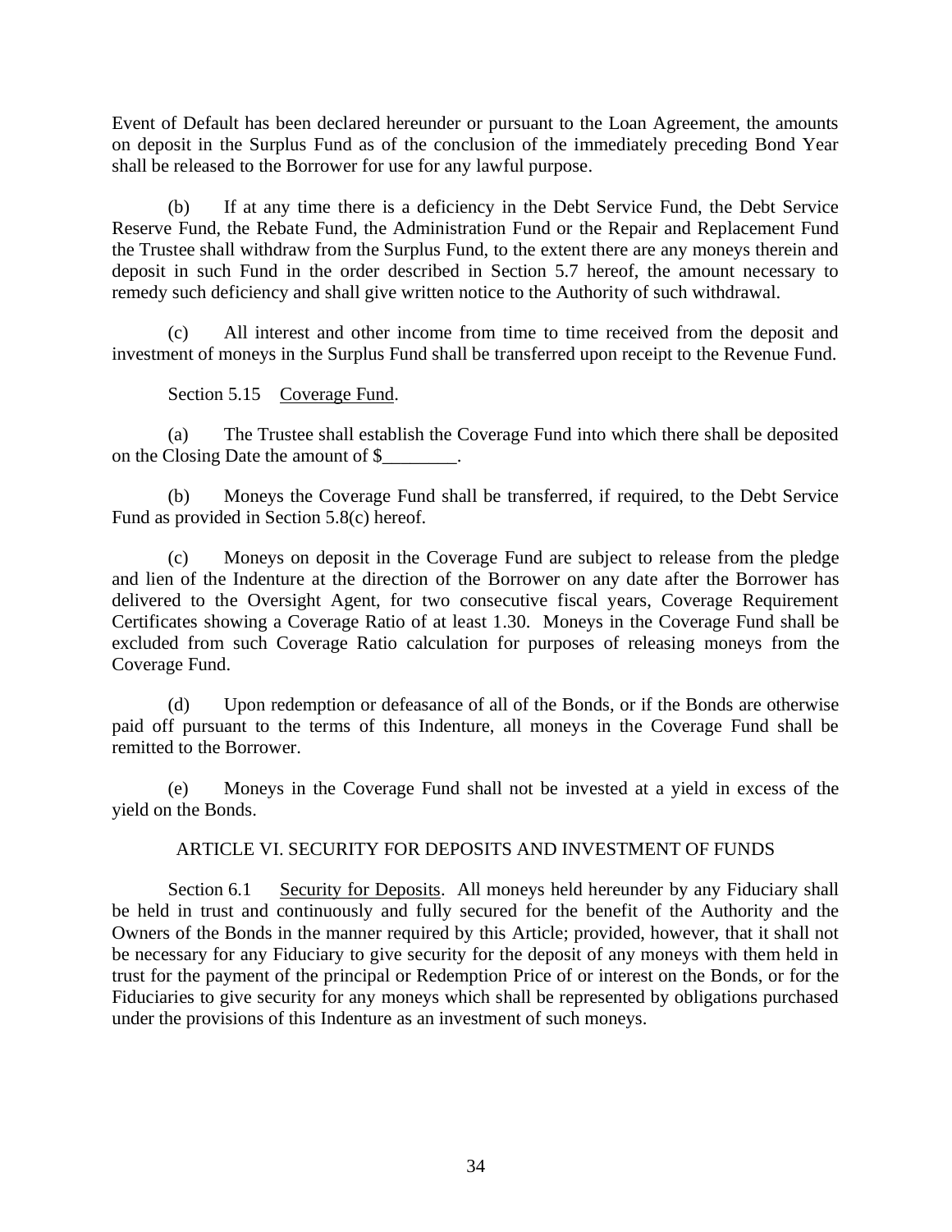Event of Default has been declared hereunder or pursuant to the Loan Agreement, the amounts on deposit in the Surplus Fund as of the conclusion of the immediately preceding Bond Year shall be released to the Borrower for use for any lawful purpose.

(b) If at any time there is a deficiency in the Debt Service Fund, the Debt Service Reserve Fund, the Rebate Fund, the Administration Fund or the Repair and Replacement Fund the Trustee shall withdraw from the Surplus Fund, to the extent there are any moneys therein and deposit in such Fund in the order described in Section 5.7 hereof, the amount necessary to remedy such deficiency and shall give written notice to the Authority of such withdrawal.

(c) All interest and other income from time to time received from the deposit and investment of moneys in the Surplus Fund shall be transferred upon receipt to the Revenue Fund.

Section 5.15 Coverage Fund.

(a) The Trustee shall establish the Coverage Fund into which there shall be deposited on the Closing Date the amount of $________.

(b) Moneys the Coverage Fund shall be transferred, if required, to the Debt Service Fund as provided in Section 5.8(c) hereof.

(c) Moneys on deposit in the Coverage Fund are subject to release from the pledge and lien of the Indenture at the direction of the Borrower on any date after the Borrower has delivered to the Oversight Agent, for two consecutive fiscal years, Coverage Requirement Certificates showing a Coverage Ratio of at least 1.30. Moneys in the Coverage Fund shall be excluded from such Coverage Ratio calculation for purposes of releasing moneys from the Coverage Fund.

(d) Upon redemption or defeasance of all of the Bonds, or if the Bonds are otherwise paid off pursuant to the terms of this Indenture, all moneys in the Coverage Fund shall be remitted to the Borrower.

(e) Moneys in the Coverage Fund shall not be invested at a yield in excess of the yield on the Bonds.

## ARTICLE VI. SECURITY FOR DEPOSITS AND INVESTMENT OF FUNDS

Section 6.1 Security for Deposits. All moneys held hereunder by any Fiduciary shall be held in trust and continuously and fully secured for the benefit of the Authority and the Owners of the Bonds in the manner required by this Article; provided, however, that it shall not be necessary for any Fiduciary to give security for the deposit of any moneys with them held in trust for the payment of the principal or Redemption Price of or interest on the Bonds, or for the Fiduciaries to give security for any moneys which shall be represented by obligations purchased under the provisions of this Indenture as an investment of such moneys.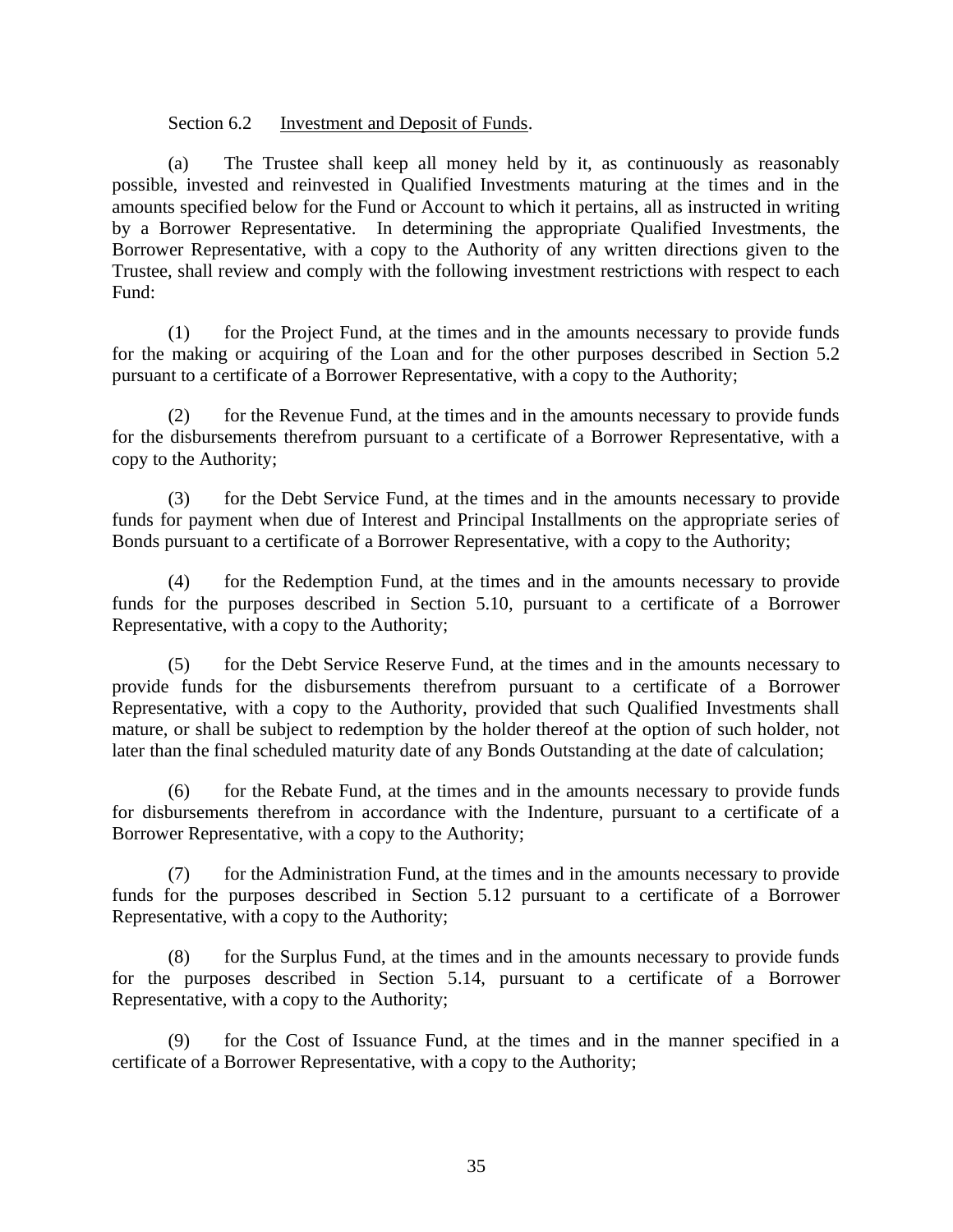Section 6.2 Investment and Deposit of Funds.

(a) The Trustee shall keep all money held by it, as continuously as reasonably possible, invested and reinvested in Qualified Investments maturing at the times and in the amounts specified below for the Fund or Account to which it pertains, all as instructed in writing by a Borrower Representative. In determining the appropriate Qualified Investments, the Borrower Representative, with a copy to the Authority of any written directions given to the Trustee, shall review and comply with the following investment restrictions with respect to each Fund:

(1) for the Project Fund, at the times and in the amounts necessary to provide funds for the making or acquiring of the Loan and for the other purposes described in Section 5.2 pursuant to a certificate of a Borrower Representative, with a copy to the Authority;

(2) for the Revenue Fund, at the times and in the amounts necessary to provide funds for the disbursements therefrom pursuant to a certificate of a Borrower Representative, with a copy to the Authority;

(3) for the Debt Service Fund, at the times and in the amounts necessary to provide funds for payment when due of Interest and Principal Installments on the appropriate series of Bonds pursuant to a certificate of a Borrower Representative, with a copy to the Authority;

(4) for the Redemption Fund, at the times and in the amounts necessary to provide funds for the purposes described in Section 5.10, pursuant to a certificate of a Borrower Representative, with a copy to the Authority;

(5) for the Debt Service Reserve Fund, at the times and in the amounts necessary to provide funds for the disbursements therefrom pursuant to a certificate of a Borrower Representative, with a copy to the Authority, provided that such Qualified Investments shall mature, or shall be subject to redemption by the holder thereof at the option of such holder, not later than the final scheduled maturity date of any Bonds Outstanding at the date of calculation;

(6) for the Rebate Fund, at the times and in the amounts necessary to provide funds for disbursements therefrom in accordance with the Indenture, pursuant to a certificate of a Borrower Representative, with a copy to the Authority;

(7) for the Administration Fund, at the times and in the amounts necessary to provide funds for the purposes described in Section 5.12 pursuant to a certificate of a Borrower Representative, with a copy to the Authority;

(8) for the Surplus Fund, at the times and in the amounts necessary to provide funds for the purposes described in Section 5.14, pursuant to a certificate of a Borrower Representative, with a copy to the Authority;

(9) for the Cost of Issuance Fund, at the times and in the manner specified in a certificate of a Borrower Representative, with a copy to the Authority;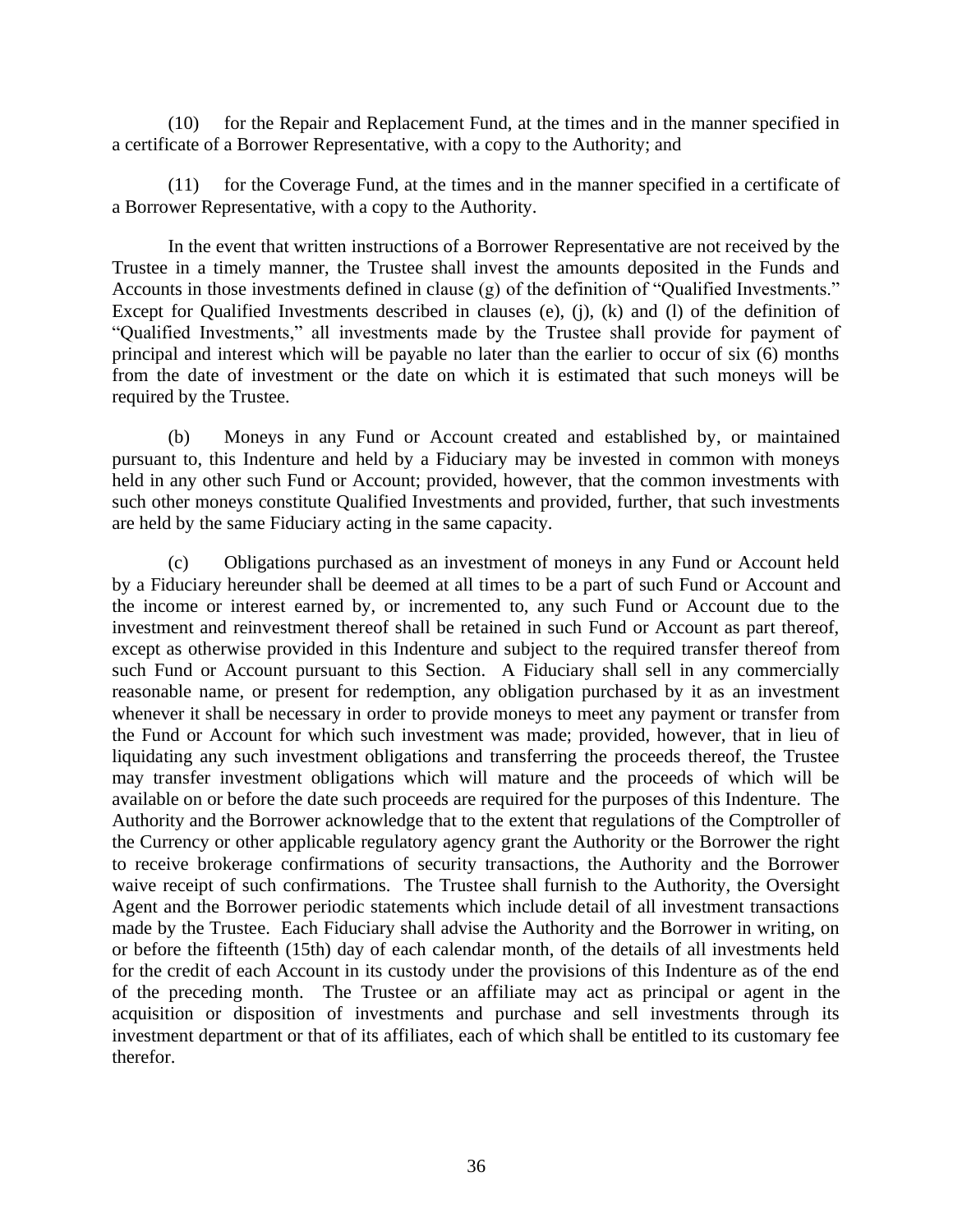(10) for the Repair and Replacement Fund, at the times and in the manner specified in a certificate of a Borrower Representative, with a copy to the Authority; and

(11) for the Coverage Fund, at the times and in the manner specified in a certificate of a Borrower Representative, with a copy to the Authority.

In the event that written instructions of a Borrower Representative are not received by the Trustee in a timely manner, the Trustee shall invest the amounts deposited in the Funds and Accounts in those investments defined in clause (g) of the definition of "Qualified Investments." Except for Qualified Investments described in clauses (e), (j), (k) and (l) of the definition of "Qualified Investments," all investments made by the Trustee shall provide for payment of principal and interest which will be payable no later than the earlier to occur of six (6) months from the date of investment or the date on which it is estimated that such moneys will be required by the Trustee.

(b) Moneys in any Fund or Account created and established by, or maintained pursuant to, this Indenture and held by a Fiduciary may be invested in common with moneys held in any other such Fund or Account; provided, however, that the common investments with such other moneys constitute Qualified Investments and provided, further, that such investments are held by the same Fiduciary acting in the same capacity.

(c) Obligations purchased as an investment of moneys in any Fund or Account held by a Fiduciary hereunder shall be deemed at all times to be a part of such Fund or Account and the income or interest earned by, or incremented to, any such Fund or Account due to the investment and reinvestment thereof shall be retained in such Fund or Account as part thereof, except as otherwise provided in this Indenture and subject to the required transfer thereof from such Fund or Account pursuant to this Section. A Fiduciary shall sell in any commercially reasonable name, or present for redemption, any obligation purchased by it as an investment whenever it shall be necessary in order to provide moneys to meet any payment or transfer from the Fund or Account for which such investment was made; provided, however, that in lieu of liquidating any such investment obligations and transferring the proceeds thereof, the Trustee may transfer investment obligations which will mature and the proceeds of which will be available on or before the date such proceeds are required for the purposes of this Indenture. The Authority and the Borrower acknowledge that to the extent that regulations of the Comptroller of the Currency or other applicable regulatory agency grant the Authority or the Borrower the right to receive brokerage confirmations of security transactions, the Authority and the Borrower waive receipt of such confirmations. The Trustee shall furnish to the Authority, the Oversight Agent and the Borrower periodic statements which include detail of all investment transactions made by the Trustee. Each Fiduciary shall advise the Authority and the Borrower in writing, on or before the fifteenth (15th) day of each calendar month, of the details of all investments held for the credit of each Account in its custody under the provisions of this Indenture as of the end of the preceding month. The Trustee or an affiliate may act as principal or agent in the acquisition or disposition of investments and purchase and sell investments through its investment department or that of its affiliates, each of which shall be entitled to its customary fee therefor.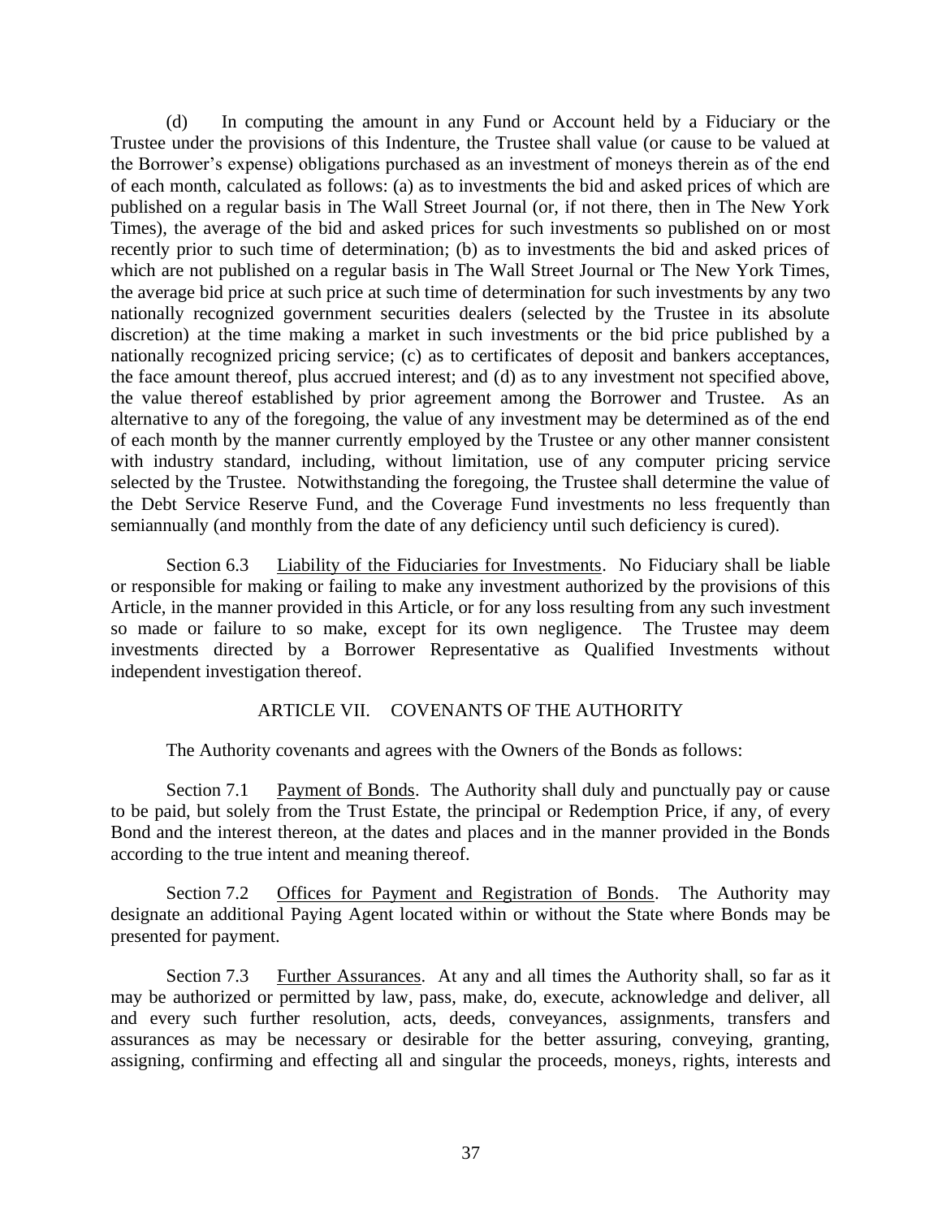(d) In computing the amount in any Fund or Account held by a Fiduciary or the Trustee under the provisions of this Indenture, the Trustee shall value (or cause to be valued at the Borrower's expense) obligations purchased as an investment of moneys therein as of the end of each month, calculated as follows: (a) as to investments the bid and asked prices of which are published on a regular basis in The Wall Street Journal (or, if not there, then in The New York Times), the average of the bid and asked prices for such investments so published on or most recently prior to such time of determination; (b) as to investments the bid and asked prices of which are not published on a regular basis in The Wall Street Journal or The New York Times, the average bid price at such price at such time of determination for such investments by any two nationally recognized government securities dealers (selected by the Trustee in its absolute discretion) at the time making a market in such investments or the bid price published by a nationally recognized pricing service; (c) as to certificates of deposit and bankers acceptances, the face amount thereof, plus accrued interest; and (d) as to any investment not specified above, the value thereof established by prior agreement among the Borrower and Trustee. As an alternative to any of the foregoing, the value of any investment may be determined as of the end of each month by the manner currently employed by the Trustee or any other manner consistent with industry standard, including, without limitation, use of any computer pricing service selected by the Trustee. Notwithstanding the foregoing, the Trustee shall determine the value of the Debt Service Reserve Fund, and the Coverage Fund investments no less frequently than semiannually (and monthly from the date of any deficiency until such deficiency is cured).

Section 6.3 Liability of the Fiduciaries for Investments. No Fiduciary shall be liable or responsible for making or failing to make any investment authorized by the provisions of this Article, in the manner provided in this Article, or for any loss resulting from any such investment so made or failure to so make, except for its own negligence. The Trustee may deem investments directed by a Borrower Representative as Qualified Investments without independent investigation thereof.

## ARTICLE VII. COVENANTS OF THE AUTHORITY

The Authority covenants and agrees with the Owners of the Bonds as follows:

Section 7.1 Payment of Bonds. The Authority shall duly and punctually pay or cause to be paid, but solely from the Trust Estate, the principal or Redemption Price, if any, of every Bond and the interest thereon, at the dates and places and in the manner provided in the Bonds according to the true intent and meaning thereof.

Section 7.2 Offices for Payment and Registration of Bonds. The Authority may designate an additional Paying Agent located within or without the State where Bonds may be presented for payment.

Section 7.3 Further Assurances. At any and all times the Authority shall, so far as it may be authorized or permitted by law, pass, make, do, execute, acknowledge and deliver, all and every such further resolution, acts, deeds, conveyances, assignments, transfers and assurances as may be necessary or desirable for the better assuring, conveying, granting, assigning, confirming and effecting all and singular the proceeds, moneys, rights, interests and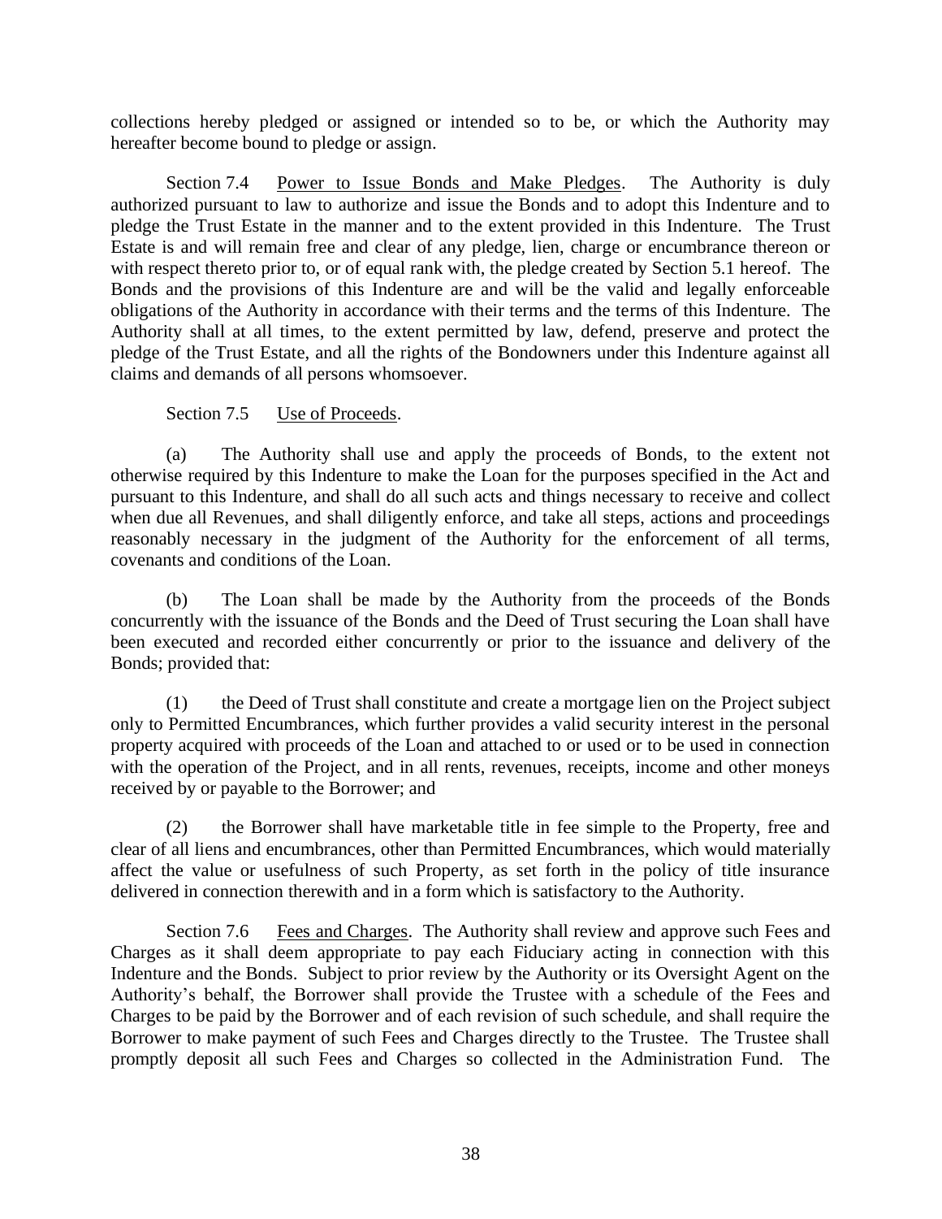collections hereby pledged or assigned or intended so to be, or which the Authority may hereafter become bound to pledge or assign.

Section 7.4 Power to Issue Bonds and Make Pledges. The Authority is duly authorized pursuant to law to authorize and issue the Bonds and to adopt this Indenture and to pledge the Trust Estate in the manner and to the extent provided in this Indenture. The Trust Estate is and will remain free and clear of any pledge, lien, charge or encumbrance thereon or with respect thereto prior to, or of equal rank with, the pledge created by Section 5.1 hereof. The Bonds and the provisions of this Indenture are and will be the valid and legally enforceable obligations of the Authority in accordance with their terms and the terms of this Indenture. The Authority shall at all times, to the extent permitted by law, defend, preserve and protect the pledge of the Trust Estate, and all the rights of the Bondowners under this Indenture against all claims and demands of all persons whomsoever.

Section 7.5 Use of Proceeds.

(a) The Authority shall use and apply the proceeds of Bonds, to the extent not otherwise required by this Indenture to make the Loan for the purposes specified in the Act and pursuant to this Indenture, and shall do all such acts and things necessary to receive and collect when due all Revenues, and shall diligently enforce, and take all steps, actions and proceedings reasonably necessary in the judgment of the Authority for the enforcement of all terms, covenants and conditions of the Loan.

(b) The Loan shall be made by the Authority from the proceeds of the Bonds concurrently with the issuance of the Bonds and the Deed of Trust securing the Loan shall have been executed and recorded either concurrently or prior to the issuance and delivery of the Bonds; provided that:

(1) the Deed of Trust shall constitute and create a mortgage lien on the Project subject only to Permitted Encumbrances, which further provides a valid security interest in the personal property acquired with proceeds of the Loan and attached to or used or to be used in connection with the operation of the Project, and in all rents, revenues, receipts, income and other moneys received by or payable to the Borrower; and

(2) the Borrower shall have marketable title in fee simple to the Property, free and clear of all liens and encumbrances, other than Permitted Encumbrances, which would materially affect the value or usefulness of such Property, as set forth in the policy of title insurance delivered in connection therewith and in a form which is satisfactory to the Authority.

Section 7.6 Fees and Charges. The Authority shall review and approve such Fees and Charges as it shall deem appropriate to pay each Fiduciary acting in connection with this Indenture and the Bonds. Subject to prior review by the Authority or its Oversight Agent on the Authority's behalf, the Borrower shall provide the Trustee with a schedule of the Fees and Charges to be paid by the Borrower and of each revision of such schedule, and shall require the Borrower to make payment of such Fees and Charges directly to the Trustee. The Trustee shall promptly deposit all such Fees and Charges so collected in the Administration Fund. The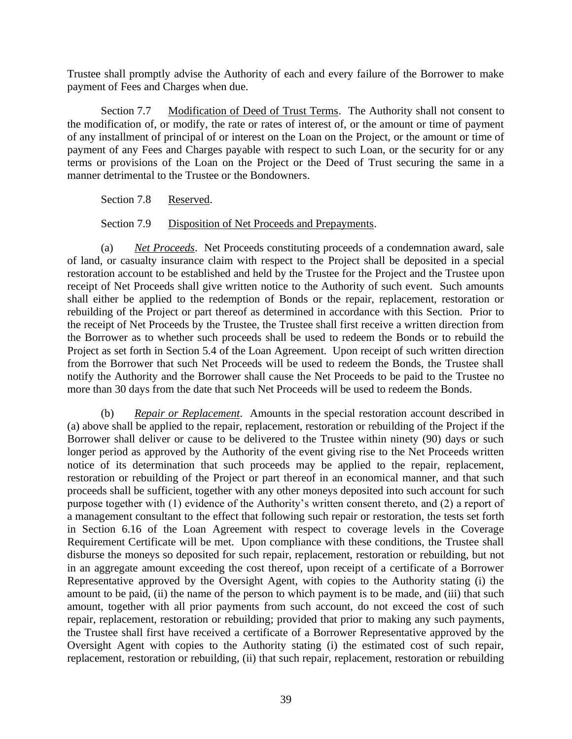Trustee shall promptly advise the Authority of each and every failure of the Borrower to make payment of Fees and Charges when due.

Section 7.7 Modification of Deed of Trust Terms. The Authority shall not consent to the modification of, or modify, the rate or rates of interest of, or the amount or time of payment of any installment of principal of or interest on the Loan on the Project, or the amount or time of payment of any Fees and Charges payable with respect to such Loan, or the security for or any terms or provisions of the Loan on the Project or the Deed of Trust securing the same in a manner detrimental to the Trustee or the Bondowners.

Section 7.8 Reserved.

Section 7.9 Disposition of Net Proceeds and Prepayments.

(a) *Net Proceeds*. Net Proceeds constituting proceeds of a condemnation award, sale of land, or casualty insurance claim with respect to the Project shall be deposited in a special restoration account to be established and held by the Trustee for the Project and the Trustee upon receipt of Net Proceeds shall give written notice to the Authority of such event. Such amounts shall either be applied to the redemption of Bonds or the repair, replacement, restoration or rebuilding of the Project or part thereof as determined in accordance with this Section. Prior to the receipt of Net Proceeds by the Trustee, the Trustee shall first receive a written direction from the Borrower as to whether such proceeds shall be used to redeem the Bonds or to rebuild the Project as set forth in Section 5.4 of the Loan Agreement. Upon receipt of such written direction from the Borrower that such Net Proceeds will be used to redeem the Bonds, the Trustee shall notify the Authority and the Borrower shall cause the Net Proceeds to be paid to the Trustee no more than 30 days from the date that such Net Proceeds will be used to redeem the Bonds.

(b) *Repair or Replacement*. Amounts in the special restoration account described in (a) above shall be applied to the repair, replacement, restoration or rebuilding of the Project if the Borrower shall deliver or cause to be delivered to the Trustee within ninety (90) days or such longer period as approved by the Authority of the event giving rise to the Net Proceeds written notice of its determination that such proceeds may be applied to the repair, replacement, restoration or rebuilding of the Project or part thereof in an economical manner, and that such proceeds shall be sufficient, together with any other moneys deposited into such account for such purpose together with (1) evidence of the Authority's written consent thereto, and (2) a report of a management consultant to the effect that following such repair or restoration, the tests set forth in Section 6.16 of the Loan Agreement with respect to coverage levels in the Coverage Requirement Certificate will be met. Upon compliance with these conditions, the Trustee shall disburse the moneys so deposited for such repair, replacement, restoration or rebuilding, but not in an aggregate amount exceeding the cost thereof, upon receipt of a certificate of a Borrower Representative approved by the Oversight Agent, with copies to the Authority stating (i) the amount to be paid, (ii) the name of the person to which payment is to be made, and (iii) that such amount, together with all prior payments from such account, do not exceed the cost of such repair, replacement, restoration or rebuilding; provided that prior to making any such payments, the Trustee shall first have received a certificate of a Borrower Representative approved by the Oversight Agent with copies to the Authority stating (i) the estimated cost of such repair, replacement, restoration or rebuilding, (ii) that such repair, replacement, restoration or rebuilding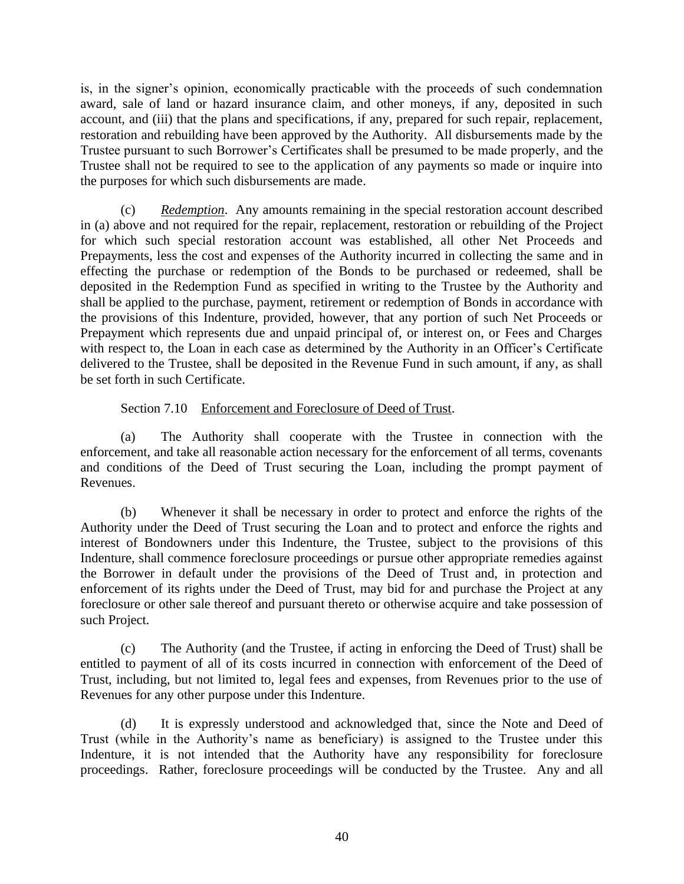is, in the signer's opinion, economically practicable with the proceeds of such condemnation award, sale of land or hazard insurance claim, and other moneys, if any, deposited in such account, and (iii) that the plans and specifications, if any, prepared for such repair, replacement, restoration and rebuilding have been approved by the Authority. All disbursements made by the Trustee pursuant to such Borrower's Certificates shall be presumed to be made properly, and the Trustee shall not be required to see to the application of any payments so made or inquire into the purposes for which such disbursements are made.

(c) *Redemption*. Any amounts remaining in the special restoration account described in (a) above and not required for the repair, replacement, restoration or rebuilding of the Project for which such special restoration account was established, all other Net Proceeds and Prepayments, less the cost and expenses of the Authority incurred in collecting the same and in effecting the purchase or redemption of the Bonds to be purchased or redeemed, shall be deposited in the Redemption Fund as specified in writing to the Trustee by the Authority and shall be applied to the purchase, payment, retirement or redemption of Bonds in accordance with the provisions of this Indenture, provided, however, that any portion of such Net Proceeds or Prepayment which represents due and unpaid principal of, or interest on, or Fees and Charges with respect to, the Loan in each case as determined by the Authority in an Officer's Certificate delivered to the Trustee, shall be deposited in the Revenue Fund in such amount, if any, as shall be set forth in such Certificate.

Section 7.10 Enforcement and Foreclosure of Deed of Trust.

(a) The Authority shall cooperate with the Trustee in connection with the enforcement, and take all reasonable action necessary for the enforcement of all terms, covenants and conditions of the Deed of Trust securing the Loan, including the prompt payment of Revenues.

(b) Whenever it shall be necessary in order to protect and enforce the rights of the Authority under the Deed of Trust securing the Loan and to protect and enforce the rights and interest of Bondowners under this Indenture, the Trustee, subject to the provisions of this Indenture, shall commence foreclosure proceedings or pursue other appropriate remedies against the Borrower in default under the provisions of the Deed of Trust and, in protection and enforcement of its rights under the Deed of Trust, may bid for and purchase the Project at any foreclosure or other sale thereof and pursuant thereto or otherwise acquire and take possession of such Project.

(c) The Authority (and the Trustee, if acting in enforcing the Deed of Trust) shall be entitled to payment of all of its costs incurred in connection with enforcement of the Deed of Trust, including, but not limited to, legal fees and expenses, from Revenues prior to the use of Revenues for any other purpose under this Indenture.

(d) It is expressly understood and acknowledged that, since the Note and Deed of Trust (while in the Authority's name as beneficiary) is assigned to the Trustee under this Indenture, it is not intended that the Authority have any responsibility for foreclosure proceedings. Rather, foreclosure proceedings will be conducted by the Trustee. Any and all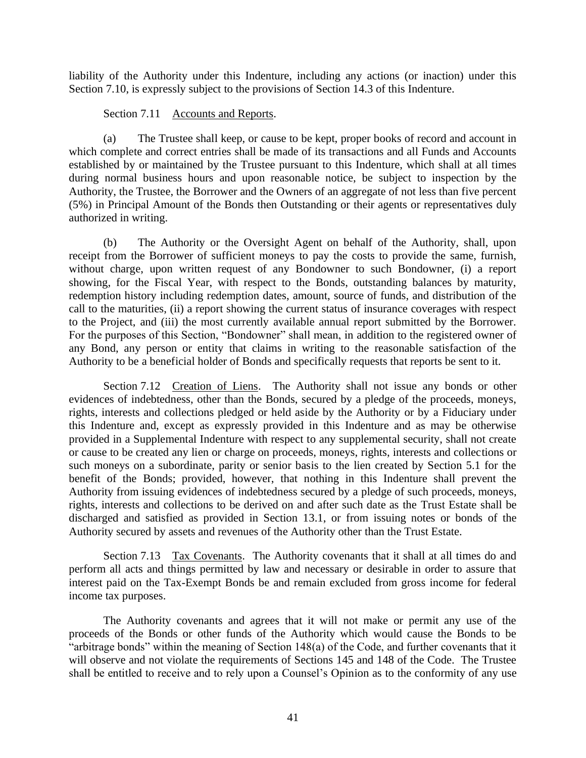liability of the Authority under this Indenture, including any actions (or inaction) under this Section 7.10, is expressly subject to the provisions of Section 14.3 of this Indenture.

Section 7.11 Accounts and Reports.

(a) The Trustee shall keep, or cause to be kept, proper books of record and account in which complete and correct entries shall be made of its transactions and all Funds and Accounts established by or maintained by the Trustee pursuant to this Indenture, which shall at all times during normal business hours and upon reasonable notice, be subject to inspection by the Authority, the Trustee, the Borrower and the Owners of an aggregate of not less than five percent (5%) in Principal Amount of the Bonds then Outstanding or their agents or representatives duly authorized in writing.

(b) The Authority or the Oversight Agent on behalf of the Authority, shall, upon receipt from the Borrower of sufficient moneys to pay the costs to provide the same, furnish, without charge, upon written request of any Bondowner to such Bondowner, (i) a report showing, for the Fiscal Year, with respect to the Bonds, outstanding balances by maturity, redemption history including redemption dates, amount, source of funds, and distribution of the call to the maturities, (ii) a report showing the current status of insurance coverages with respect to the Project, and (iii) the most currently available annual report submitted by the Borrower. For the purposes of this Section, "Bondowner" shall mean, in addition to the registered owner of any Bond, any person or entity that claims in writing to the reasonable satisfaction of the Authority to be a beneficial holder of Bonds and specifically requests that reports be sent to it.

Section 7.12 Creation of Liens. The Authority shall not issue any bonds or other evidences of indebtedness, other than the Bonds, secured by a pledge of the proceeds, moneys, rights, interests and collections pledged or held aside by the Authority or by a Fiduciary under this Indenture and, except as expressly provided in this Indenture and as may be otherwise provided in a Supplemental Indenture with respect to any supplemental security, shall not create or cause to be created any lien or charge on proceeds, moneys, rights, interests and collections or such moneys on a subordinate, parity or senior basis to the lien created by Section 5.1 for the benefit of the Bonds; provided, however, that nothing in this Indenture shall prevent the Authority from issuing evidences of indebtedness secured by a pledge of such proceeds, moneys, rights, interests and collections to be derived on and after such date as the Trust Estate shall be discharged and satisfied as provided in Section 13.1, or from issuing notes or bonds of the Authority secured by assets and revenues of the Authority other than the Trust Estate.

Section 7.13 Tax Covenants. The Authority covenants that it shall at all times do and perform all acts and things permitted by law and necessary or desirable in order to assure that interest paid on the Tax-Exempt Bonds be and remain excluded from gross income for federal income tax purposes.

The Authority covenants and agrees that it will not make or permit any use of the proceeds of the Bonds or other funds of the Authority which would cause the Bonds to be "arbitrage bonds" within the meaning of Section 148(a) of the Code, and further covenants that it will observe and not violate the requirements of Sections 145 and 148 of the Code. The Trustee shall be entitled to receive and to rely upon a Counsel's Opinion as to the conformity of any use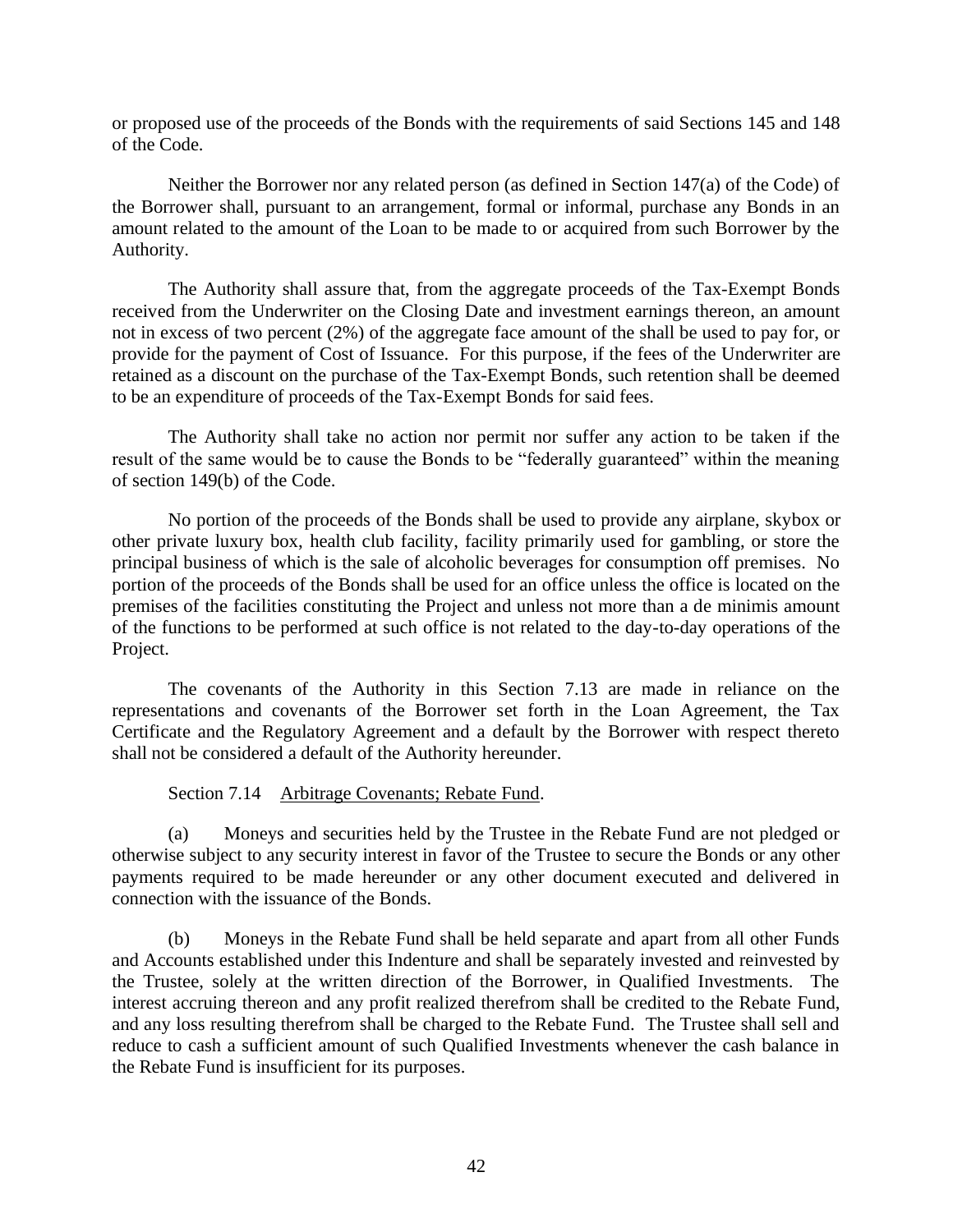or proposed use of the proceeds of the Bonds with the requirements of said Sections 145 and 148 of the Code.

Neither the Borrower nor any related person (as defined in Section 147(a) of the Code) of the Borrower shall, pursuant to an arrangement, formal or informal, purchase any Bonds in an amount related to the amount of the Loan to be made to or acquired from such Borrower by the Authority.

The Authority shall assure that, from the aggregate proceeds of the Tax-Exempt Bonds received from the Underwriter on the Closing Date and investment earnings thereon, an amount not in excess of two percent (2%) of the aggregate face amount of the shall be used to pay for, or provide for the payment of Cost of Issuance. For this purpose, if the fees of the Underwriter are retained as a discount on the purchase of the Tax-Exempt Bonds, such retention shall be deemed to be an expenditure of proceeds of the Tax-Exempt Bonds for said fees.

The Authority shall take no action nor permit nor suffer any action to be taken if the result of the same would be to cause the Bonds to be "federally guaranteed" within the meaning of section 149(b) of the Code.

No portion of the proceeds of the Bonds shall be used to provide any airplane, skybox or other private luxury box, health club facility, facility primarily used for gambling, or store the principal business of which is the sale of alcoholic beverages for consumption off premises. No portion of the proceeds of the Bonds shall be used for an office unless the office is located on the premises of the facilities constituting the Project and unless not more than a de minimis amount of the functions to be performed at such office is not related to the day-to-day operations of the Project.

The covenants of the Authority in this Section 7.13 are made in reliance on the representations and covenants of the Borrower set forth in the Loan Agreement, the Tax Certificate and the Regulatory Agreement and a default by the Borrower with respect thereto shall not be considered a default of the Authority hereunder.

Section 7.14 Arbitrage Covenants; Rebate Fund.

(a) Moneys and securities held by the Trustee in the Rebate Fund are not pledged or otherwise subject to any security interest in favor of the Trustee to secure the Bonds or any other payments required to be made hereunder or any other document executed and delivered in connection with the issuance of the Bonds.

(b) Moneys in the Rebate Fund shall be held separate and apart from all other Funds and Accounts established under this Indenture and shall be separately invested and reinvested by the Trustee, solely at the written direction of the Borrower, in Qualified Investments. The interest accruing thereon and any profit realized therefrom shall be credited to the Rebate Fund, and any loss resulting therefrom shall be charged to the Rebate Fund. The Trustee shall sell and reduce to cash a sufficient amount of such Qualified Investments whenever the cash balance in the Rebate Fund is insufficient for its purposes.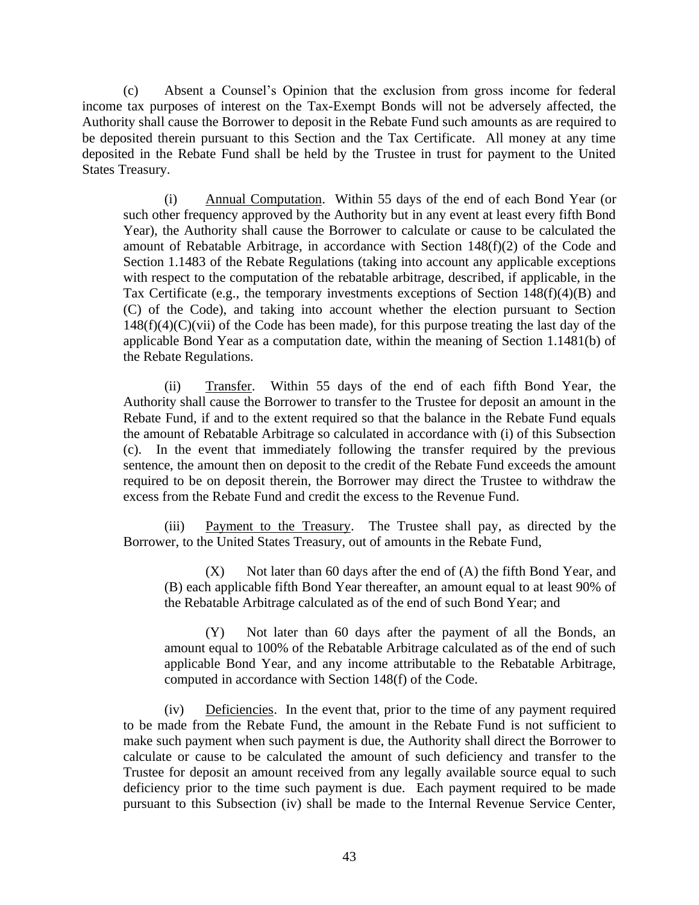(c) Absent a Counsel's Opinion that the exclusion from gross income for federal income tax purposes of interest on the Tax-Exempt Bonds will not be adversely affected, the Authority shall cause the Borrower to deposit in the Rebate Fund such amounts as are required to be deposited therein pursuant to this Section and the Tax Certificate. All money at any time deposited in the Rebate Fund shall be held by the Trustee in trust for payment to the United States Treasury.

(i) Annual Computation. Within 55 days of the end of each Bond Year (or such other frequency approved by the Authority but in any event at least every fifth Bond Year), the Authority shall cause the Borrower to calculate or cause to be calculated the amount of Rebatable Arbitrage, in accordance with Section 148(f)(2) of the Code and Section 1.1483 of the Rebate Regulations (taking into account any applicable exceptions with respect to the computation of the rebatable arbitrage, described, if applicable, in the Tax Certificate (e.g., the temporary investments exceptions of Section 148(f)(4)(B) and (C) of the Code), and taking into account whether the election pursuant to Section 148(f)(4)(C)(vii) of the Code has been made), for this purpose treating the last day of the applicable Bond Year as a computation date, within the meaning of Section 1.1481(b) of the Rebate Regulations.

(ii) Transfer. Within 55 days of the end of each fifth Bond Year, the Authority shall cause the Borrower to transfer to the Trustee for deposit an amount in the Rebate Fund, if and to the extent required so that the balance in the Rebate Fund equals the amount of Rebatable Arbitrage so calculated in accordance with (i) of this Subsection (c). In the event that immediately following the transfer required by the previous sentence, the amount then on deposit to the credit of the Rebate Fund exceeds the amount required to be on deposit therein, the Borrower may direct the Trustee to withdraw the excess from the Rebate Fund and credit the excess to the Revenue Fund.

(iii) Payment to the Treasury. The Trustee shall pay, as directed by the Borrower, to the United States Treasury, out of amounts in the Rebate Fund,

(X) Not later than 60 days after the end of (A) the fifth Bond Year, and (B) each applicable fifth Bond Year thereafter, an amount equal to at least 90% of the Rebatable Arbitrage calculated as of the end of such Bond Year; and

(Y) Not later than 60 days after the payment of all the Bonds, an amount equal to 100% of the Rebatable Arbitrage calculated as of the end of such applicable Bond Year, and any income attributable to the Rebatable Arbitrage, computed in accordance with Section 148(f) of the Code.

(iv) Deficiencies. In the event that, prior to the time of any payment required to be made from the Rebate Fund, the amount in the Rebate Fund is not sufficient to make such payment when such payment is due, the Authority shall direct the Borrower to calculate or cause to be calculated the amount of such deficiency and transfer to the Trustee for deposit an amount received from any legally available source equal to such deficiency prior to the time such payment is due. Each payment required to be made pursuant to this Subsection (iv) shall be made to the Internal Revenue Service Center,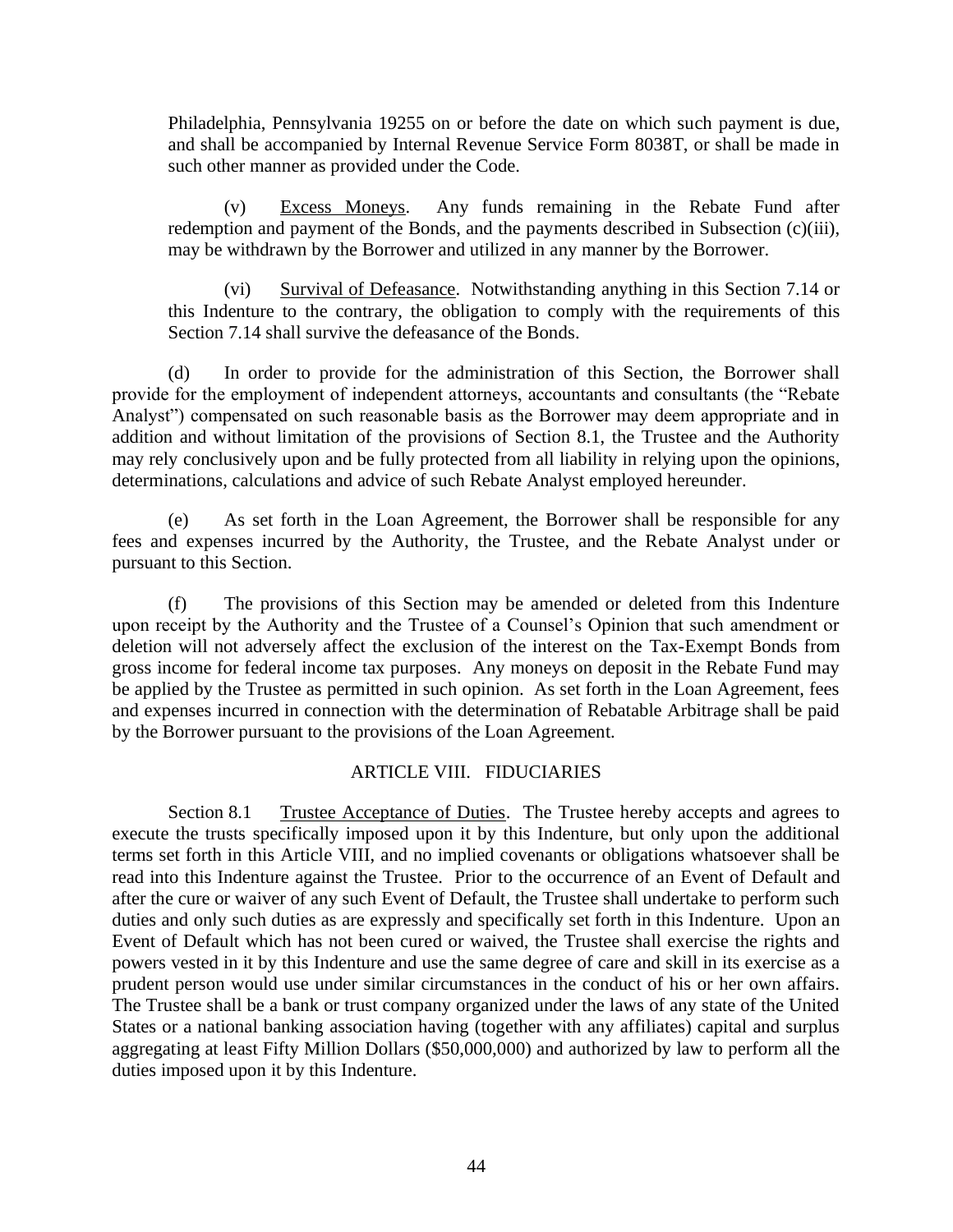Philadelphia, Pennsylvania 19255 on or before the date on which such payment is due, and shall be accompanied by Internal Revenue Service Form 8038T, or shall be made in such other manner as provided under the Code.

(v) Excess Moneys. Any funds remaining in the Rebate Fund after redemption and payment of the Bonds, and the payments described in Subsection (c)(iii), may be withdrawn by the Borrower and utilized in any manner by the Borrower.

(vi) Survival of Defeasance. Notwithstanding anything in this Section 7.14 or this Indenture to the contrary, the obligation to comply with the requirements of this Section 7.14 shall survive the defeasance of the Bonds.

(d) In order to provide for the administration of this Section, the Borrower shall provide for the employment of independent attorneys, accountants and consultants (the "Rebate Analyst") compensated on such reasonable basis as the Borrower may deem appropriate and in addition and without limitation of the provisions of Section 8.1, the Trustee and the Authority may rely conclusively upon and be fully protected from all liability in relying upon the opinions, determinations, calculations and advice of such Rebate Analyst employed hereunder.

(e) As set forth in the Loan Agreement, the Borrower shall be responsible for any fees and expenses incurred by the Authority, the Trustee, and the Rebate Analyst under or pursuant to this Section.

(f) The provisions of this Section may be amended or deleted from this Indenture upon receipt by the Authority and the Trustee of a Counsel's Opinion that such amendment or deletion will not adversely affect the exclusion of the interest on the Tax-Exempt Bonds from gross income for federal income tax purposes. Any moneys on deposit in the Rebate Fund may be applied by the Trustee as permitted in such opinion. As set forth in the Loan Agreement, fees and expenses incurred in connection with the determination of Rebatable Arbitrage shall be paid by the Borrower pursuant to the provisions of the Loan Agreement.

## ARTICLE VIII. FIDUCIARIES

Section 8.1 Trustee Acceptance of Duties. The Trustee hereby accepts and agrees to execute the trusts specifically imposed upon it by this Indenture, but only upon the additional terms set forth in this Article VIII, and no implied covenants or obligations whatsoever shall be read into this Indenture against the Trustee. Prior to the occurrence of an Event of Default and after the cure or waiver of any such Event of Default, the Trustee shall undertake to perform such duties and only such duties as are expressly and specifically set forth in this Indenture. Upon an Event of Default which has not been cured or waived, the Trustee shall exercise the rights and powers vested in it by this Indenture and use the same degree of care and skill in its exercise as a prudent person would use under similar circumstances in the conduct of his or her own affairs. The Trustee shall be a bank or trust company organized under the laws of any state of the United States or a national banking association having (together with any affiliates) capital and surplus aggregating at least Fifty Million Dollars ($50,000,000) and authorized by law to perform all the duties imposed upon it by this Indenture.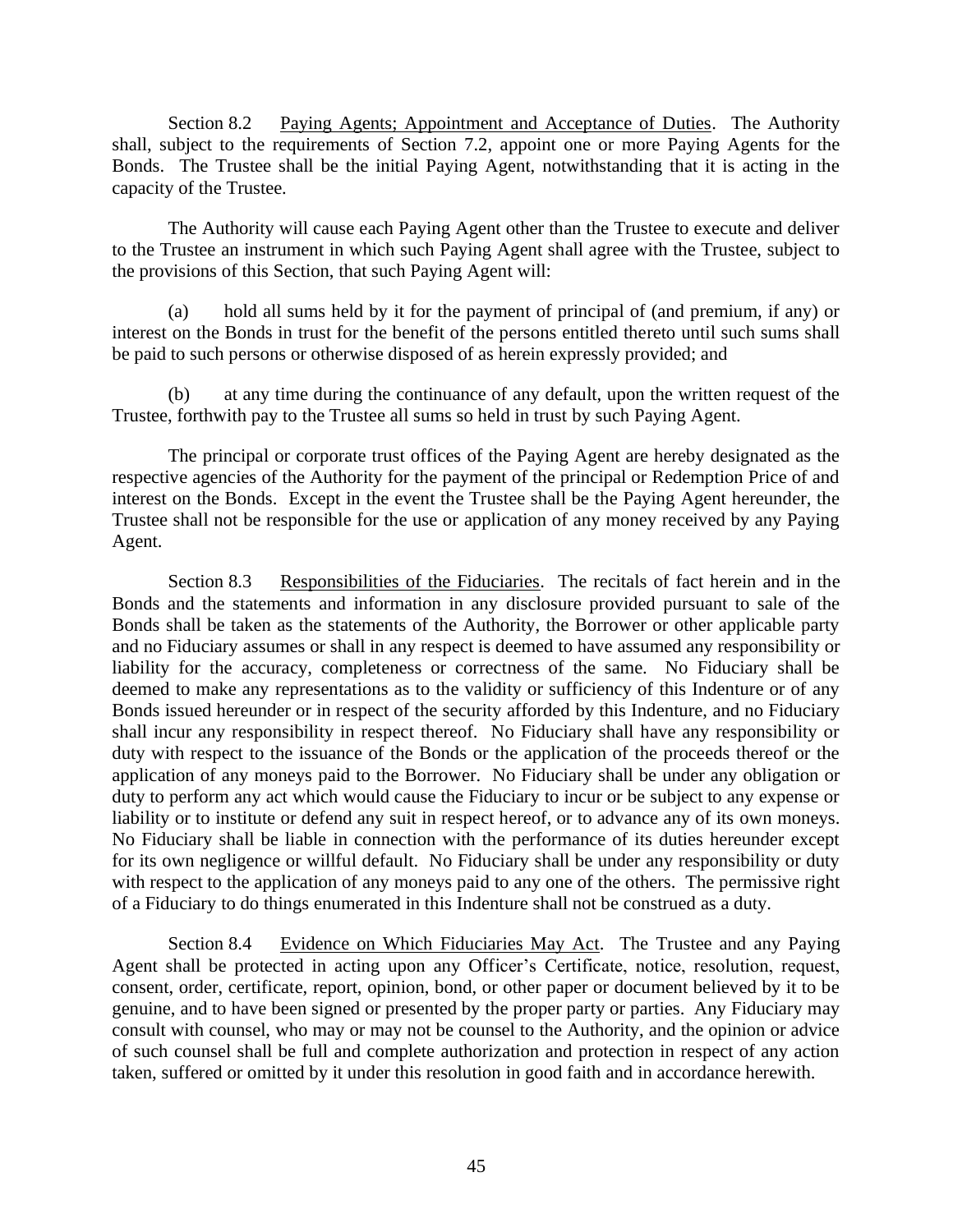Section 8.2 Paying Agents; Appointment and Acceptance of Duties. The Authority shall, subject to the requirements of Section 7.2, appoint one or more Paying Agents for the Bonds. The Trustee shall be the initial Paying Agent, notwithstanding that it is acting in the capacity of the Trustee.

The Authority will cause each Paying Agent other than the Trustee to execute and deliver to the Trustee an instrument in which such Paying Agent shall agree with the Trustee, subject to the provisions of this Section, that such Paying Agent will:

(a) hold all sums held by it for the payment of principal of (and premium, if any) or interest on the Bonds in trust for the benefit of the persons entitled thereto until such sums shall be paid to such persons or otherwise disposed of as herein expressly provided; and

(b) at any time during the continuance of any default, upon the written request of the Trustee, forthwith pay to the Trustee all sums so held in trust by such Paying Agent.

The principal or corporate trust offices of the Paying Agent are hereby designated as the respective agencies of the Authority for the payment of the principal or Redemption Price of and interest on the Bonds. Except in the event the Trustee shall be the Paying Agent hereunder, the Trustee shall not be responsible for the use or application of any money received by any Paying Agent.

Section 8.3 Responsibilities of the Fiduciaries. The recitals of fact herein and in the Bonds and the statements and information in any disclosure provided pursuant to sale of the Bonds shall be taken as the statements of the Authority, the Borrower or other applicable party and no Fiduciary assumes or shall in any respect is deemed to have assumed any responsibility or liability for the accuracy, completeness or correctness of the same. No Fiduciary shall be deemed to make any representations as to the validity or sufficiency of this Indenture or of any Bonds issued hereunder or in respect of the security afforded by this Indenture, and no Fiduciary shall incur any responsibility in respect thereof. No Fiduciary shall have any responsibility or duty with respect to the issuance of the Bonds or the application of the proceeds thereof or the application of any moneys paid to the Borrower. No Fiduciary shall be under any obligation or duty to perform any act which would cause the Fiduciary to incur or be subject to any expense or liability or to institute or defend any suit in respect hereof, or to advance any of its own moneys. No Fiduciary shall be liable in connection with the performance of its duties hereunder except for its own negligence or willful default. No Fiduciary shall be under any responsibility or duty with respect to the application of any moneys paid to any one of the others. The permissive right of a Fiduciary to do things enumerated in this Indenture shall not be construed as a duty.

Section 8.4 Evidence on Which Fiduciaries May Act. The Trustee and any Paying Agent shall be protected in acting upon any Officer's Certificate, notice, resolution, request, consent, order, certificate, report, opinion, bond, or other paper or document believed by it to be genuine, and to have been signed or presented by the proper party or parties. Any Fiduciary may consult with counsel, who may or may not be counsel to the Authority, and the opinion or advice of such counsel shall be full and complete authorization and protection in respect of any action taken, suffered or omitted by it under this resolution in good faith and in accordance herewith.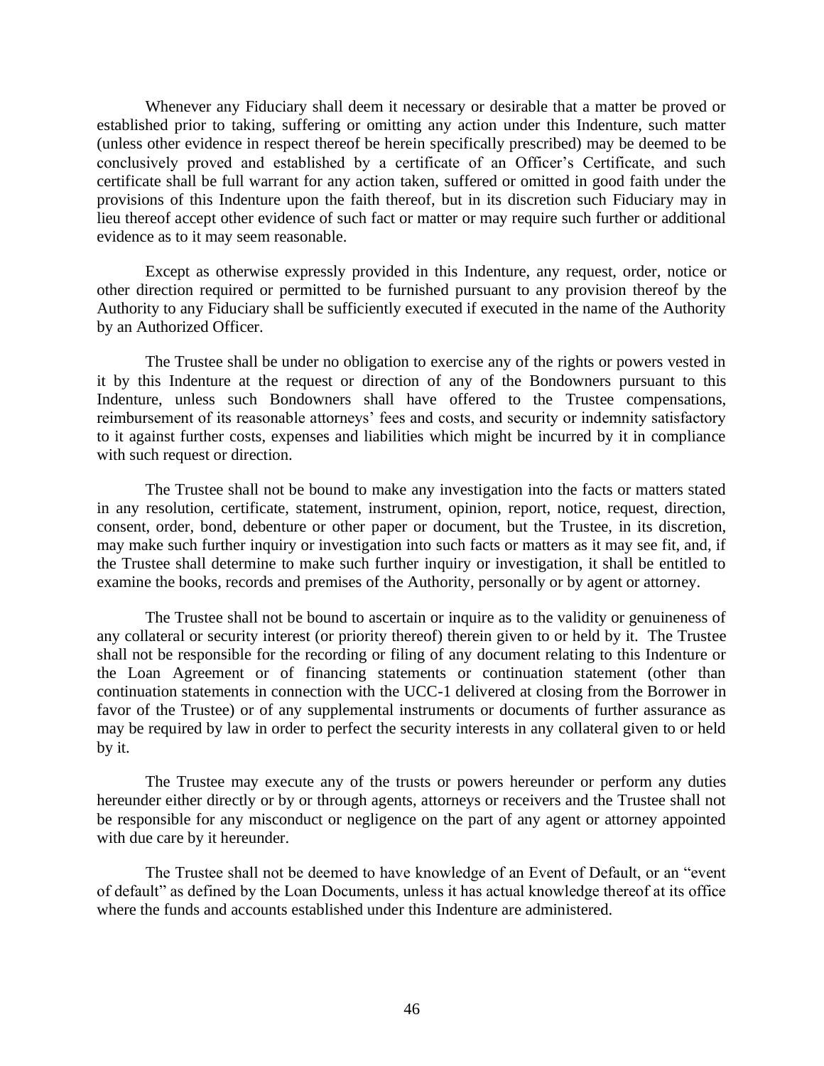Whenever any Fiduciary shall deem it necessary or desirable that a matter be proved or established prior to taking, suffering or omitting any action under this Indenture, such matter (unless other evidence in respect thereof be herein specifically prescribed) may be deemed to be conclusively proved and established by a certificate of an Officer's Certificate, and such certificate shall be full warrant for any action taken, suffered or omitted in good faith under the provisions of this Indenture upon the faith thereof, but in its discretion such Fiduciary may in lieu thereof accept other evidence of such fact or matter or may require such further or additional evidence as to it may seem reasonable.

Except as otherwise expressly provided in this Indenture, any request, order, notice or other direction required or permitted to be furnished pursuant to any provision thereof by the Authority to any Fiduciary shall be sufficiently executed if executed in the name of the Authority by an Authorized Officer.

The Trustee shall be under no obligation to exercise any of the rights or powers vested in it by this Indenture at the request or direction of any of the Bondowners pursuant to this Indenture, unless such Bondowners shall have offered to the Trustee compensations, reimbursement of its reasonable attorneys' fees and costs, and security or indemnity satisfactory to it against further costs, expenses and liabilities which might be incurred by it in compliance with such request or direction.

The Trustee shall not be bound to make any investigation into the facts or matters stated in any resolution, certificate, statement, instrument, opinion, report, notice, request, direction, consent, order, bond, debenture or other paper or document, but the Trustee, in its discretion, may make such further inquiry or investigation into such facts or matters as it may see fit, and, if the Trustee shall determine to make such further inquiry or investigation, it shall be entitled to examine the books, records and premises of the Authority, personally or by agent or attorney.

The Trustee shall not be bound to ascertain or inquire as to the validity or genuineness of any collateral or security interest (or priority thereof) therein given to or held by it. The Trustee shall not be responsible for the recording or filing of any document relating to this Indenture or the Loan Agreement or of financing statements or continuation statement (other than continuation statements in connection with the UCC-1 delivered at closing from the Borrower in favor of the Trustee) or of any supplemental instruments or documents of further assurance as may be required by law in order to perfect the security interests in any collateral given to or held by it.

The Trustee may execute any of the trusts or powers hereunder or perform any duties hereunder either directly or by or through agents, attorneys or receivers and the Trustee shall not be responsible for any misconduct or negligence on the part of any agent or attorney appointed with due care by it hereunder.

The Trustee shall not be deemed to have knowledge of an Event of Default, or an "event of default" as defined by the Loan Documents, unless it has actual knowledge thereof at its office where the funds and accounts established under this Indenture are administered.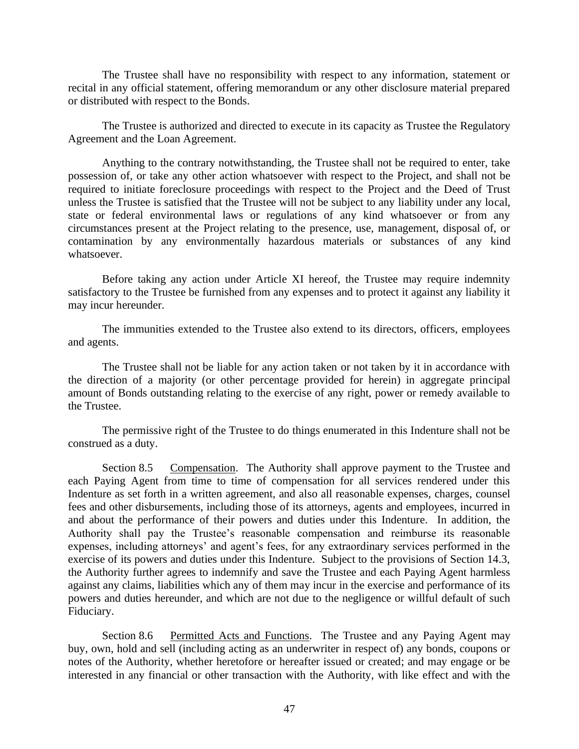The Trustee shall have no responsibility with respect to any information, statement or recital in any official statement, offering memorandum or any other disclosure material prepared or distributed with respect to the Bonds.

The Trustee is authorized and directed to execute in its capacity as Trustee the Regulatory Agreement and the Loan Agreement.

Anything to the contrary notwithstanding, the Trustee shall not be required to enter, take possession of, or take any other action whatsoever with respect to the Project, and shall not be required to initiate foreclosure proceedings with respect to the Project and the Deed of Trust unless the Trustee is satisfied that the Trustee will not be subject to any liability under any local, state or federal environmental laws or regulations of any kind whatsoever or from any circumstances present at the Project relating to the presence, use, management, disposal of, or contamination by any environmentally hazardous materials or substances of any kind whatsoever.

Before taking any action under Article XI hereof, the Trustee may require indemnity satisfactory to the Trustee be furnished from any expenses and to protect it against any liability it may incur hereunder.

The immunities extended to the Trustee also extend to its directors, officers, employees and agents.

The Trustee shall not be liable for any action taken or not taken by it in accordance with the direction of a majority (or other percentage provided for herein) in aggregate principal amount of Bonds outstanding relating to the exercise of any right, power or remedy available to the Trustee.

The permissive right of the Trustee to do things enumerated in this Indenture shall not be construed as a duty.

Section 8.5 Compensation. The Authority shall approve payment to the Trustee and each Paying Agent from time to time of compensation for all services rendered under this Indenture as set forth in a written agreement, and also all reasonable expenses, charges, counsel fees and other disbursements, including those of its attorneys, agents and employees, incurred in and about the performance of their powers and duties under this Indenture. In addition, the Authority shall pay the Trustee's reasonable compensation and reimburse its reasonable expenses, including attorneys' and agent's fees, for any extraordinary services performed in the exercise of its powers and duties under this Indenture. Subject to the provisions of Section 14.3, the Authority further agrees to indemnify and save the Trustee and each Paying Agent harmless against any claims, liabilities which any of them may incur in the exercise and performance of its powers and duties hereunder, and which are not due to the negligence or willful default of such Fiduciary.

Section 8.6 Permitted Acts and Functions. The Trustee and any Paying Agent may buy, own, hold and sell (including acting as an underwriter in respect of) any bonds, coupons or notes of the Authority, whether heretofore or hereafter issued or created; and may engage or be interested in any financial or other transaction with the Authority, with like effect and with the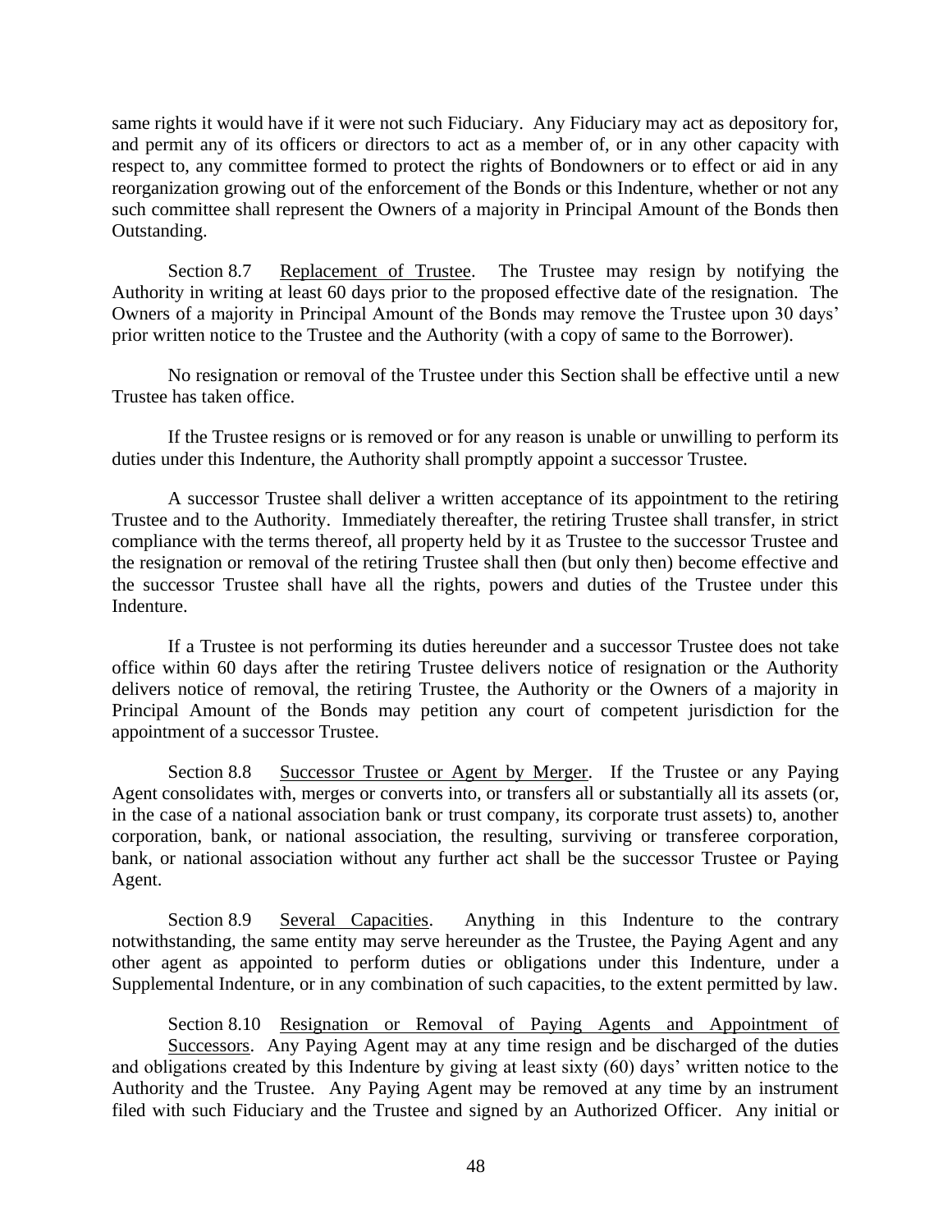same rights it would have if it were not such Fiduciary. Any Fiduciary may act as depository for, and permit any of its officers or directors to act as a member of, or in any other capacity with respect to, any committee formed to protect the rights of Bondowners or to effect or aid in any reorganization growing out of the enforcement of the Bonds or this Indenture, whether or not any such committee shall represent the Owners of a majority in Principal Amount of the Bonds then Outstanding.

Section 8.7 Replacement of Trustee. The Trustee may resign by notifying the Authority in writing at least 60 days prior to the proposed effective date of the resignation. The Owners of a majority in Principal Amount of the Bonds may remove the Trustee upon 30 days' prior written notice to the Trustee and the Authority (with a copy of same to the Borrower).

No resignation or removal of the Trustee under this Section shall be effective until a new Trustee has taken office.

If the Trustee resigns or is removed or for any reason is unable or unwilling to perform its duties under this Indenture, the Authority shall promptly appoint a successor Trustee.

A successor Trustee shall deliver a written acceptance of its appointment to the retiring Trustee and to the Authority. Immediately thereafter, the retiring Trustee shall transfer, in strict compliance with the terms thereof, all property held by it as Trustee to the successor Trustee and the resignation or removal of the retiring Trustee shall then (but only then) become effective and the successor Trustee shall have all the rights, powers and duties of the Trustee under this Indenture.

If a Trustee is not performing its duties hereunder and a successor Trustee does not take office within 60 days after the retiring Trustee delivers notice of resignation or the Authority delivers notice of removal, the retiring Trustee, the Authority or the Owners of a majority in Principal Amount of the Bonds may petition any court of competent jurisdiction for the appointment of a successor Trustee.

Section 8.8 Successor Trustee or Agent by Merger. If the Trustee or any Paying Agent consolidates with, merges or converts into, or transfers all or substantially all its assets (or, in the case of a national association bank or trust company, its corporate trust assets) to, another corporation, bank, or national association, the resulting, surviving or transferee corporation, bank, or national association without any further act shall be the successor Trustee or Paying Agent.

Section 8.9 Several Capacities. Anything in this Indenture to the contrary notwithstanding, the same entity may serve hereunder as the Trustee, the Paying Agent and any other agent as appointed to perform duties or obligations under this Indenture, under a Supplemental Indenture, or in any combination of such capacities, to the extent permitted by law.

Section 8.10 Resignation or Removal of Paying Agents and Appointment of Successors. Any Paying Agent may at any time resign and be discharged of the duties and obligations created by this Indenture by giving at least sixty (60) days' written notice to the Authority and the Trustee. Any Paying Agent may be removed at any time by an instrument filed with such Fiduciary and the Trustee and signed by an Authorized Officer. Any initial or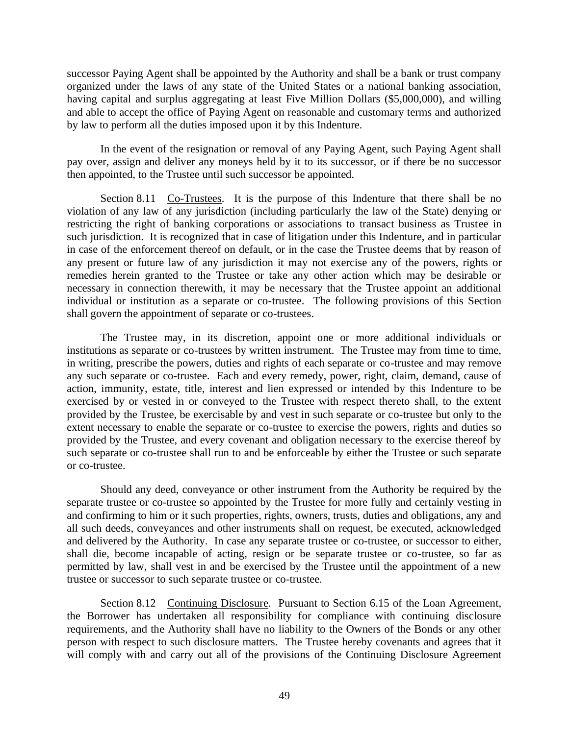successor Paying Agent shall be appointed by the Authority and shall be a bank or trust company organized under the laws of any state of the United States or a national banking association, having capital and surplus aggregating at least Five Million Dollars ($5,000,000), and willing and able to accept the office of Paying Agent on reasonable and customary terms and authorized by law to perform all the duties imposed upon it by this Indenture.

In the event of the resignation or removal of any Paying Agent, such Paying Agent shall pay over, assign and deliver any moneys held by it to its successor, or if there be no successor then appointed, to the Trustee until such successor be appointed.

Section 8.11 Co-Trustees. It is the purpose of this Indenture that there shall be no violation of any law of any jurisdiction (including particularly the law of the State) denying or restricting the right of banking corporations or associations to transact business as Trustee in such jurisdiction. It is recognized that in case of litigation under this Indenture, and in particular in case of the enforcement thereof on default, or in the case the Trustee deems that by reason of any present or future law of any jurisdiction it may not exercise any of the powers, rights or remedies herein granted to the Trustee or take any other action which may be desirable or necessary in connection therewith, it may be necessary that the Trustee appoint an additional individual or institution as a separate or co-trustee. The following provisions of this Section shall govern the appointment of separate or co-trustees.

The Trustee may, in its discretion, appoint one or more additional individuals or institutions as separate or co-trustees by written instrument. The Trustee may from time to time, in writing, prescribe the powers, duties and rights of each separate or co-trustee and may remove any such separate or co-trustee. Each and every remedy, power, right, claim, demand, cause of action, immunity, estate, title, interest and lien expressed or intended by this Indenture to be exercised by or vested in or conveyed to the Trustee with respect thereto shall, to the extent provided by the Trustee, be exercisable by and vest in such separate or co-trustee but only to the extent necessary to enable the separate or co-trustee to exercise the powers, rights and duties so provided by the Trustee, and every covenant and obligation necessary to the exercise thereof by such separate or co-trustee shall run to and be enforceable by either the Trustee or such separate or co-trustee.

Should any deed, conveyance or other instrument from the Authority be required by the separate trustee or co-trustee so appointed by the Trustee for more fully and certainly vesting in and confirming to him or it such properties, rights, owners, trusts, duties and obligations, any and all such deeds, conveyances and other instruments shall on request, be executed, acknowledged and delivered by the Authority. In case any separate trustee or co-trustee, or successor to either, shall die, become incapable of acting, resign or be separate trustee or co-trustee, so far as permitted by law, shall vest in and be exercised by the Trustee until the appointment of a new trustee or successor to such separate trustee or co-trustee.

Section 8.12 Continuing Disclosure. Pursuant to Section 6.15 of the Loan Agreement, the Borrower has undertaken all responsibility for compliance with continuing disclosure requirements, and the Authority shall have no liability to the Owners of the Bonds or any other person with respect to such disclosure matters. The Trustee hereby covenants and agrees that it will comply with and carry out all of the provisions of the Continuing Disclosure Agreement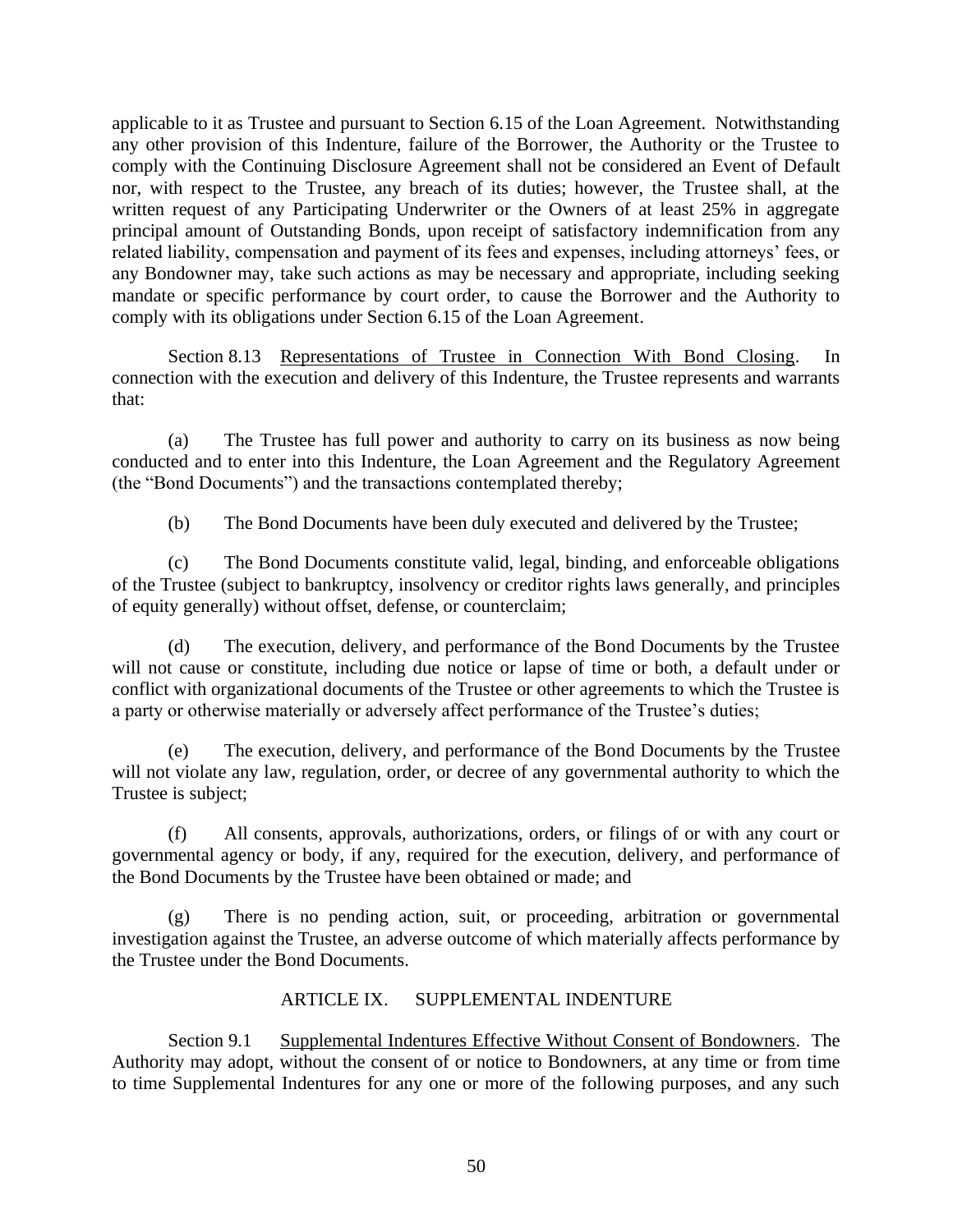applicable to it as Trustee and pursuant to Section 6.15 of the Loan Agreement. Notwithstanding any other provision of this Indenture, failure of the Borrower, the Authority or the Trustee to comply with the Continuing Disclosure Agreement shall not be considered an Event of Default nor, with respect to the Trustee, any breach of its duties; however, the Trustee shall, at the written request of any Participating Underwriter or the Owners of at least 25% in aggregate principal amount of Outstanding Bonds, upon receipt of satisfactory indemnification from any related liability, compensation and payment of its fees and expenses, including attorneys' fees, or any Bondowner may, take such actions as may be necessary and appropriate, including seeking mandate or specific performance by court order, to cause the Borrower and the Authority to comply with its obligations under Section 6.15 of the Loan Agreement.

Section 8.13 Representations of Trustee in Connection With Bond Closing. In connection with the execution and delivery of this Indenture, the Trustee represents and warrants that:

(a) The Trustee has full power and authority to carry on its business as now being conducted and to enter into this Indenture, the Loan Agreement and the Regulatory Agreement (the "Bond Documents") and the transactions contemplated thereby;

(b) The Bond Documents have been duly executed and delivered by the Trustee;

(c) The Bond Documents constitute valid, legal, binding, and enforceable obligations of the Trustee (subject to bankruptcy, insolvency or creditor rights laws generally, and principles of equity generally) without offset, defense, or counterclaim;

(d) The execution, delivery, and performance of the Bond Documents by the Trustee will not cause or constitute, including due notice or lapse of time or both, a default under or conflict with organizational documents of the Trustee or other agreements to which the Trustee is a party or otherwise materially or adversely affect performance of the Trustee's duties;

(e) The execution, delivery, and performance of the Bond Documents by the Trustee will not violate any law, regulation, order, or decree of any governmental authority to which the Trustee is subject;

(f) All consents, approvals, authorizations, orders, or filings of or with any court or governmental agency or body, if any, required for the execution, delivery, and performance of the Bond Documents by the Trustee have been obtained or made; and

(g) There is no pending action, suit, or proceeding, arbitration or governmental investigation against the Trustee, an adverse outcome of which materially affects performance by the Trustee under the Bond Documents.

## ARTICLE IX. SUPPLEMENTAL INDENTURE

Section 9.1 Supplemental Indentures Effective Without Consent of Bondowners. The Authority may adopt, without the consent of or notice to Bondowners, at any time or from time to time Supplemental Indentures for any one or more of the following purposes, and any such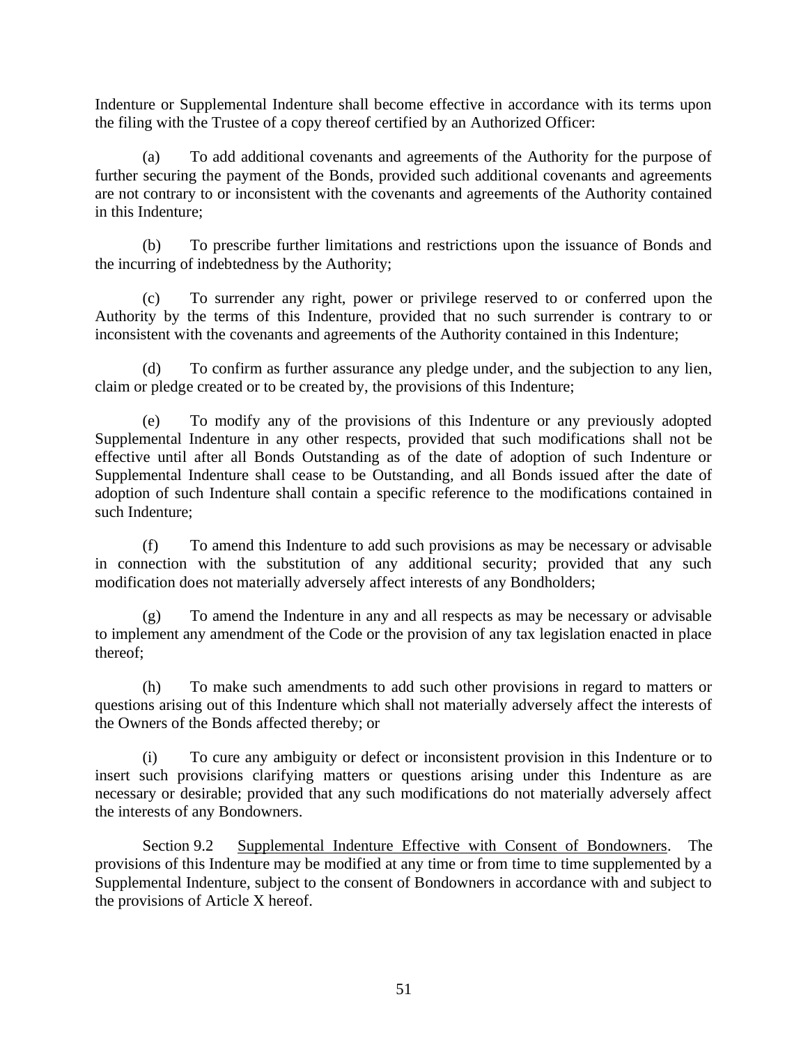Indenture or Supplemental Indenture shall become effective in accordance with its terms upon the filing with the Trustee of a copy thereof certified by an Authorized Officer:

(a) To add additional covenants and agreements of the Authority for the purpose of further securing the payment of the Bonds, provided such additional covenants and agreements are not contrary to or inconsistent with the covenants and agreements of the Authority contained in this Indenture;

(b) To prescribe further limitations and restrictions upon the issuance of Bonds and the incurring of indebtedness by the Authority;

(c) To surrender any right, power or privilege reserved to or conferred upon the Authority by the terms of this Indenture, provided that no such surrender is contrary to or inconsistent with the covenants and agreements of the Authority contained in this Indenture;

(d) To confirm as further assurance any pledge under, and the subjection to any lien, claim or pledge created or to be created by, the provisions of this Indenture;

(e) To modify any of the provisions of this Indenture or any previously adopted Supplemental Indenture in any other respects, provided that such modifications shall not be effective until after all Bonds Outstanding as of the date of adoption of such Indenture or Supplemental Indenture shall cease to be Outstanding, and all Bonds issued after the date of adoption of such Indenture shall contain a specific reference to the modifications contained in such Indenture;

(f) To amend this Indenture to add such provisions as may be necessary or advisable in connection with the substitution of any additional security; provided that any such modification does not materially adversely affect interests of any Bondholders;

(g) To amend the Indenture in any and all respects as may be necessary or advisable to implement any amendment of the Code or the provision of any tax legislation enacted in place thereof;

(h) To make such amendments to add such other provisions in regard to matters or questions arising out of this Indenture which shall not materially adversely affect the interests of the Owners of the Bonds affected thereby; or

(i) To cure any ambiguity or defect or inconsistent provision in this Indenture or to insert such provisions clarifying matters or questions arising under this Indenture as are necessary or desirable; provided that any such modifications do not materially adversely affect the interests of any Bondowners.

Section 9.2 <u>Supplemental Indenture Effective with Consent of Bondowners</u>. The provisions of this Indenture may be modified at any time or from time to time supplemented by a Supplemental Indenture, subject to the consent of Bondowners in accordance with and subject to the provisions of Article X hereof.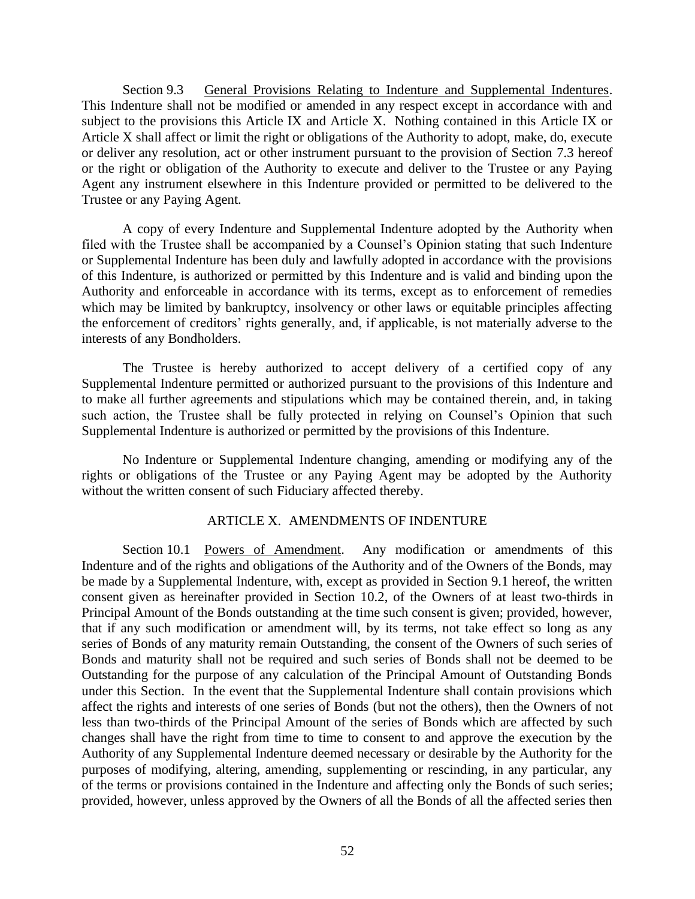Section 9.3 General Provisions Relating to Indenture and Supplemental Indentures. This Indenture shall not be modified or amended in any respect except in accordance with and subject to the provisions this Article IX and Article X. Nothing contained in this Article IX or Article X shall affect or limit the right or obligations of the Authority to adopt, make, do, execute or deliver any resolution, act or other instrument pursuant to the provision of Section 7.3 hereof or the right or obligation of the Authority to execute and deliver to the Trustee or any Paying Agent any instrument elsewhere in this Indenture provided or permitted to be delivered to the Trustee or any Paying Agent.

A copy of every Indenture and Supplemental Indenture adopted by the Authority when filed with the Trustee shall be accompanied by a Counsel's Opinion stating that such Indenture or Supplemental Indenture has been duly and lawfully adopted in accordance with the provisions of this Indenture, is authorized or permitted by this Indenture and is valid and binding upon the Authority and enforceable in accordance with its terms, except as to enforcement of remedies which may be limited by bankruptcy, insolvency or other laws or equitable principles affecting the enforcement of creditors' rights generally, and, if applicable, is not materially adverse to the interests of any Bondholders.

The Trustee is hereby authorized to accept delivery of a certified copy of any Supplemental Indenture permitted or authorized pursuant to the provisions of this Indenture and to make all further agreements and stipulations which may be contained therein, and, in taking such action, the Trustee shall be fully protected in relying on Counsel's Opinion that such Supplemental Indenture is authorized or permitted by the provisions of this Indenture.

No Indenture or Supplemental Indenture changing, amending or modifying any of the rights or obligations of the Trustee or any Paying Agent may be adopted by the Authority without the written consent of such Fiduciary affected thereby.

## ARTICLE X. AMENDMENTS OF INDENTURE

Section 10.1 Powers of Amendment. Any modification or amendments of this Indenture and of the rights and obligations of the Authority and of the Owners of the Bonds, may be made by a Supplemental Indenture, with, except as provided in Section 9.1 hereof, the written consent given as hereinafter provided in Section 10.2, of the Owners of at least two-thirds in Principal Amount of the Bonds outstanding at the time such consent is given; provided, however, that if any such modification or amendment will, by its terms, not take effect so long as any series of Bonds of any maturity remain Outstanding, the consent of the Owners of such series of Bonds and maturity shall not be required and such series of Bonds shall not be deemed to be Outstanding for the purpose of any calculation of the Principal Amount of Outstanding Bonds under this Section. In the event that the Supplemental Indenture shall contain provisions which affect the rights and interests of one series of Bonds (but not the others), then the Owners of not less than two-thirds of the Principal Amount of the series of Bonds which are affected by such changes shall have the right from time to time to consent to and approve the execution by the Authority of any Supplemental Indenture deemed necessary or desirable by the Authority for the purposes of modifying, altering, amending, supplementing or rescinding, in any particular, any of the terms or provisions contained in the Indenture and affecting only the Bonds of such series; provided, however, unless approved by the Owners of all the Bonds of all the affected series then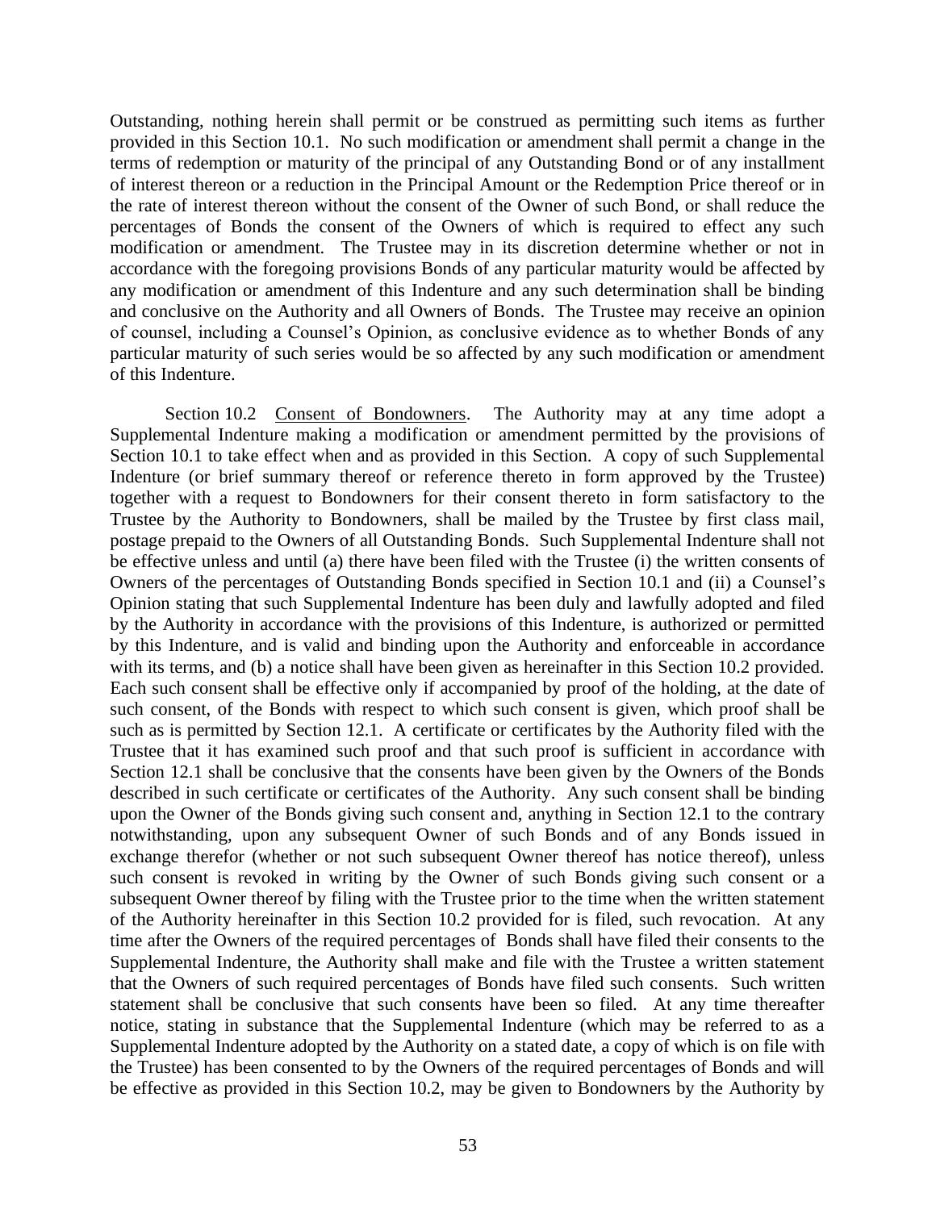Outstanding, nothing herein shall permit or be construed as permitting such items as further provided in this Section 10.1. No such modification or amendment shall permit a change in the terms of redemption or maturity of the principal of any Outstanding Bond or of any installment of interest thereon or a reduction in the Principal Amount or the Redemption Price thereof or in the rate of interest thereon without the consent of the Owner of such Bond, or shall reduce the percentages of Bonds the consent of the Owners of which is required to effect any such modification or amendment. The Trustee may in its discretion determine whether or not in accordance with the foregoing provisions Bonds of any particular maturity would be affected by any modification or amendment of this Indenture and any such determination shall be binding and conclusive on the Authority and all Owners of Bonds. The Trustee may receive an opinion of counsel, including a Counsel's Opinion, as conclusive evidence as to whether Bonds of any particular maturity of such series would be so affected by any such modification or amendment of this Indenture.

Section 10.2 Consent of Bondowners. The Authority may at any time adopt a Supplemental Indenture making a modification or amendment permitted by the provisions of Section 10.1 to take effect when and as provided in this Section. A copy of such Supplemental Indenture (or brief summary thereof or reference thereto in form approved by the Trustee) together with a request to Bondowners for their consent thereto in form satisfactory to the Trustee by the Authority to Bondowners, shall be mailed by the Trustee by first class mail, postage prepaid to the Owners of all Outstanding Bonds. Such Supplemental Indenture shall not be effective unless and until (a) there have been filed with the Trustee (i) the written consents of Owners of the percentages of Outstanding Bonds specified in Section 10.1 and (ii) a Counsel's Opinion stating that such Supplemental Indenture has been duly and lawfully adopted and filed by the Authority in accordance with the provisions of this Indenture, is authorized or permitted by this Indenture, and is valid and binding upon the Authority and enforceable in accordance with its terms, and (b) a notice shall have been given as hereinafter in this Section 10.2 provided. Each such consent shall be effective only if accompanied by proof of the holding, at the date of such consent, of the Bonds with respect to which such consent is given, which proof shall be such as is permitted by Section 12.1. A certificate or certificates by the Authority filed with the Trustee that it has examined such proof and that such proof is sufficient in accordance with Section 12.1 shall be conclusive that the consents have been given by the Owners of the Bonds described in such certificate or certificates of the Authority. Any such consent shall be binding upon the Owner of the Bonds giving such consent and, anything in Section 12.1 to the contrary notwithstanding, upon any subsequent Owner of such Bonds and of any Bonds issued in exchange therefor (whether or not such subsequent Owner thereof has notice thereof), unless such consent is revoked in writing by the Owner of such Bonds giving such consent or a subsequent Owner thereof by filing with the Trustee prior to the time when the written statement of the Authority hereinafter in this Section 10.2 provided for is filed, such revocation. At any time after the Owners of the required percentages of Bonds shall have filed their consents to the Supplemental Indenture, the Authority shall make and file with the Trustee a written statement that the Owners of such required percentages of Bonds have filed such consents. Such written statement shall be conclusive that such consents have been so filed. At any time thereafter notice, stating in substance that the Supplemental Indenture (which may be referred to as a Supplemental Indenture adopted by the Authority on a stated date, a copy of which is on file with the Trustee) has been consented to by the Owners of the required percentages of Bonds and will be effective as provided in this Section 10.2, may be given to Bondowners by the Authority by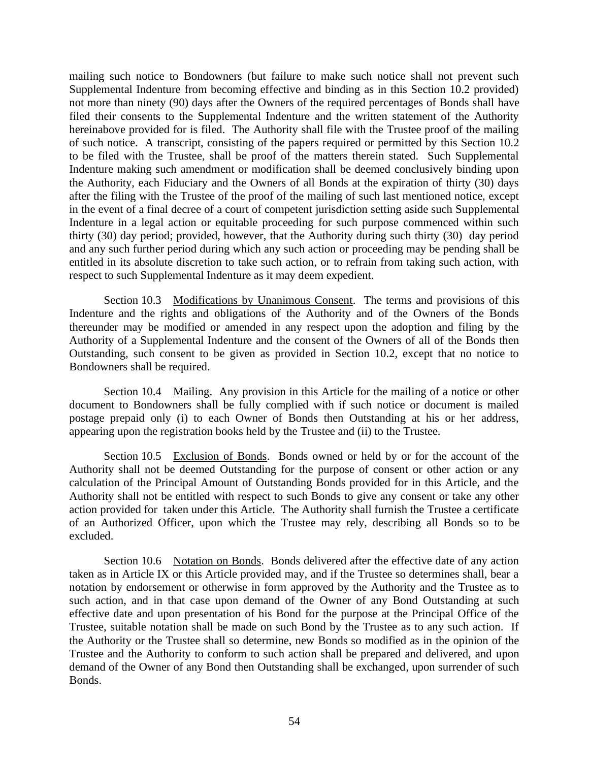mailing such notice to Bondowners (but failure to make such notice shall not prevent such Supplemental Indenture from becoming effective and binding as in this Section 10.2 provided) not more than ninety (90) days after the Owners of the required percentages of Bonds shall have filed their consents to the Supplemental Indenture and the written statement of the Authority hereinabove provided for is filed. The Authority shall file with the Trustee proof of the mailing of such notice. A transcript, consisting of the papers required or permitted by this Section 10.2 to be filed with the Trustee, shall be proof of the matters therein stated. Such Supplemental Indenture making such amendment or modification shall be deemed conclusively binding upon the Authority, each Fiduciary and the Owners of all Bonds at the expiration of thirty (30) days after the filing with the Trustee of the proof of the mailing of such last mentioned notice, except in the event of a final decree of a court of competent jurisdiction setting aside such Supplemental Indenture in a legal action or equitable proceeding for such purpose commenced within such thirty (30) day period; provided, however, that the Authority during such thirty (30) day period and any such further period during which any such action or proceeding may be pending shall be entitled in its absolute discretion to take such action, or to refrain from taking such action, with respect to such Supplemental Indenture as it may deem expedient.

Section 10.3 Modifications by Unanimous Consent. The terms and provisions of this Indenture and the rights and obligations of the Authority and of the Owners of the Bonds thereunder may be modified or amended in any respect upon the adoption and filing by the Authority of a Supplemental Indenture and the consent of the Owners of all of the Bonds then Outstanding, such consent to be given as provided in Section 10.2, except that no notice to Bondowners shall be required.

Section 10.4 Mailing. Any provision in this Article for the mailing of a notice or other document to Bondowners shall be fully complied with if such notice or document is mailed postage prepaid only (i) to each Owner of Bonds then Outstanding at his or her address, appearing upon the registration books held by the Trustee and (ii) to the Trustee.

Section 10.5 Exclusion of Bonds. Bonds owned or held by or for the account of the Authority shall not be deemed Outstanding for the purpose of consent or other action or any calculation of the Principal Amount of Outstanding Bonds provided for in this Article, and the Authority shall not be entitled with respect to such Bonds to give any consent or take any other action provided for taken under this Article. The Authority shall furnish the Trustee a certificate of an Authorized Officer, upon which the Trustee may rely, describing all Bonds so to be excluded.

Section 10.6 Notation on Bonds. Bonds delivered after the effective date of any action taken as in Article IX or this Article provided may, and if the Trustee so determines shall, bear a notation by endorsement or otherwise in form approved by the Authority and the Trustee as to such action, and in that case upon demand of the Owner of any Bond Outstanding at such effective date and upon presentation of his Bond for the purpose at the Principal Office of the Trustee, suitable notation shall be made on such Bond by the Trustee as to any such action. If the Authority or the Trustee shall so determine, new Bonds so modified as in the opinion of the Trustee and the Authority to conform to such action shall be prepared and delivered, and upon demand of the Owner of any Bond then Outstanding shall be exchanged, upon surrender of such Bonds.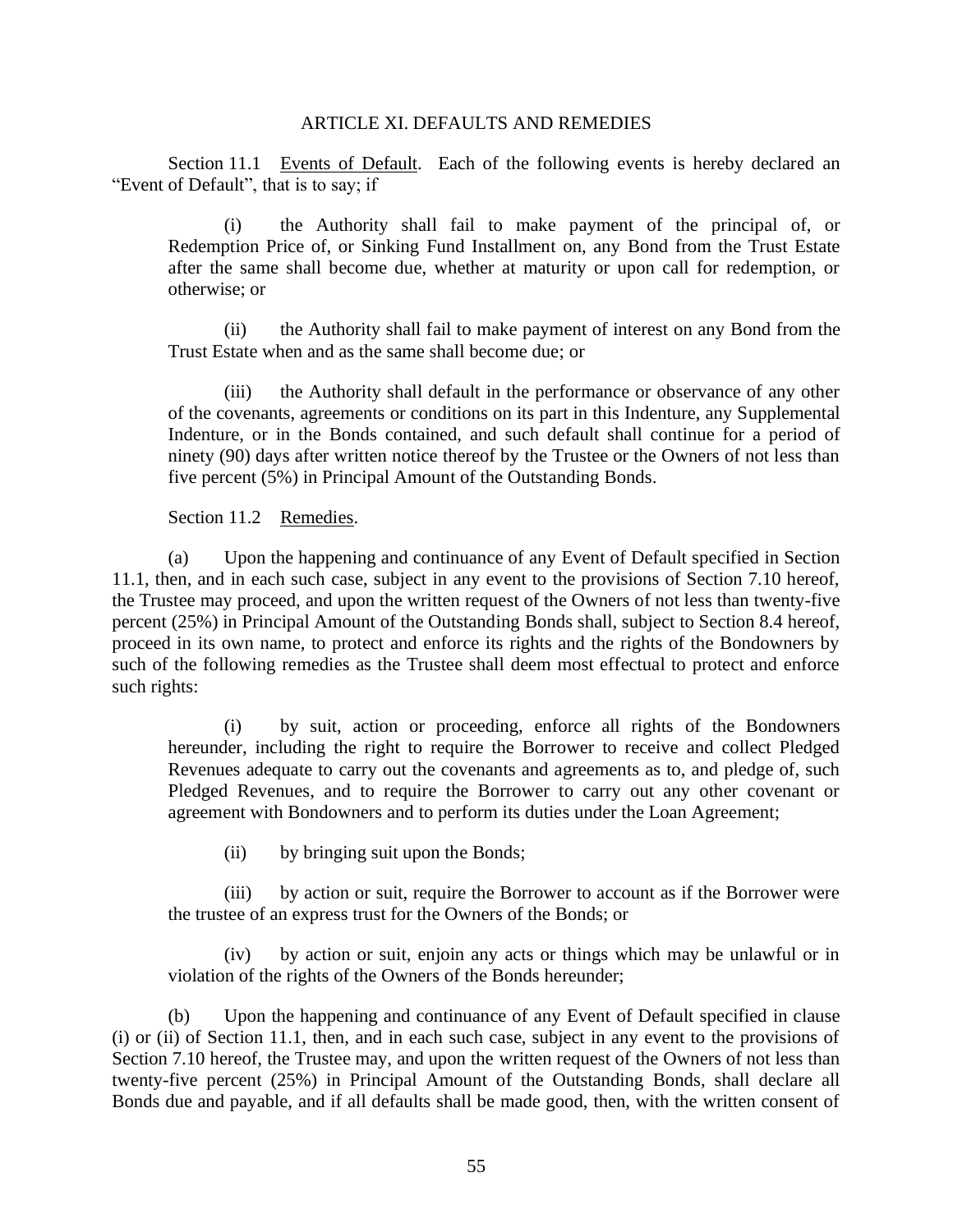## ARTICLE XI. DEFAULTS AND REMEDIES

Section 11.1 Events of Default. Each of the following events is hereby declared an "Event of Default", that is to say; if

(i) the Authority shall fail to make payment of the principal of, or Redemption Price of, or Sinking Fund Installment on, any Bond from the Trust Estate after the same shall become due, whether at maturity or upon call for redemption, or otherwise; or

(ii) the Authority shall fail to make payment of interest on any Bond from the Trust Estate when and as the same shall become due; or

(iii) the Authority shall default in the performance or observance of any other of the covenants, agreements or conditions on its part in this Indenture, any Supplemental Indenture, or in the Bonds contained, and such default shall continue for a period of ninety (90) days after written notice thereof by the Trustee or the Owners of not less than five percent (5%) in Principal Amount of the Outstanding Bonds.

Section 11.2 Remedies.

(a) Upon the happening and continuance of any Event of Default specified in Section 11.1, then, and in each such case, subject in any event to the provisions of Section 7.10 hereof, the Trustee may proceed, and upon the written request of the Owners of not less than twenty-five percent (25%) in Principal Amount of the Outstanding Bonds shall, subject to Section 8.4 hereof, proceed in its own name, to protect and enforce its rights and the rights of the Bondowners by such of the following remedies as the Trustee shall deem most effectual to protect and enforce such rights:

(i) by suit, action or proceeding, enforce all rights of the Bondowners hereunder, including the right to require the Borrower to receive and collect Pledged Revenues adequate to carry out the covenants and agreements as to, and pledge of, such Pledged Revenues, and to require the Borrower to carry out any other covenant or agreement with Bondowners and to perform its duties under the Loan Agreement;

(ii) by bringing suit upon the Bonds;

(iii) by action or suit, require the Borrower to account as if the Borrower were the trustee of an express trust for the Owners of the Bonds; or

(iv) by action or suit, enjoin any acts or things which may be unlawful or in violation of the rights of the Owners of the Bonds hereunder;

(b) Upon the happening and continuance of any Event of Default specified in clause (i) or (ii) of Section 11.1, then, and in each such case, subject in any event to the provisions of Section 7.10 hereof, the Trustee may, and upon the written request of the Owners of not less than twenty-five percent (25%) in Principal Amount of the Outstanding Bonds, shall declare all Bonds due and payable, and if all defaults shall be made good, then, with the written consent of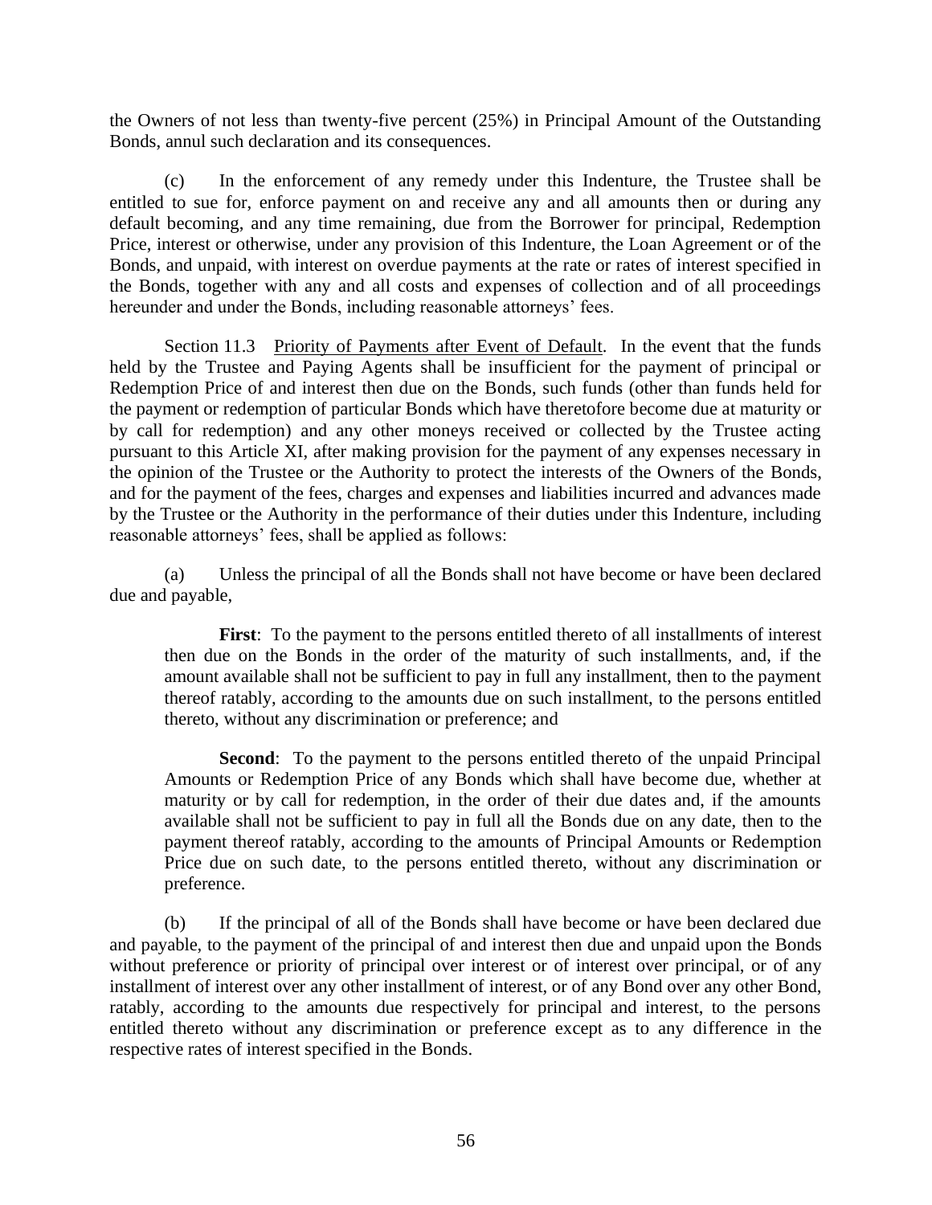the Owners of not less than twenty-five percent (25%) in Principal Amount of the Outstanding Bonds, annul such declaration and its consequences.

(c) In the enforcement of any remedy under this Indenture, the Trustee shall be entitled to sue for, enforce payment on and receive any and all amounts then or during any default becoming, and any time remaining, due from the Borrower for principal, Redemption Price, interest or otherwise, under any provision of this Indenture, the Loan Agreement or of the Bonds, and unpaid, with interest on overdue payments at the rate or rates of interest specified in the Bonds, together with any and all costs and expenses of collection and of all proceedings hereunder and under the Bonds, including reasonable attorneys' fees.

Section 11.3 Priority of Payments after Event of Default. In the event that the funds held by the Trustee and Paying Agents shall be insufficient for the payment of principal or Redemption Price of and interest then due on the Bonds, such funds (other than funds held for the payment or redemption of particular Bonds which have theretofore become due at maturity or by call for redemption) and any other moneys received or collected by the Trustee acting pursuant to this Article XI, after making provision for the payment of any expenses necessary in the opinion of the Trustee or the Authority to protect the interests of the Owners of the Bonds, and for the payment of the fees, charges and expenses and liabilities incurred and advances made by the Trustee or the Authority in the performance of their duties under this Indenture, including reasonable attorneys' fees, shall be applied as follows:

(a) Unless the principal of all the Bonds shall not have become or have been declared due and payable,

**First**: To the payment to the persons entitled thereto of all installments of interest then due on the Bonds in the order of the maturity of such installments, and, if the amount available shall not be sufficient to pay in full any installment, then to the payment thereof ratably, according to the amounts due on such installment, to the persons entitled thereto, without any discrimination or preference; and

**Second**: To the payment to the persons entitled thereto of the unpaid Principal Amounts or Redemption Price of any Bonds which shall have become due, whether at maturity or by call for redemption, in the order of their due dates and, if the amounts available shall not be sufficient to pay in full all the Bonds due on any date, then to the payment thereof ratably, according to the amounts of Principal Amounts or Redemption Price due on such date, to the persons entitled thereto, without any discrimination or preference.

(b) If the principal of all of the Bonds shall have become or have been declared due and payable, to the payment of the principal of and interest then due and unpaid upon the Bonds without preference or priority of principal over interest or of interest over principal, or of any installment of interest over any other installment of interest, or of any Bond over any other Bond, ratably, according to the amounts due respectively for principal and interest, to the persons entitled thereto without any discrimination or preference except as to any difference in the respective rates of interest specified in the Bonds.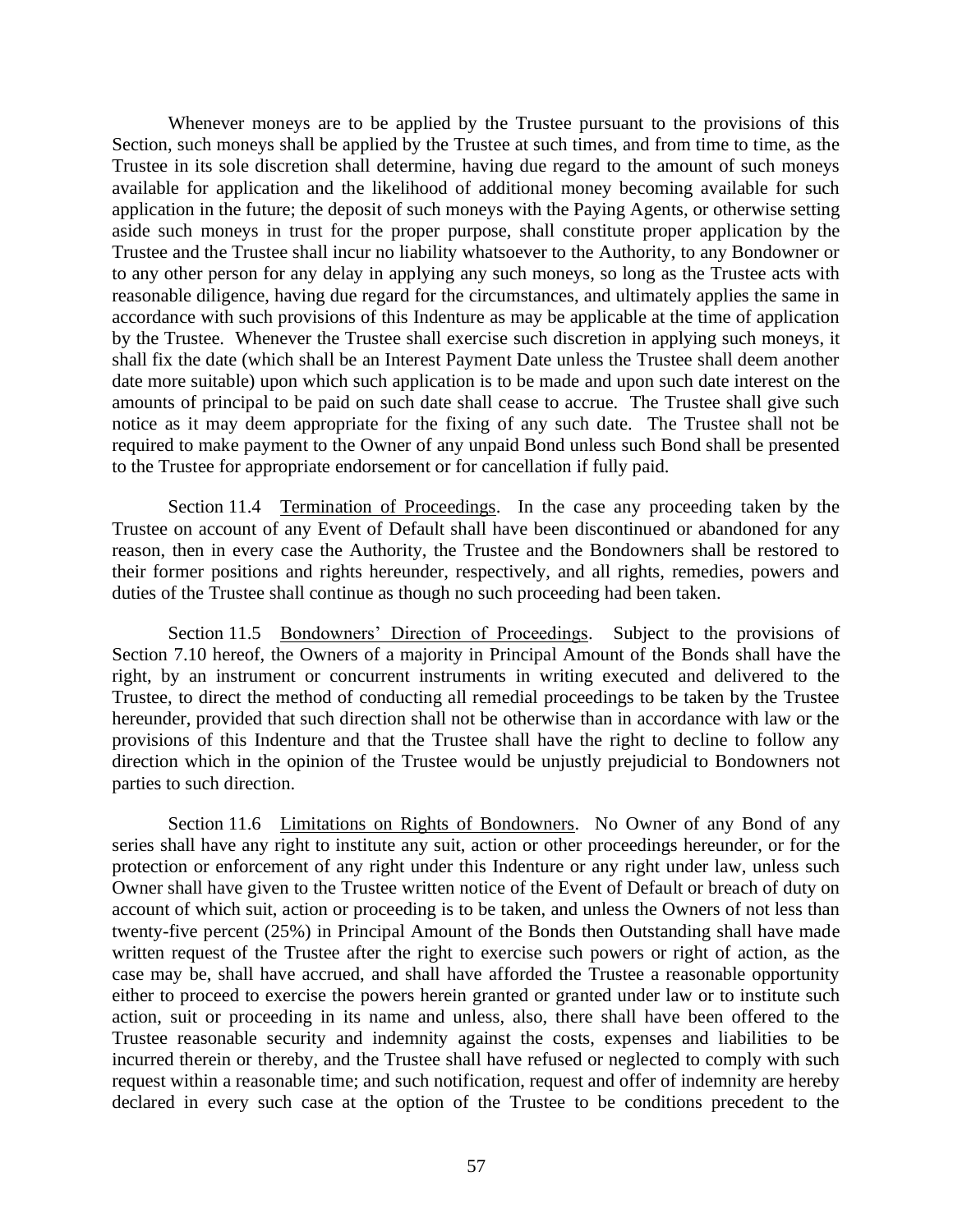Whenever moneys are to be applied by the Trustee pursuant to the provisions of this Section, such moneys shall be applied by the Trustee at such times, and from time to time, as the Trustee in its sole discretion shall determine, having due regard to the amount of such moneys available for application and the likelihood of additional money becoming available for such application in the future; the deposit of such moneys with the Paying Agents, or otherwise setting aside such moneys in trust for the proper purpose, shall constitute proper application by the Trustee and the Trustee shall incur no liability whatsoever to the Authority, to any Bondowner or to any other person for any delay in applying any such moneys, so long as the Trustee acts with reasonable diligence, having due regard for the circumstances, and ultimately applies the same in accordance with such provisions of this Indenture as may be applicable at the time of application by the Trustee. Whenever the Trustee shall exercise such discretion in applying such moneys, it shall fix the date (which shall be an Interest Payment Date unless the Trustee shall deem another date more suitable) upon which such application is to be made and upon such date interest on the amounts of principal to be paid on such date shall cease to accrue. The Trustee shall give such notice as it may deem appropriate for the fixing of any such date. The Trustee shall not be required to make payment to the Owner of any unpaid Bond unless such Bond shall be presented to the Trustee for appropriate endorsement or for cancellation if fully paid.

Section 11.4 Termination of Proceedings. In the case any proceeding taken by the Trustee on account of any Event of Default shall have been discontinued or abandoned for any reason, then in every case the Authority, the Trustee and the Bondowners shall be restored to their former positions and rights hereunder, respectively, and all rights, remedies, powers and duties of the Trustee shall continue as though no such proceeding had been taken.

Section 11.5 Bondowners' Direction of Proceedings. Subject to the provisions of Section 7.10 hereof, the Owners of a majority in Principal Amount of the Bonds shall have the right, by an instrument or concurrent instruments in writing executed and delivered to the Trustee, to direct the method of conducting all remedial proceedings to be taken by the Trustee hereunder, provided that such direction shall not be otherwise than in accordance with law or the provisions of this Indenture and that the Trustee shall have the right to decline to follow any direction which in the opinion of the Trustee would be unjustly prejudicial to Bondowners not parties to such direction.

Section 11.6 Limitations on Rights of Bondowners. No Owner of any Bond of any series shall have any right to institute any suit, action or other proceedings hereunder, or for the protection or enforcement of any right under this Indenture or any right under law, unless such Owner shall have given to the Trustee written notice of the Event of Default or breach of duty on account of which suit, action or proceeding is to be taken, and unless the Owners of not less than twenty-five percent (25%) in Principal Amount of the Bonds then Outstanding shall have made written request of the Trustee after the right to exercise such powers or right of action, as the case may be, shall have accrued, and shall have afforded the Trustee a reasonable opportunity either to proceed to exercise the powers herein granted or granted under law or to institute such action, suit or proceeding in its name and unless, also, there shall have been offered to the Trustee reasonable security and indemnity against the costs, expenses and liabilities to be incurred therein or thereby, and the Trustee shall have refused or neglected to comply with such request within a reasonable time; and such notification, request and offer of indemnity are hereby declared in every such case at the option of the Trustee to be conditions precedent to the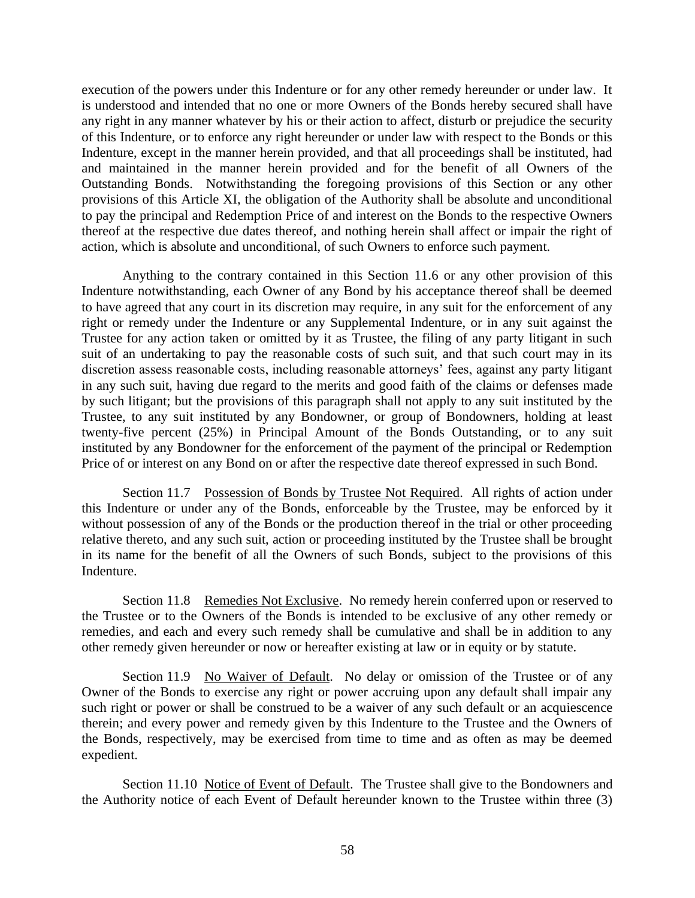execution of the powers under this Indenture or for any other remedy hereunder or under law. It is understood and intended that no one or more Owners of the Bonds hereby secured shall have any right in any manner whatever by his or their action to affect, disturb or prejudice the security of this Indenture, or to enforce any right hereunder or under law with respect to the Bonds or this Indenture, except in the manner herein provided, and that all proceedings shall be instituted, had and maintained in the manner herein provided and for the benefit of all Owners of the Outstanding Bonds. Notwithstanding the foregoing provisions of this Section or any other provisions of this Article XI, the obligation of the Authority shall be absolute and unconditional to pay the principal and Redemption Price of and interest on the Bonds to the respective Owners thereof at the respective due dates thereof, and nothing herein shall affect or impair the right of action, which is absolute and unconditional, of such Owners to enforce such payment.

Anything to the contrary contained in this Section 11.6 or any other provision of this Indenture notwithstanding, each Owner of any Bond by his acceptance thereof shall be deemed to have agreed that any court in its discretion may require, in any suit for the enforcement of any right or remedy under the Indenture or any Supplemental Indenture, or in any suit against the Trustee for any action taken or omitted by it as Trustee, the filing of any party litigant in such suit of an undertaking to pay the reasonable costs of such suit, and that such court may in its discretion assess reasonable costs, including reasonable attorneys' fees, against any party litigant in any such suit, having due regard to the merits and good faith of the claims or defenses made by such litigant; but the provisions of this paragraph shall not apply to any suit instituted by the Trustee, to any suit instituted by any Bondowner, or group of Bondowners, holding at least twenty-five percent (25%) in Principal Amount of the Bonds Outstanding, or to any suit instituted by any Bondowner for the enforcement of the payment of the principal or Redemption Price of or interest on any Bond on or after the respective date thereof expressed in such Bond.

Section 11.7 Possession of Bonds by Trustee Not Required. All rights of action under this Indenture or under any of the Bonds, enforceable by the Trustee, may be enforced by it without possession of any of the Bonds or the production thereof in the trial or other proceeding relative thereto, and any such suit, action or proceeding instituted by the Trustee shall be brought in its name for the benefit of all the Owners of such Bonds, subject to the provisions of this Indenture.

Section 11.8 Remedies Not Exclusive. No remedy herein conferred upon or reserved to the Trustee or to the Owners of the Bonds is intended to be exclusive of any other remedy or remedies, and each and every such remedy shall be cumulative and shall be in addition to any other remedy given hereunder or now or hereafter existing at law or in equity or by statute.

Section 11.9 No Waiver of Default. No delay or omission of the Trustee or of any Owner of the Bonds to exercise any right or power accruing upon any default shall impair any such right or power or shall be construed to be a waiver of any such default or an acquiescence therein; and every power and remedy given by this Indenture to the Trustee and the Owners of the Bonds, respectively, may be exercised from time to time and as often as may be deemed expedient.

Section 11.10 Notice of Event of Default. The Trustee shall give to the Bondowners and the Authority notice of each Event of Default hereunder known to the Trustee within three (3)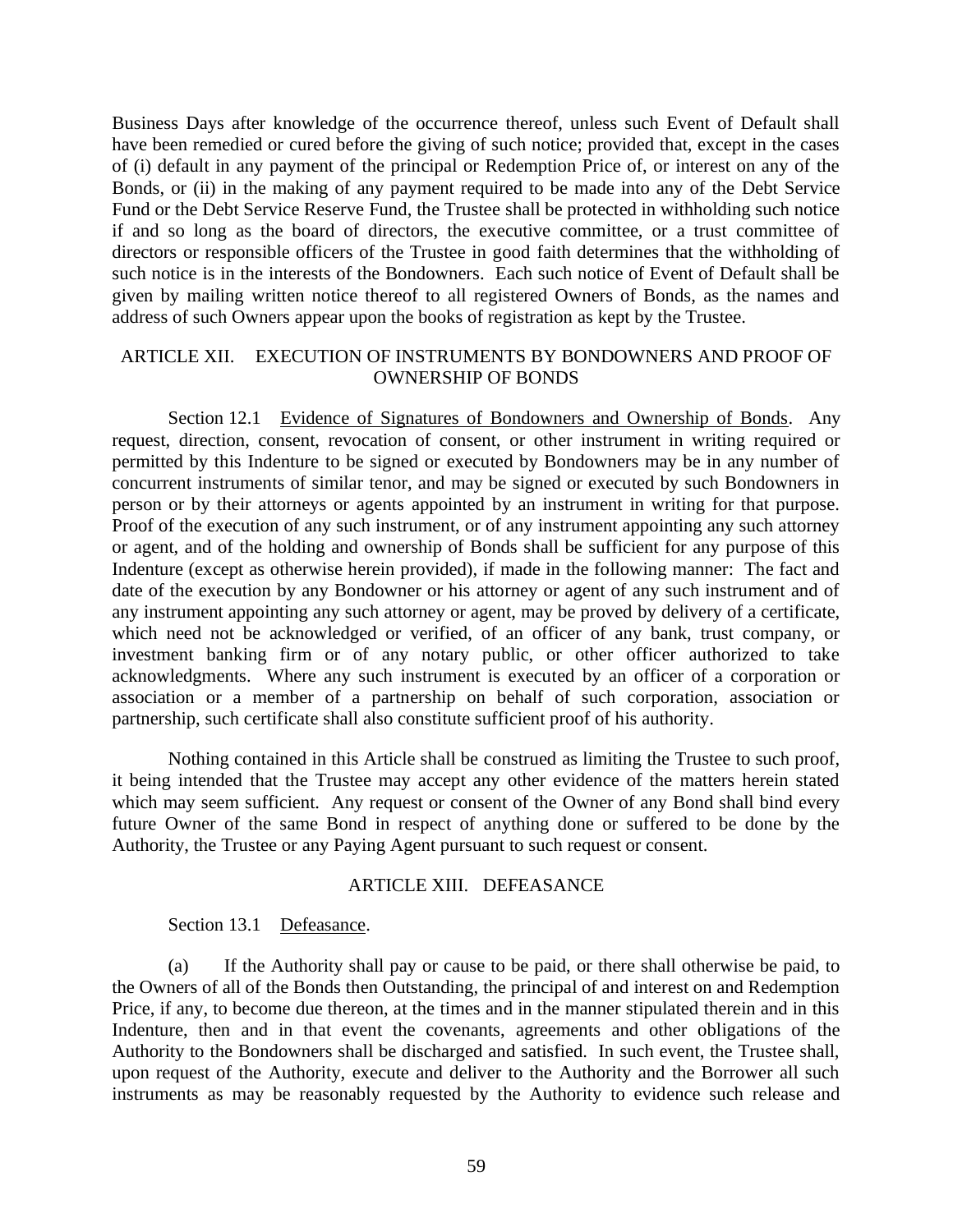Business Days after knowledge of the occurrence thereof, unless such Event of Default shall have been remedied or cured before the giving of such notice; provided that, except in the cases of (i) default in any payment of the principal or Redemption Price of, or interest on any of the Bonds, or (ii) in the making of any payment required to be made into any of the Debt Service Fund or the Debt Service Reserve Fund, the Trustee shall be protected in withholding such notice if and so long as the board of directors, the executive committee, or a trust committee of directors or responsible officers of the Trustee in good faith determines that the withholding of such notice is in the interests of the Bondowners. Each such notice of Event of Default shall be given by mailing written notice thereof to all registered Owners of Bonds, as the names and address of such Owners appear upon the books of registration as kept by the Trustee.

## ARTICLE XII. EXECUTION OF INSTRUMENTS BY BONDOWNERS AND PROOF OF OWNERSHIP OF BONDS

Section 12.1 Evidence of Signatures of Bondowners and Ownership of Bonds. Any request, direction, consent, revocation of consent, or other instrument in writing required or permitted by this Indenture to be signed or executed by Bondowners may be in any number of concurrent instruments of similar tenor, and may be signed or executed by such Bondowners in person or by their attorneys or agents appointed by an instrument in writing for that purpose. Proof of the execution of any such instrument, or of any instrument appointing any such attorney or agent, and of the holding and ownership of Bonds shall be sufficient for any purpose of this Indenture (except as otherwise herein provided), if made in the following manner: The fact and date of the execution by any Bondowner or his attorney or agent of any such instrument and of any instrument appointing any such attorney or agent, may be proved by delivery of a certificate, which need not be acknowledged or verified, of an officer of any bank, trust company, or investment banking firm or of any notary public, or other officer authorized to take acknowledgments. Where any such instrument is executed by an officer of a corporation or association or a member of a partnership on behalf of such corporation, association or partnership, such certificate shall also constitute sufficient proof of his authority.

Nothing contained in this Article shall be construed as limiting the Trustee to such proof, it being intended that the Trustee may accept any other evidence of the matters herein stated which may seem sufficient. Any request or consent of the Owner of any Bond shall bind every future Owner of the same Bond in respect of anything done or suffered to be done by the Authority, the Trustee or any Paying Agent pursuant to such request or consent.

## ARTICLE XIII. DEFEASANCE

Section 13.1 Defeasance.

(a) If the Authority shall pay or cause to be paid, or there shall otherwise be paid, to the Owners of all of the Bonds then Outstanding, the principal of and interest on and Redemption Price, if any, to become due thereon, at the times and in the manner stipulated therein and in this Indenture, then and in that event the covenants, agreements and other obligations of the Authority to the Bondowners shall be discharged and satisfied. In such event, the Trustee shall, upon request of the Authority, execute and deliver to the Authority and the Borrower all such instruments as may be reasonably requested by the Authority to evidence such release and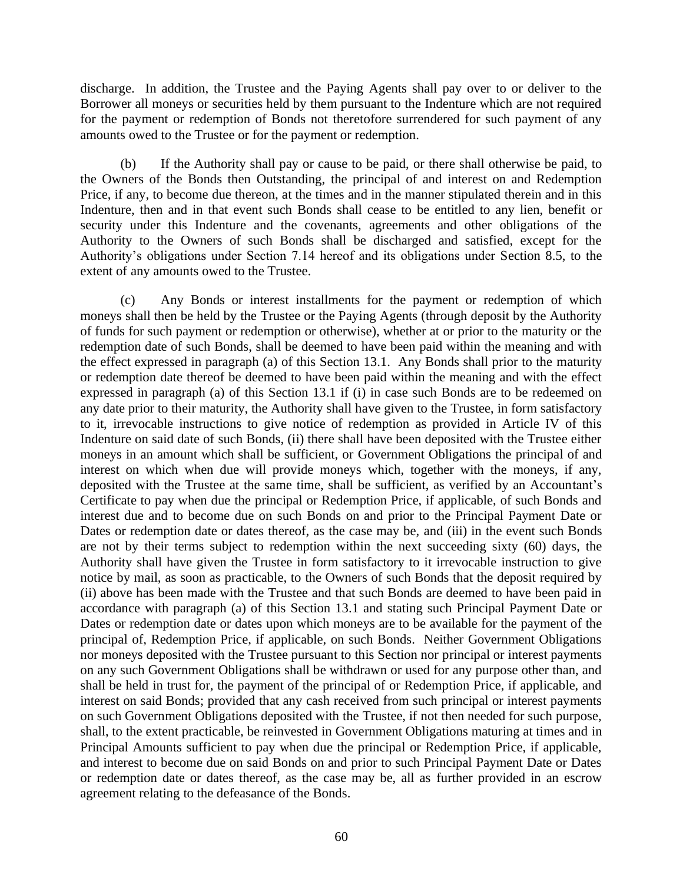discharge. In addition, the Trustee and the Paying Agents shall pay over to or deliver to the Borrower all moneys or securities held by them pursuant to the Indenture which are not required for the payment or redemption of Bonds not theretofore surrendered for such payment of any amounts owed to the Trustee or for the payment or redemption.

(b) If the Authority shall pay or cause to be paid, or there shall otherwise be paid, to the Owners of the Bonds then Outstanding, the principal of and interest on and Redemption Price, if any, to become due thereon, at the times and in the manner stipulated therein and in this Indenture, then and in that event such Bonds shall cease to be entitled to any lien, benefit or security under this Indenture and the covenants, agreements and other obligations of the Authority to the Owners of such Bonds shall be discharged and satisfied, except for the Authority's obligations under Section 7.14 hereof and its obligations under Section 8.5, to the extent of any amounts owed to the Trustee.

(c) Any Bonds or interest installments for the payment or redemption of which moneys shall then be held by the Trustee or the Paying Agents (through deposit by the Authority of funds for such payment or redemption or otherwise), whether at or prior to the maturity or the redemption date of such Bonds, shall be deemed to have been paid within the meaning and with the effect expressed in paragraph (a) of this Section 13.1. Any Bonds shall prior to the maturity or redemption date thereof be deemed to have been paid within the meaning and with the effect expressed in paragraph (a) of this Section 13.1 if (i) in case such Bonds are to be redeemed on any date prior to their maturity, the Authority shall have given to the Trustee, in form satisfactory to it, irrevocable instructions to give notice of redemption as provided in Article IV of this Indenture on said date of such Bonds, (ii) there shall have been deposited with the Trustee either moneys in an amount which shall be sufficient, or Government Obligations the principal of and interest on which when due will provide moneys which, together with the moneys, if any, deposited with the Trustee at the same time, shall be sufficient, as verified by an Accountant's Certificate to pay when due the principal or Redemption Price, if applicable, of such Bonds and interest due and to become due on such Bonds on and prior to the Principal Payment Date or Dates or redemption date or dates thereof, as the case may be, and (iii) in the event such Bonds are not by their terms subject to redemption within the next succeeding sixty (60) days, the Authority shall have given the Trustee in form satisfactory to it irrevocable instruction to give notice by mail, as soon as practicable, to the Owners of such Bonds that the deposit required by (ii) above has been made with the Trustee and that such Bonds are deemed to have been paid in accordance with paragraph (a) of this Section 13.1 and stating such Principal Payment Date or Dates or redemption date or dates upon which moneys are to be available for the payment of the principal of, Redemption Price, if applicable, on such Bonds. Neither Government Obligations nor moneys deposited with the Trustee pursuant to this Section nor principal or interest payments on any such Government Obligations shall be withdrawn or used for any purpose other than, and shall be held in trust for, the payment of the principal of or Redemption Price, if applicable, and interest on said Bonds; provided that any cash received from such principal or interest payments on such Government Obligations deposited with the Trustee, if not then needed for such purpose, shall, to the extent practicable, be reinvested in Government Obligations maturing at times and in Principal Amounts sufficient to pay when due the principal or Redemption Price, if applicable, and interest to become due on said Bonds on and prior to such Principal Payment Date or Dates or redemption date or dates thereof, as the case may be, all as further provided in an escrow agreement relating to the defeasance of the Bonds.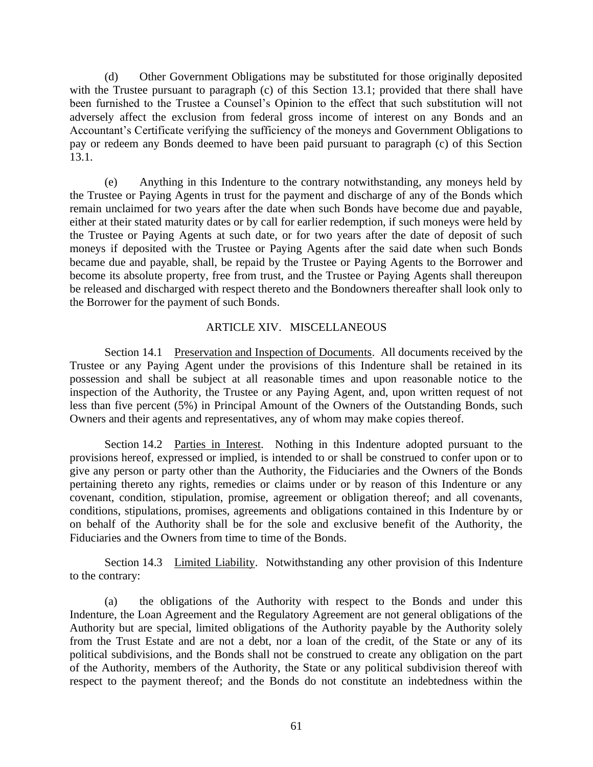(d) Other Government Obligations may be substituted for those originally deposited with the Trustee pursuant to paragraph (c) of this Section 13.1; provided that there shall have been furnished to the Trustee a Counsel's Opinion to the effect that such substitution will not adversely affect the exclusion from federal gross income of interest on any Bonds and an Accountant's Certificate verifying the sufficiency of the moneys and Government Obligations to pay or redeem any Bonds deemed to have been paid pursuant to paragraph (c) of this Section 13.1.

(e) Anything in this Indenture to the contrary notwithstanding, any moneys held by the Trustee or Paying Agents in trust for the payment and discharge of any of the Bonds which remain unclaimed for two years after the date when such Bonds have become due and payable, either at their stated maturity dates or by call for earlier redemption, if such moneys were held by the Trustee or Paying Agents at such date, or for two years after the date of deposit of such moneys if deposited with the Trustee or Paying Agents after the said date when such Bonds became due and payable, shall, be repaid by the Trustee or Paying Agents to the Borrower and become its absolute property, free from trust, and the Trustee or Paying Agents shall thereupon be released and discharged with respect thereto and the Bondowners thereafter shall look only to the Borrower for the payment of such Bonds.

## ARTICLE XIV. MISCELLANEOUS

Section 14.1 Preservation and Inspection of Documents. All documents received by the Trustee or any Paying Agent under the provisions of this Indenture shall be retained in its possession and shall be subject at all reasonable times and upon reasonable notice to the inspection of the Authority, the Trustee or any Paying Agent, and, upon written request of not less than five percent (5%) in Principal Amount of the Owners of the Outstanding Bonds, such Owners and their agents and representatives, any of whom may make copies thereof.

Section 14.2 Parties in Interest. Nothing in this Indenture adopted pursuant to the provisions hereof, expressed or implied, is intended to or shall be construed to confer upon or to give any person or party other than the Authority, the Fiduciaries and the Owners of the Bonds pertaining thereto any rights, remedies or claims under or by reason of this Indenture or any covenant, condition, stipulation, promise, agreement or obligation thereof; and all covenants, conditions, stipulations, promises, agreements and obligations contained in this Indenture by or on behalf of the Authority shall be for the sole and exclusive benefit of the Authority, the Fiduciaries and the Owners from time to time of the Bonds.

Section 14.3 Limited Liability. Notwithstanding any other provision of this Indenture to the contrary:

(a) the obligations of the Authority with respect to the Bonds and under this Indenture, the Loan Agreement and the Regulatory Agreement are not general obligations of the Authority but are special, limited obligations of the Authority payable by the Authority solely from the Trust Estate and are not a debt, nor a loan of the credit, of the State or any of its political subdivisions, and the Bonds shall not be construed to create any obligation on the part of the Authority, members of the Authority, the State or any political subdivision thereof with respect to the payment thereof; and the Bonds do not constitute an indebtedness within the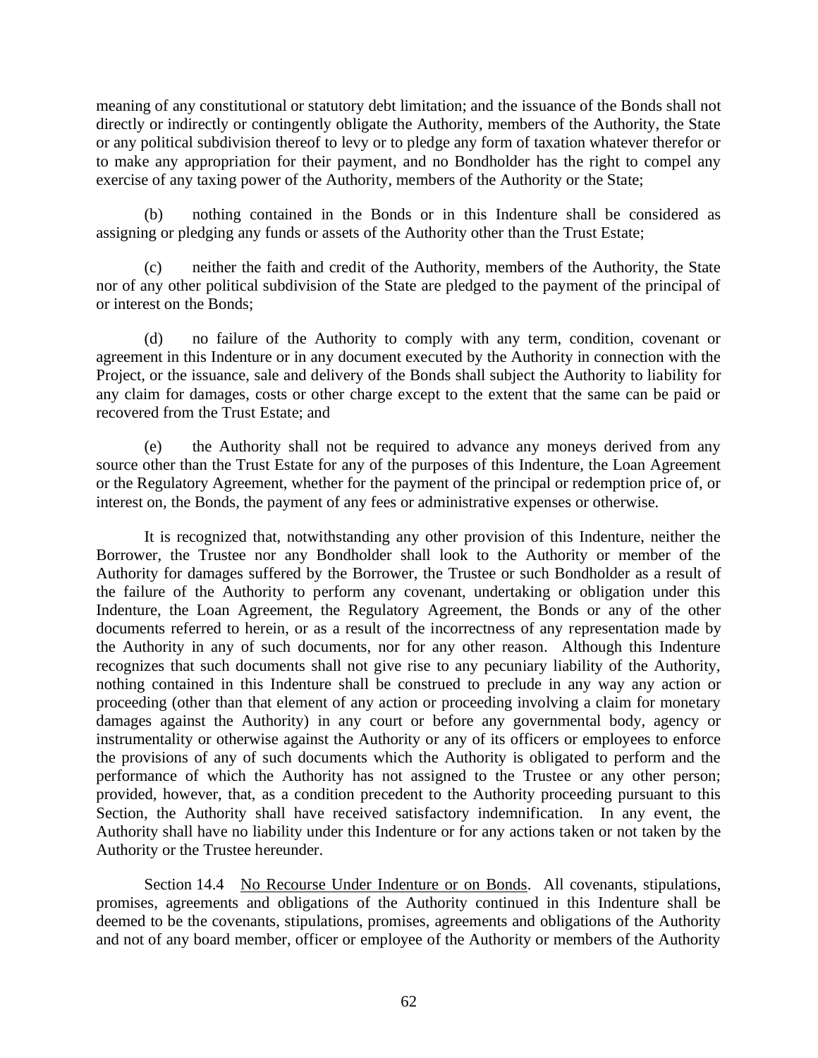meaning of any constitutional or statutory debt limitation; and the issuance of the Bonds shall not directly or indirectly or contingently obligate the Authority, members of the Authority, the State or any political subdivision thereof to levy or to pledge any form of taxation whatever therefor or to make any appropriation for their payment, and no Bondholder has the right to compel any exercise of any taxing power of the Authority, members of the Authority or the State;

(b) nothing contained in the Bonds or in this Indenture shall be considered as assigning or pledging any funds or assets of the Authority other than the Trust Estate;

(c) neither the faith and credit of the Authority, members of the Authority, the State nor of any other political subdivision of the State are pledged to the payment of the principal of or interest on the Bonds;

(d) no failure of the Authority to comply with any term, condition, covenant or agreement in this Indenture or in any document executed by the Authority in connection with the Project, or the issuance, sale and delivery of the Bonds shall subject the Authority to liability for any claim for damages, costs or other charge except to the extent that the same can be paid or recovered from the Trust Estate; and

(e) the Authority shall not be required to advance any moneys derived from any source other than the Trust Estate for any of the purposes of this Indenture, the Loan Agreement or the Regulatory Agreement, whether for the payment of the principal or redemption price of, or interest on, the Bonds, the payment of any fees or administrative expenses or otherwise.

It is recognized that, notwithstanding any other provision of this Indenture, neither the Borrower, the Trustee nor any Bondholder shall look to the Authority or member of the Authority for damages suffered by the Borrower, the Trustee or such Bondholder as a result of the failure of the Authority to perform any covenant, undertaking or obligation under this Indenture, the Loan Agreement, the Regulatory Agreement, the Bonds or any of the other documents referred to herein, or as a result of the incorrectness of any representation made by the Authority in any of such documents, nor for any other reason. Although this Indenture recognizes that such documents shall not give rise to any pecuniary liability of the Authority, nothing contained in this Indenture shall be construed to preclude in any way any action or proceeding (other than that element of any action or proceeding involving a claim for monetary damages against the Authority) in any court or before any governmental body, agency or instrumentality or otherwise against the Authority or any of its officers or employees to enforce the provisions of any of such documents which the Authority is obligated to perform and the performance of which the Authority has not assigned to the Trustee or any other person; provided, however, that, as a condition precedent to the Authority proceeding pursuant to this Section, the Authority shall have received satisfactory indemnification. In any event, the Authority shall have no liability under this Indenture or for any actions taken or not taken by the Authority or the Trustee hereunder.

Section 14.4 No Recourse Under Indenture or on Bonds. All covenants, stipulations, promises, agreements and obligations of the Authority continued in this Indenture shall be deemed to be the covenants, stipulations, promises, agreements and obligations of the Authority and not of any board member, officer or employee of the Authority or members of the Authority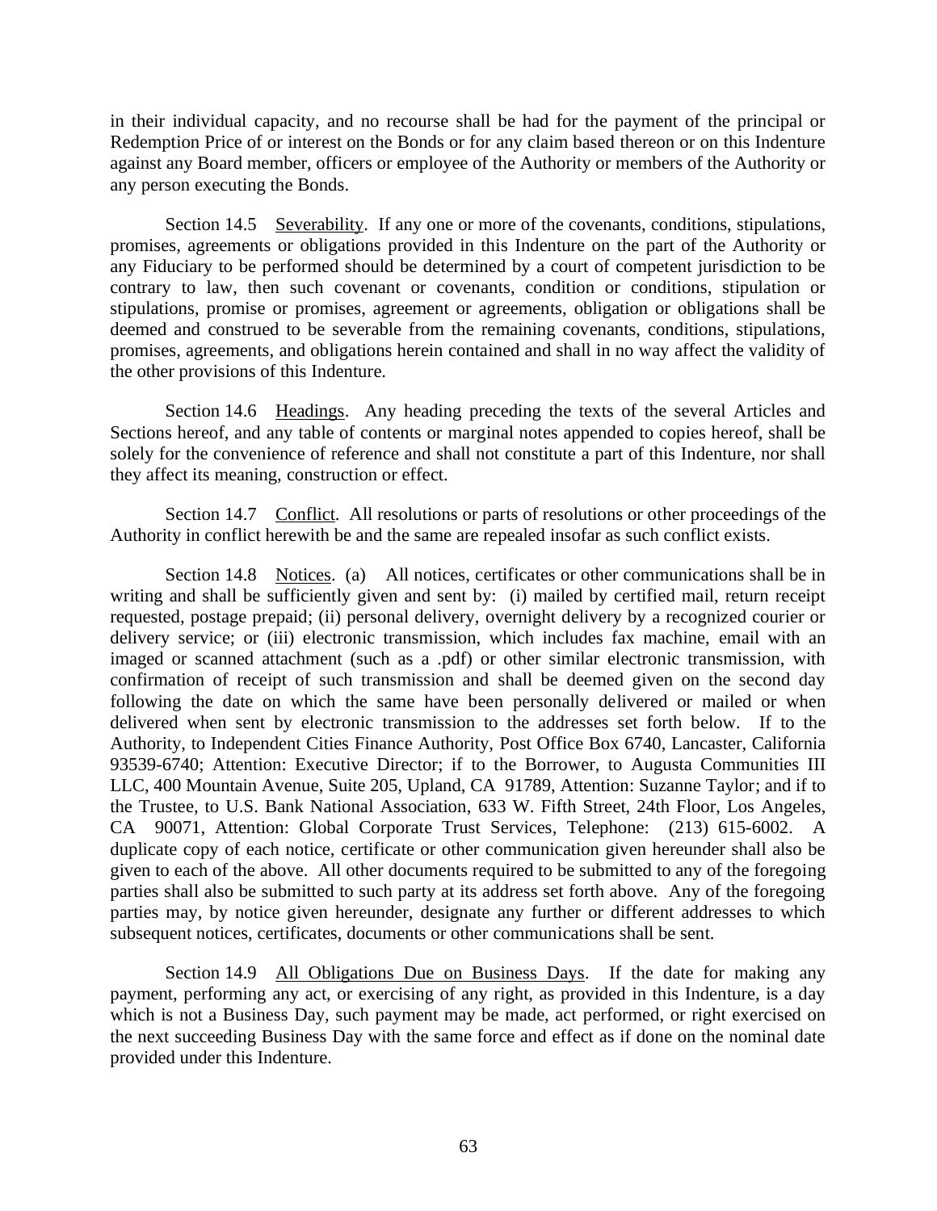in their individual capacity, and no recourse shall be had for the payment of the principal or Redemption Price of or interest on the Bonds or for any claim based thereon or on this Indenture against any Board member, officers or employee of the Authority or members of the Authority or any person executing the Bonds.

Section 14.5 Severability. If any one or more of the covenants, conditions, stipulations, promises, agreements or obligations provided in this Indenture on the part of the Authority or any Fiduciary to be performed should be determined by a court of competent jurisdiction to be contrary to law, then such covenant or covenants, condition or conditions, stipulation or stipulations, promise or promises, agreement or agreements, obligation or obligations shall be deemed and construed to be severable from the remaining covenants, conditions, stipulations, promises, agreements, and obligations herein contained and shall in no way affect the validity of the other provisions of this Indenture.

Section 14.6 Headings. Any heading preceding the texts of the several Articles and Sections hereof, and any table of contents or marginal notes appended to copies hereof, shall be solely for the convenience of reference and shall not constitute a part of this Indenture, nor shall they affect its meaning, construction or effect.

Section 14.7 Conflict. All resolutions or parts of resolutions or other proceedings of the Authority in conflict herewith be and the same are repealed insofar as such conflict exists.

Section 14.8 Notices. (a) All notices, certificates or other communications shall be in writing and shall be sufficiently given and sent by: (i) mailed by certified mail, return receipt requested, postage prepaid; (ii) personal delivery, overnight delivery by a recognized courier or delivery service; or (iii) electronic transmission, which includes fax machine, email with an imaged or scanned attachment (such as a .pdf) or other similar electronic transmission, with confirmation of receipt of such transmission and shall be deemed given on the second day following the date on which the same have been personally delivered or mailed or when delivered when sent by electronic transmission to the addresses set forth below. If to the Authority, to Independent Cities Finance Authority, Post Office Box 6740, Lancaster, California 93539-6740; Attention: Executive Director; if to the Borrower, to Augusta Communities III LLC, 400 Mountain Avenue, Suite 205, Upland, CA 91789, Attention: Suzanne Taylor; and if to the Trustee, to U.S. Bank National Association, 633 W. Fifth Street, 24th Floor, Los Angeles, CA 90071, Attention: Global Corporate Trust Services, Telephone: (213) 615-6002. A duplicate copy of each notice, certificate or other communication given hereunder shall also be given to each of the above. All other documents required to be submitted to any of the foregoing parties shall also be submitted to such party at its address set forth above. Any of the foregoing parties may, by notice given hereunder, designate any further or different addresses to which subsequent notices, certificates, documents or other communications shall be sent.

Section 14.9 All Obligations Due on Business Days. If the date for making any payment, performing any act, or exercising of any right, as provided in this Indenture, is a day which is not a Business Day, such payment may be made, act performed, or right exercised on the next succeeding Business Day with the same force and effect as if done on the nominal date provided under this Indenture.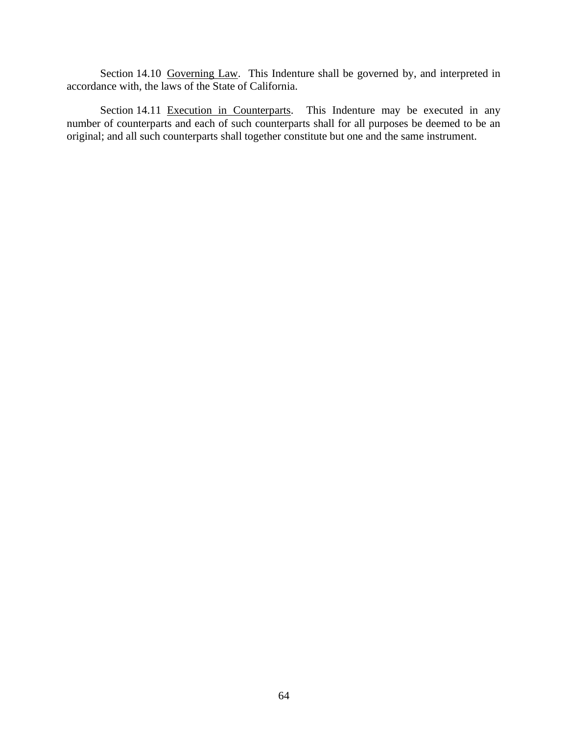Section 14.10 Governing Law. This Indenture shall be governed by, and interpreted in accordance with, the laws of the State of California.

Section 14.11 Execution in Counterparts. This Indenture may be executed in any number of counterparts and each of such counterparts shall for all purposes be deemed to be an original; and all such counterparts shall together constitute but one and the same instrument.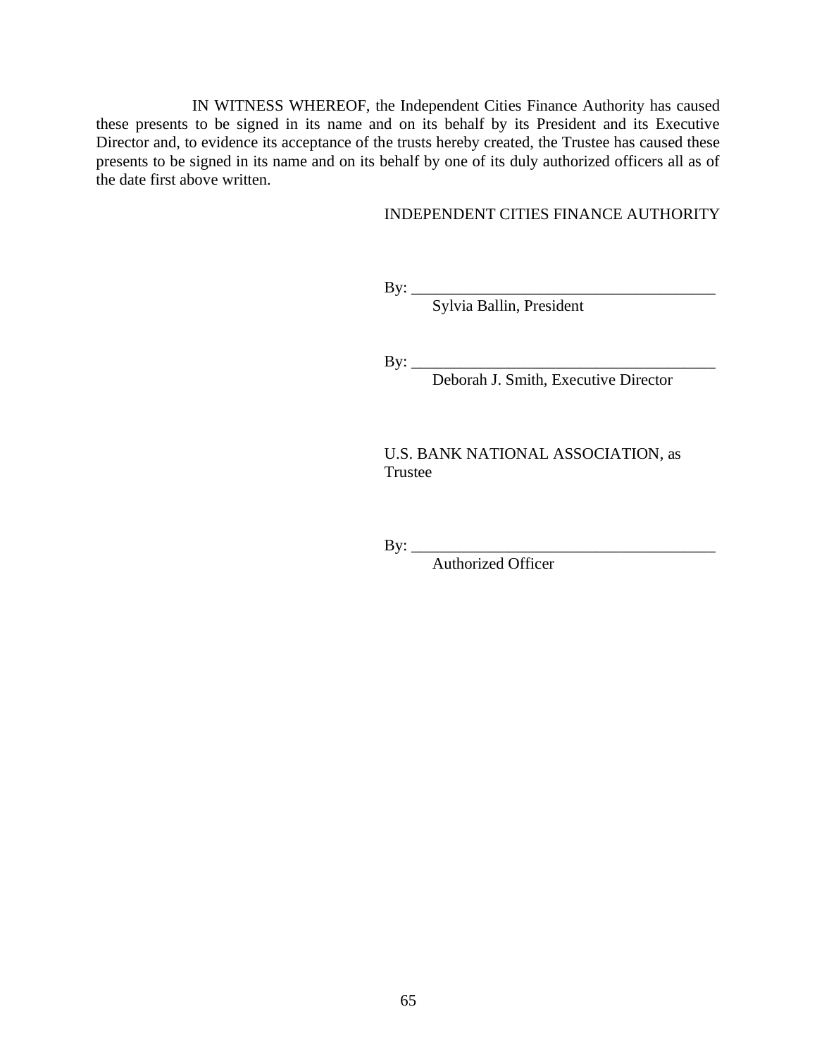IN WITNESS WHEREOF, the Independent Cities Finance Authority has caused these presents to be signed in its name and on its behalf by its President and its Executive Director and, to evidence its acceptance of the trusts hereby created, the Trustee has caused these presents to be signed in its name and on its behalf by one of its duly authorized officers all as of the date first above written.

INDEPENDENT CITIES FINANCE AUTHORITY

By: ______________________________________
Sylvia Ballin, President

By: ______________________________________
Deborah J. Smith, Executive Director

U.S. BANK NATIONAL ASSOCIATION, as Trustee

By: ______________________________________
Authorized Officer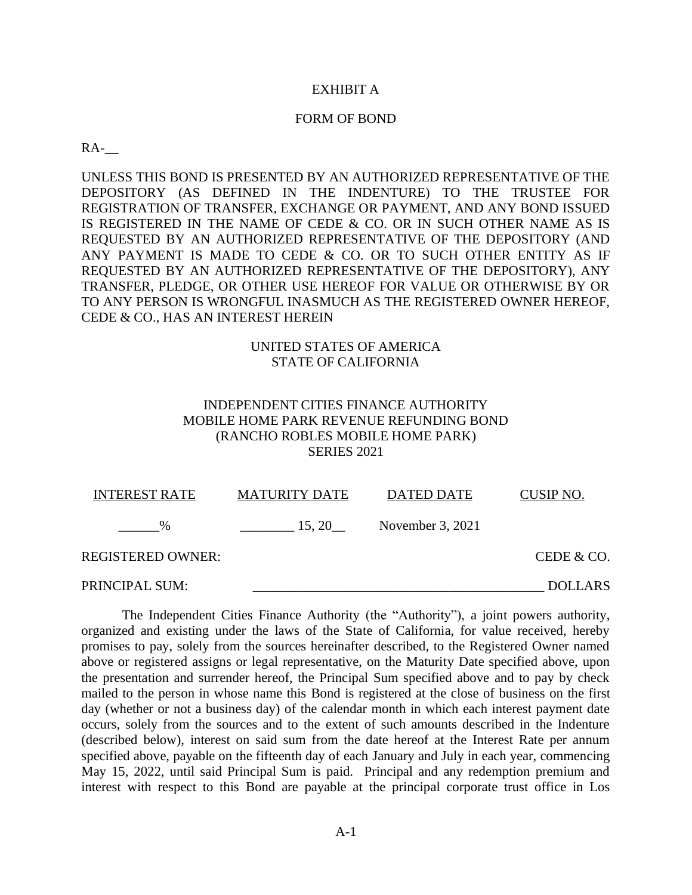EXHIBIT A

FORM OF BOND

RA-__

UNLESS THIS BOND IS PRESENTED BY AN AUTHORIZED REPRESENTATIVE OF THE DEPOSITORY (AS DEFINED IN THE INDENTURE) TO THE TRUSTEE FOR REGISTRATION OF TRANSFER, EXCHANGE OR PAYMENT, AND ANY BOND ISSUED IS REGISTERED IN THE NAME OF CEDE & CO. OR IN SUCH OTHER NAME AS IS REQUESTED BY AN AUTHORIZED REPRESENTATIVE OF THE DEPOSITORY (AND ANY PAYMENT IS MADE TO CEDE & CO. OR TO SUCH OTHER ENTITY AS IF REQUESTED BY AN AUTHORIZED REPRESENTATIVE OF THE DEPOSITORY), ANY TRANSFER, PLEDGE, OR OTHER USE HEREOF FOR VALUE OR OTHERWISE BY OR TO ANY PERSON IS WRONGFUL INASMUCH AS THE REGISTERED OWNER HEREOF, CEDE & CO., HAS AN INTEREST HEREIN

UNITED STATES OF AMERICA
STATE OF CALIFORNIA

INDEPENDENT CITIES FINANCE AUTHORITY
MOBILE HOME PARK REVENUE REFUNDING BOND
(RANCHO ROBLES MOBILE HOME PARK)
SERIES 2021

| INTEREST RATE | MATURITY DATE | DATED DATE | CUSIP NO. |
|---|---|---|---|
| ______% | ________ 15, 20__ | November 3, 2021 | |

REGISTERED OWNER: CEDE & CO.

PRINCIPAL SUM: __________________________________________ DOLLARS

The Independent Cities Finance Authority (the "Authority"), a joint powers authority, organized and existing under the laws of the State of California, for value received, hereby promises to pay, solely from the sources hereinafter described, to the Registered Owner named above or registered assigns or legal representative, on the Maturity Date specified above, upon the presentation and surrender hereof, the Principal Sum specified above and to pay by check mailed to the person in whose name this Bond is registered at the close of business on the first day (whether or not a business day) of the calendar month in which each interest payment date occurs, solely from the sources and to the extent of such amounts described in the Indenture (described below), interest on said sum from the date hereof at the Interest Rate per annum specified above, payable on the fifteenth day of each January and July in each year, commencing May 15, 2022, until said Principal Sum is paid. Principal and any redemption premium and interest with respect to this Bond are payable at the principal corporate trust office in Los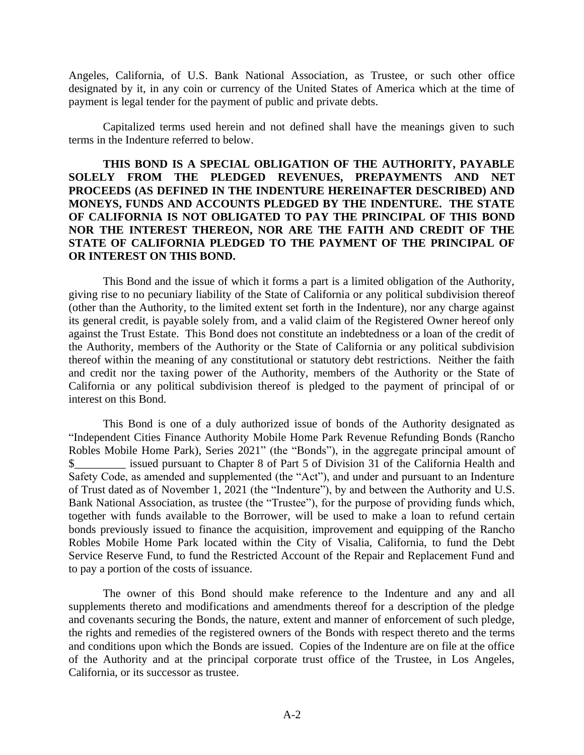Angeles, California, of U.S. Bank National Association, as Trustee, or such other office designated by it, in any coin or currency of the United States of America which at the time of payment is legal tender for the payment of public and private debts.

Capitalized terms used herein and not defined shall have the meanings given to such terms in the Indenture referred to below.

**THIS BOND IS A SPECIAL OBLIGATION OF THE AUTHORITY, PAYABLE SOLELY FROM THE PLEDGED REVENUES, PREPAYMENTS AND NET PROCEEDS (AS DEFINED IN THE INDENTURE HEREINAFTER DESCRIBED) AND MONEYS, FUNDS AND ACCOUNTS PLEDGED BY THE INDENTURE. THE STATE OF CALIFORNIA IS NOT OBLIGATED TO PAY THE PRINCIPAL OF THIS BOND NOR THE INTEREST THEREON, NOR ARE THE FAITH AND CREDIT OF THE STATE OF CALIFORNIA PLEDGED TO THE PAYMENT OF THE PRINCIPAL OF OR INTEREST ON THIS BOND.**

This Bond and the issue of which it forms a part is a limited obligation of the Authority, giving rise to no pecuniary liability of the State of California or any political subdivision thereof (other than the Authority, to the limited extent set forth in the Indenture), nor any charge against its general credit, is payable solely from, and a valid claim of the Registered Owner hereof only against the Trust Estate. This Bond does not constitute an indebtedness or a loan of the credit of the Authority, members of the Authority or the State of California or any political subdivision thereof within the meaning of any constitutional or statutory debt restrictions. Neither the faith and credit nor the taxing power of the Authority, members of the Authority or the State of California or any political subdivision thereof is pledged to the payment of principal of or interest on this Bond.

This Bond is one of a duly authorized issue of bonds of the Authority designated as "Independent Cities Finance Authority Mobile Home Park Revenue Refunding Bonds (Rancho Robles Mobile Home Park), Series 2021" (the "Bonds"), in the aggregate principal amount of $_________ issued pursuant to Chapter 8 of Part 5 of Division 31 of the California Health and Safety Code, as amended and supplemented (the "Act"), and under and pursuant to an Indenture of Trust dated as of November 1, 2021 (the "Indenture"), by and between the Authority and U.S. Bank National Association, as trustee (the "Trustee"), for the purpose of providing funds which, together with funds available to the Borrower, will be used to make a loan to refund certain bonds previously issued to finance the acquisition, improvement and equipping of the Rancho Robles Mobile Home Park located within the City of Visalia, California, to fund the Debt Service Reserve Fund, to fund the Restricted Account of the Repair and Replacement Fund and to pay a portion of the costs of issuance.

The owner of this Bond should make reference to the Indenture and any and all supplements thereto and modifications and amendments thereof for a description of the pledge and covenants securing the Bonds, the nature, extent and manner of enforcement of such pledge, the rights and remedies of the registered owners of the Bonds with respect thereto and the terms and conditions upon which the Bonds are issued. Copies of the Indenture are on file at the office of the Authority and at the principal corporate trust office of the Trustee, in Los Angeles, California, or its successor as trustee.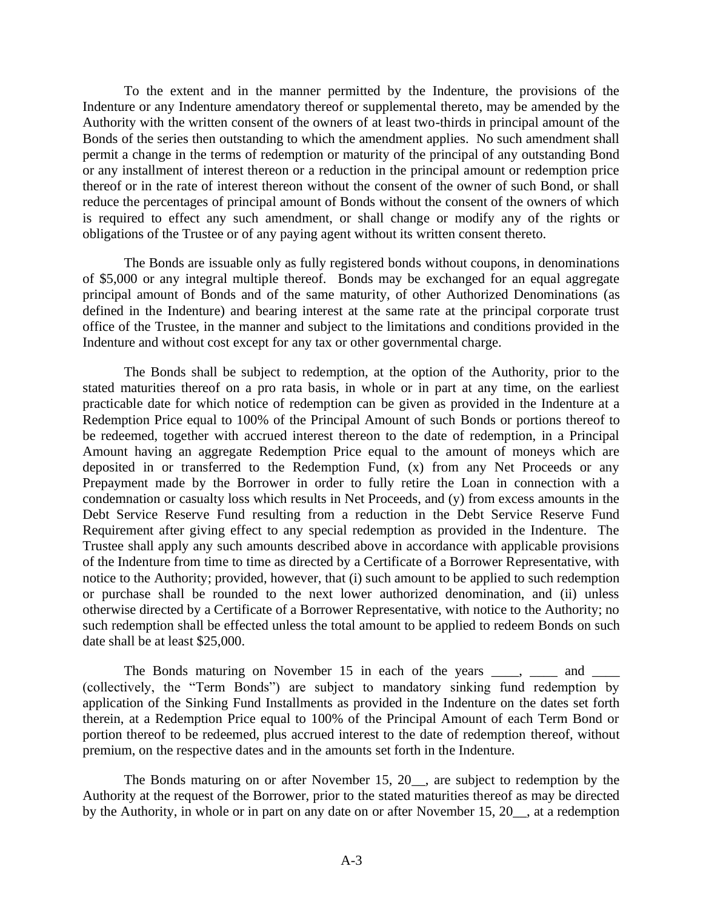To the extent and in the manner permitted by the Indenture, the provisions of the Indenture or any Indenture amendatory thereof or supplemental thereto, may be amended by the Authority with the written consent of the owners of at least two-thirds in principal amount of the Bonds of the series then outstanding to which the amendment applies. No such amendment shall permit a change in the terms of redemption or maturity of the principal of any outstanding Bond or any installment of interest thereon or a reduction in the principal amount or redemption price thereof or in the rate of interest thereon without the consent of the owner of such Bond, or shall reduce the percentages of principal amount of Bonds without the consent of the owners of which is required to effect any such amendment, or shall change or modify any of the rights or obligations of the Trustee or of any paying agent without its written consent thereto.

The Bonds are issuable only as fully registered bonds without coupons, in denominations of $5,000 or any integral multiple thereof. Bonds may be exchanged for an equal aggregate principal amount of Bonds and of the same maturity, of other Authorized Denominations (as defined in the Indenture) and bearing interest at the same rate at the principal corporate trust office of the Trustee, in the manner and subject to the limitations and conditions provided in the Indenture and without cost except for any tax or other governmental charge.

The Bonds shall be subject to redemption, at the option of the Authority, prior to the stated maturities thereof on a pro rata basis, in whole or in part at any time, on the earliest practicable date for which notice of redemption can be given as provided in the Indenture at a Redemption Price equal to 100% of the Principal Amount of such Bonds or portions thereof to be redeemed, together with accrued interest thereon to the date of redemption, in a Principal Amount having an aggregate Redemption Price equal to the amount of moneys which are deposited in or transferred to the Redemption Fund, (x) from any Net Proceeds or any Prepayment made by the Borrower in order to fully retire the Loan in connection with a condemnation or casualty loss which results in Net Proceeds, and (y) from excess amounts in the Debt Service Reserve Fund resulting from a reduction in the Debt Service Reserve Fund Requirement after giving effect to any special redemption as provided in the Indenture. The Trustee shall apply any such amounts described above in accordance with applicable provisions of the Indenture from time to time as directed by a Certificate of a Borrower Representative, with notice to the Authority; provided, however, that (i) such amount to be applied to such redemption or purchase shall be rounded to the next lower authorized denomination, and (ii) unless otherwise directed by a Certificate of a Borrower Representative, with notice to the Authority; no such redemption shall be effected unless the total amount to be applied to redeem Bonds on such date shall be at least $25,000.

The Bonds maturing on November 15 in each of the years ____, ____ and ____ (collectively, the "Term Bonds") are subject to mandatory sinking fund redemption by application of the Sinking Fund Installments as provided in the Indenture on the dates set forth therein, at a Redemption Price equal to 100% of the Principal Amount of each Term Bond or portion thereof to be redeemed, plus accrued interest to the date of redemption thereof, without premium, on the respective dates and in the amounts set forth in the Indenture.

The Bonds maturing on or after November 15, 20__, are subject to redemption by the Authority at the request of the Borrower, prior to the stated maturities thereof as may be directed by the Authority, in whole or in part on any date on or after November 15, 20__, at a redemption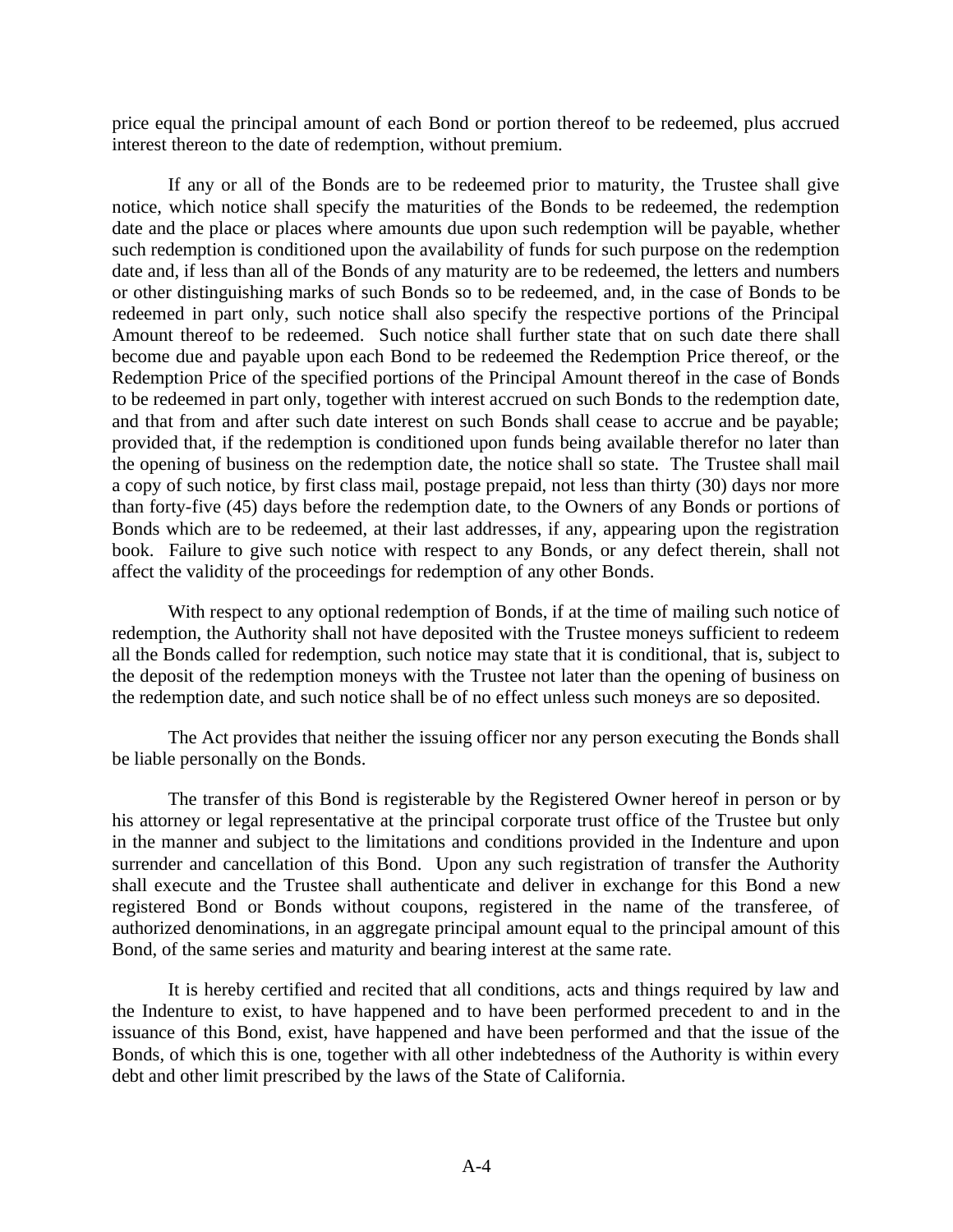price equal the principal amount of each Bond or portion thereof to be redeemed, plus accrued interest thereon to the date of redemption, without premium.

If any or all of the Bonds are to be redeemed prior to maturity, the Trustee shall give notice, which notice shall specify the maturities of the Bonds to be redeemed, the redemption date and the place or places where amounts due upon such redemption will be payable, whether such redemption is conditioned upon the availability of funds for such purpose on the redemption date and, if less than all of the Bonds of any maturity are to be redeemed, the letters and numbers or other distinguishing marks of such Bonds so to be redeemed, and, in the case of Bonds to be redeemed in part only, such notice shall also specify the respective portions of the Principal Amount thereof to be redeemed. Such notice shall further state that on such date there shall become due and payable upon each Bond to be redeemed the Redemption Price thereof, or the Redemption Price of the specified portions of the Principal Amount thereof in the case of Bonds to be redeemed in part only, together with interest accrued on such Bonds to the redemption date, and that from and after such date interest on such Bonds shall cease to accrue and be payable; provided that, if the redemption is conditioned upon funds being available therefor no later than the opening of business on the redemption date, the notice shall so state. The Trustee shall mail a copy of such notice, by first class mail, postage prepaid, not less than thirty (30) days nor more than forty-five (45) days before the redemption date, to the Owners of any Bonds or portions of Bonds which are to be redeemed, at their last addresses, if any, appearing upon the registration book. Failure to give such notice with respect to any Bonds, or any defect therein, shall not affect the validity of the proceedings for redemption of any other Bonds.

With respect to any optional redemption of Bonds, if at the time of mailing such notice of redemption, the Authority shall not have deposited with the Trustee moneys sufficient to redeem all the Bonds called for redemption, such notice may state that it is conditional, that is, subject to the deposit of the redemption moneys with the Trustee not later than the opening of business on the redemption date, and such notice shall be of no effect unless such moneys are so deposited.

The Act provides that neither the issuing officer nor any person executing the Bonds shall be liable personally on the Bonds.

The transfer of this Bond is registerable by the Registered Owner hereof in person or by his attorney or legal representative at the principal corporate trust office of the Trustee but only in the manner and subject to the limitations and conditions provided in the Indenture and upon surrender and cancellation of this Bond. Upon any such registration of transfer the Authority shall execute and the Trustee shall authenticate and deliver in exchange for this Bond a new registered Bond or Bonds without coupons, registered in the name of the transferee, of authorized denominations, in an aggregate principal amount equal to the principal amount of this Bond, of the same series and maturity and bearing interest at the same rate.

It is hereby certified and recited that all conditions, acts and things required by law and the Indenture to exist, to have happened and to have been performed precedent to and in the issuance of this Bond, exist, have happened and have been performed and that the issue of the Bonds, of which this is one, together with all other indebtedness of the Authority is within every debt and other limit prescribed by the laws of the State of California.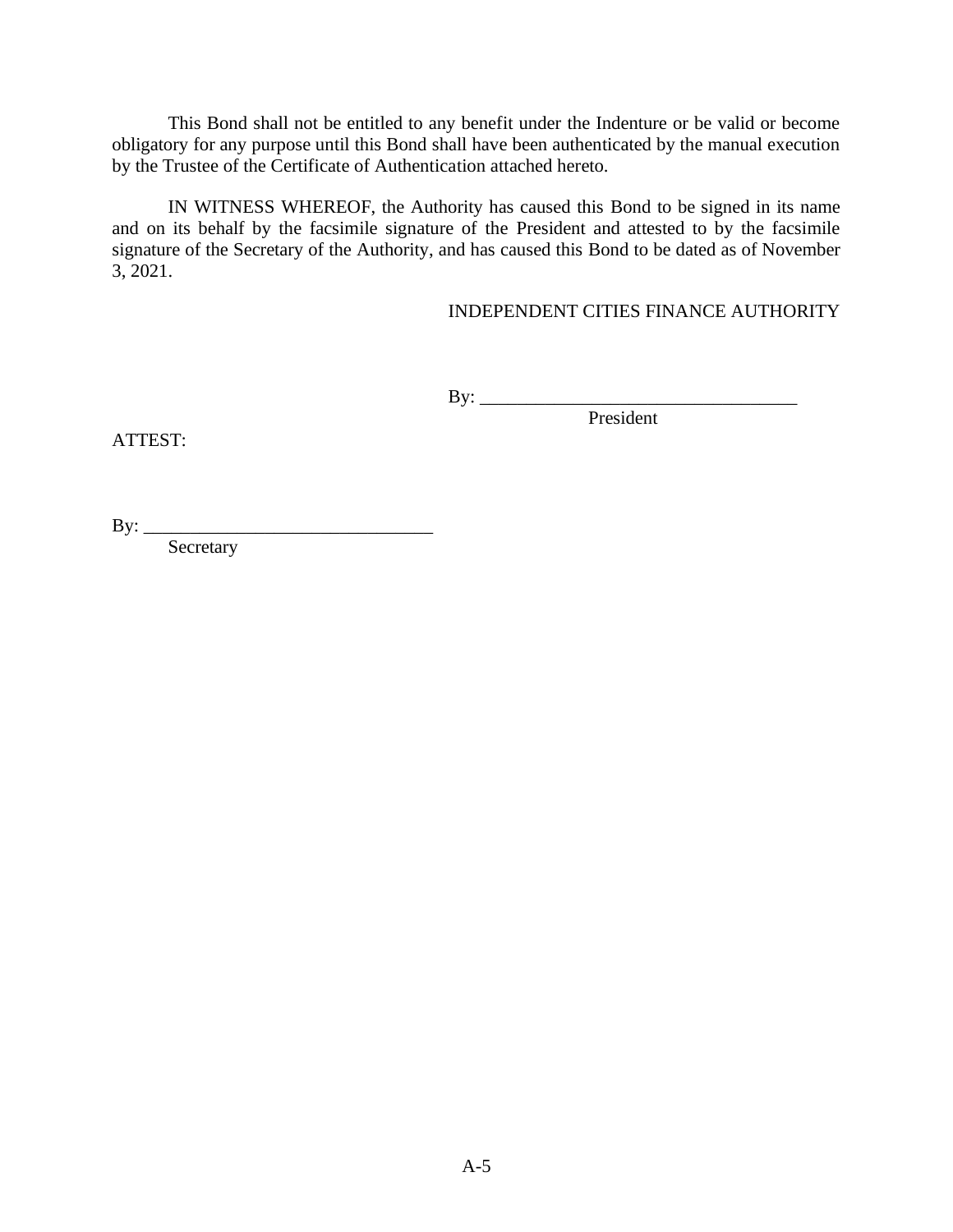This Bond shall not be entitled to any benefit under the Indenture or be valid or become obligatory for any purpose until this Bond shall have been authenticated by the manual execution by the Trustee of the Certificate of Authentication attached hereto.

IN WITNESS WHEREOF, the Authority has caused this Bond to be signed in its name and on its behalf by the facsimile signature of the President and attested to by the facsimile signature of the Secretary of the Authority, and has caused this Bond to be dated as of November 3, 2021.

INDEPENDENT CITIES FINANCE AUTHORITY

By: ___________________________________
President

ATTEST:

By: _______________________________
Secretary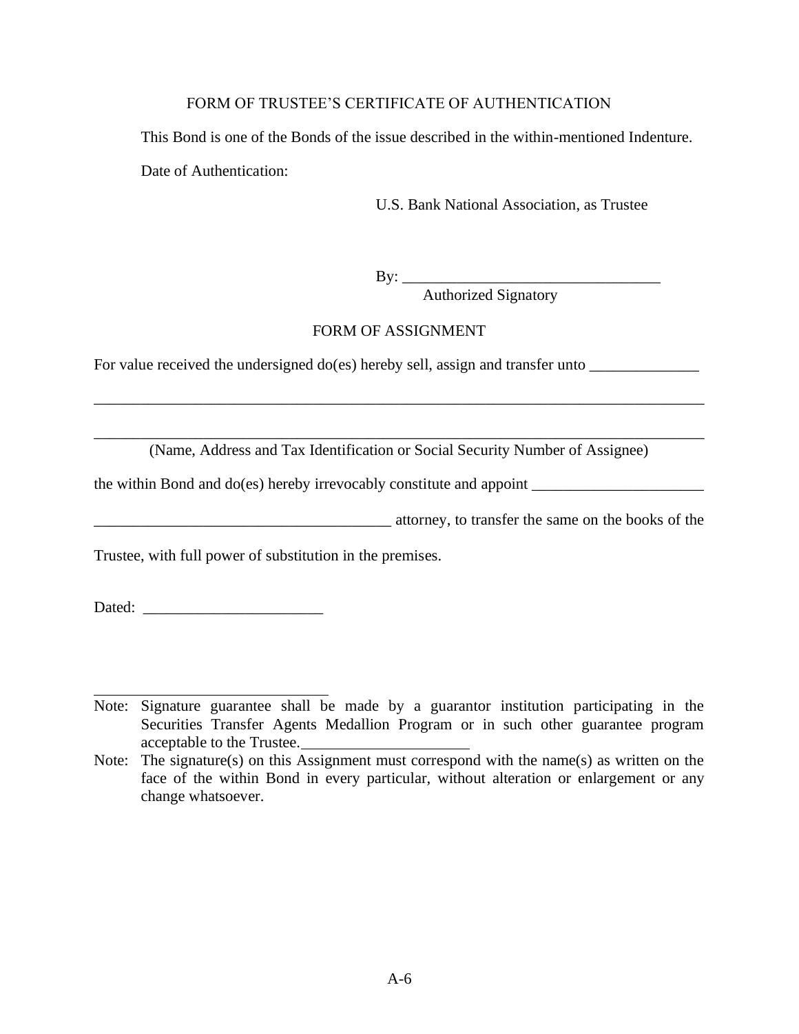FORM OF TRUSTEE'S CERTIFICATE OF AUTHENTICATION

This Bond is one of the Bonds of the issue described in the within-mentioned Indenture.

Date of Authentication:

U.S. Bank National Association, as Trustee

By: _________________________________
Authorized Signatory

FORM OF ASSIGNMENT

For value received the undersigned do(es) hereby sell, assign and transfer unto ______________

________________________________________________________________________________

________________________________________________________________________________
(Name, Address and Tax Identification or Social Security Number of Assignee)

the within Bond and do(es) hereby irrevocably constitute and appoint ______________________

______________________________________ attorney, to transfer the same on the books of the Trustee, with full power of substitution in the premises.

Dated: _______________________

______________________________

Note: Signature guarantee shall be made by a guarantor institution participating in the Securities Transfer Agents Medallion Program or in such other guarantee program acceptable to the Trustee.______________________

Note: The signature(s) on this Assignment must correspond with the name(s) as written on the face of the within Bond in every particular, without alteration or enlargement or any change whatsoever.